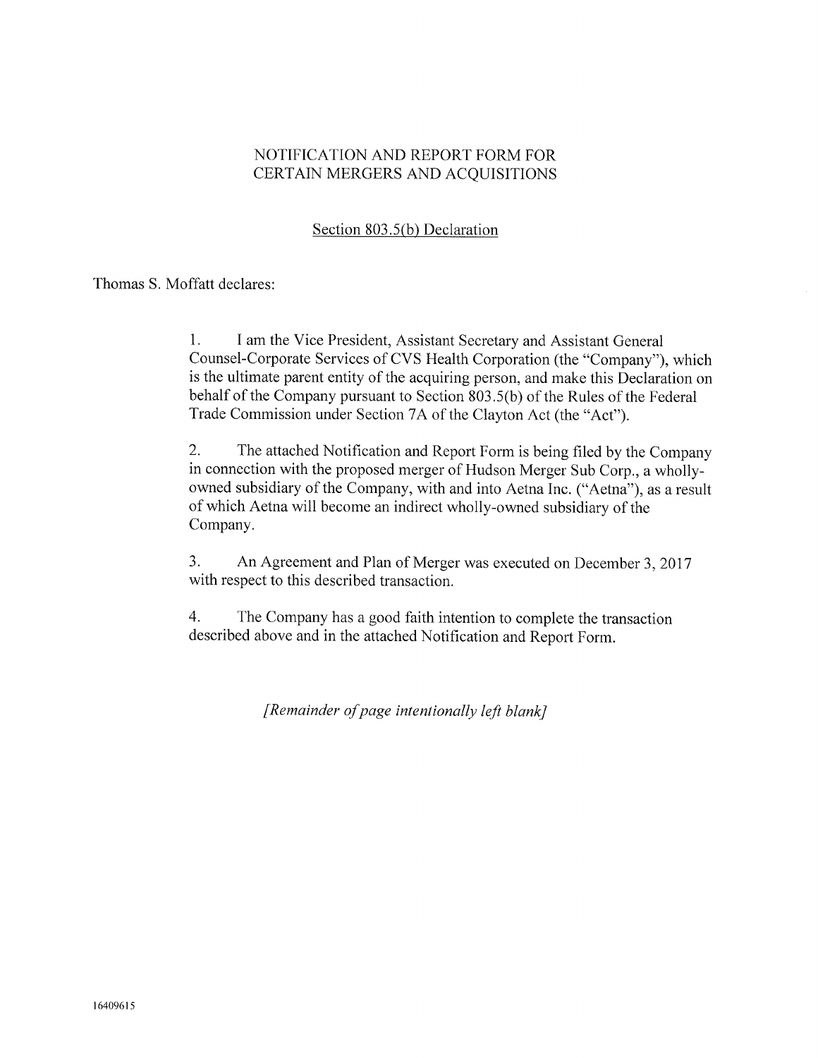# NOTIFICATION AND REPORT FORM FOR CERTAIN MERGERS AND ACQUISITIONS

## Section 803.5(b) Declaration

Thomas S. Moffatt declares:

1. I am the Vice President, Assistant Secretary and Assistant General Counsel-Corporate Services of CVS Health Corporation (the "Company"), which is the ultimate parent entity of the acquiring person, and make this Declaration on behalf of the Company pursuant to Section 803.5(b) of the Rules of the Federal Trade Commission under Section 7A of the Clayton Act (the "Act").

2. The attached Notification and Report Form is being filed by the Company in connection with the proposed merger of Hudson Merger Sub Corp., a wholly-owned subsidiary of the Company, with and into Aetna Inc. ("Aetna"), as a result of which Aetna will become an indirect wholly-owned subsidiary of the Company.

3. An Agreement and Plan of Merger was executed on December 3, 2017 with respect to this described transaction.

4. The Company has a good faith intention to complete the transaction described above and in the attached Notification and Report Form.

*[Remainder of page intentionally left blank]*

16409615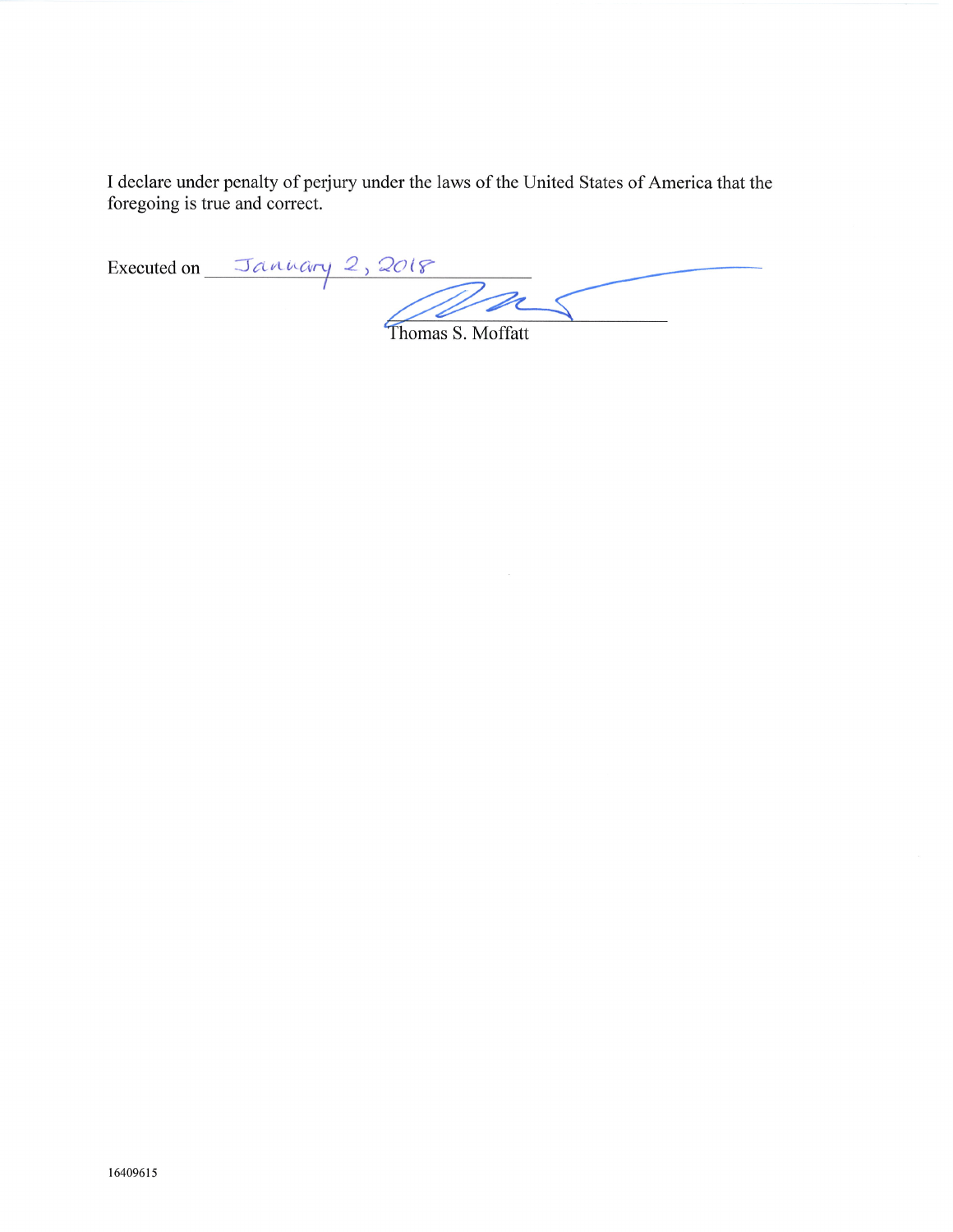I declare under penalty of perjury under the laws of the United States of America that the foregoing is true and correct.

Executed on January 2, 2018

Thomas S. Moffatt

16409615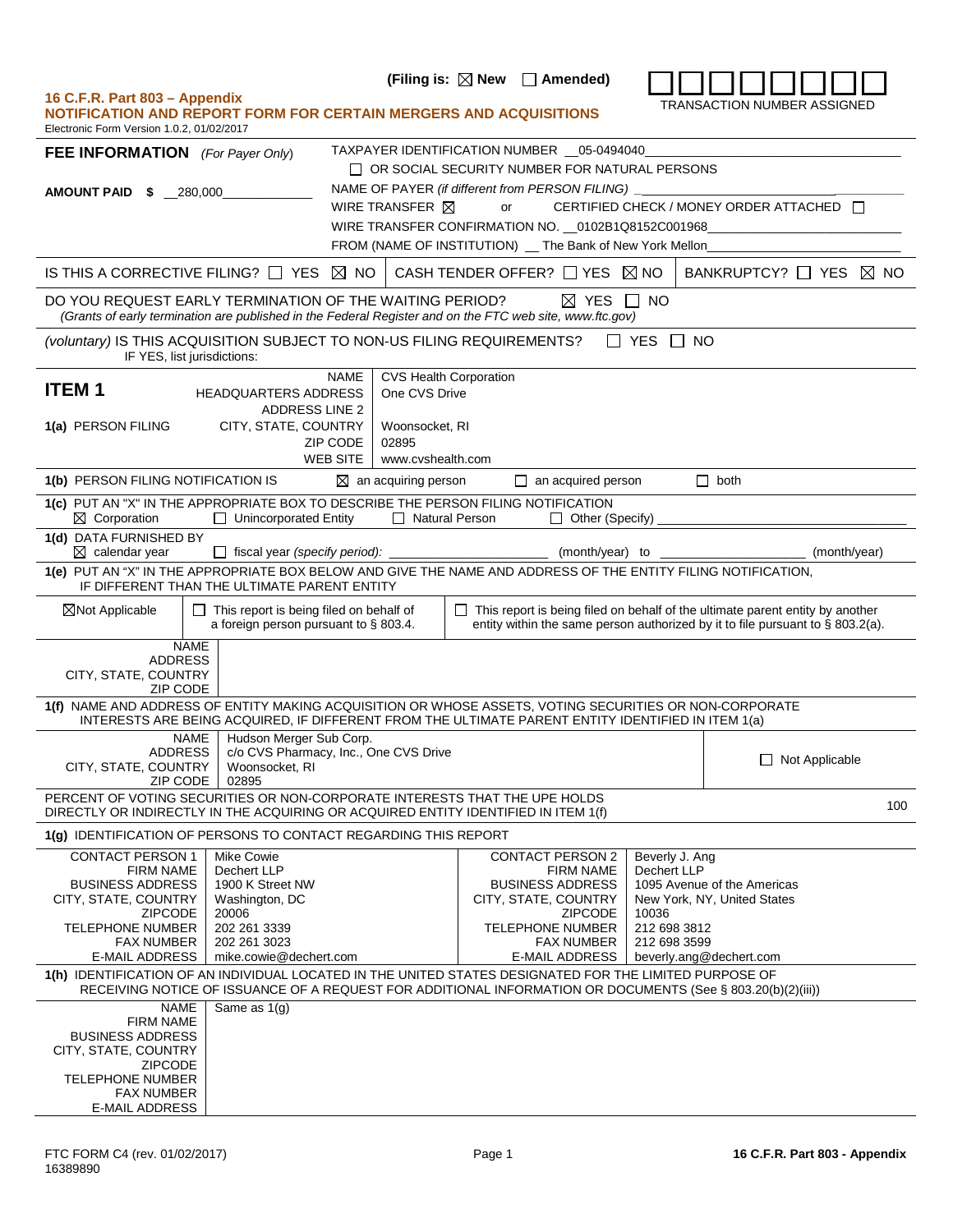(Filing is: ☒ New ☐ Amended)

TRANSACTION NUMBER ASSIGNED

**16 C.F.R. Part 803 – Appendix**
**NOTIFICATION AND REPORT FORM FOR CERTAIN MERGERS AND ACQUISITIONS**
Electronic Form Version 1.0.2, 01/02/2017

**FEE INFORMATION** *(For Payer Only)*

**AMOUNT PAID $** 280,000

TAXPAYER IDENTIFICATION NUMBER 05-0494040
☐ OR SOCIAL SECURITY NUMBER FOR NATURAL PERSONS
NAME OF PAYER *(if different from PERSON FILING)*
WIRE TRANSFER ☒ or CERTIFIED CHECK / MONEY ORDER ATTACHED ☐
WIRE TRANSFER CONFIRMATION NO. 0102B1Q8152C001968
FROM (NAME OF INSTITUTION) The Bank of New York Mellon

IS THIS A CORRECTIVE FILING? ☐ YES ☒ NO | CASH TENDER OFFER? ☐ YES ☒ NO | BANKRUPTCY? ☐ YES ☒ NO

DO YOU REQUEST EARLY TERMINATION OF THE WAITING PERIOD? ☒ YES ☐ NO
*(Grants of early termination are published in the Federal Register and on the FTC web site, www.ftc.gov)*

*(voluntary)* IS THIS ACQUISITION SUBJECT TO NON-US FILING REQUIREMENTS? ☐ YES ☐ NO
IF YES, list jurisdictions:

## ITEM 1

**1(a) PERSON FILING**

| | |
|---|---|
| NAME | CVS Health Corporation |
| HEADQUARTERS ADDRESS | One CVS Drive |
| ADDRESS LINE 2 | |
| CITY, STATE, COUNTRY | Woonsocket, RI |
| ZIP CODE | 02895 |
| WEB SITE | www.cvshealth.com |

**1(b)** PERSON FILING NOTIFICATION IS ☒ an acquiring person ☐ an acquired person ☐ both

**1(c)** PUT AN "X" IN THE APPROPRIATE BOX TO DESCRIBE THE PERSON FILING NOTIFICATION
☒ Corporation ☐ Unincorporated Entity ☐ Natural Person ☐ Other (Specify)

**1(d)** DATA FURNISHED BY
☒ calendar year ☐ fiscal year *(specify period):* (month/year) to (month/year)

**1(e)** PUT AN "X" IN THE APPROPRIATE BOX BELOW AND GIVE THE NAME AND ADDRESS OF THE ENTITY FILING NOTIFICATION, IF DIFFERENT THAN THE ULTIMATE PARENT ENTITY

☒ Not Applicable | ☐ This report is being filed on behalf of a foreign person pursuant to § 803.4. | ☐ This report is being filed on behalf of the ultimate parent entity by another entity within the same person authorized by it to file pursuant to § 803.2(a).

| | |
|---|---|
| NAME | |
| ADDRESS | |
| CITY, STATE, COUNTRY | |
| ZIP CODE | |

**1(f)** NAME AND ADDRESS OF ENTITY MAKING ACQUISITION OR WHOSE ASSETS, VOTING SECURITIES OR NON-CORPORATE INTERESTS ARE BEING ACQUIRED, IF DIFFERENT FROM THE ULTIMATE PARENT ENTITY IDENTIFIED IN ITEM 1(a)

| | |
|---|---|
| NAME | Hudson Merger Sub Corp. |
| ADDRESS | c/o CVS Pharmacy, Inc., One CVS Drive |
| CITY, STATE, COUNTRY | Woonsocket, RI |
| ZIP CODE | 02895 |

☐ Not Applicable

PERCENT OF VOTING SECURITIES OR NON-CORPORATE INTERESTS THAT THE UPE HOLDS DIRECTLY OR INDIRECTLY IN THE ACQUIRING OR ACQUIRED ENTITY IDENTIFIED IN ITEM 1(f): 100

**1(g)** IDENTIFICATION OF PERSONS TO CONTACT REGARDING THIS REPORT

| CONTACT PERSON 1 | Mike Cowie | CONTACT PERSON 2 | Beverly J. Ang |
|---|---|---|---|
| FIRM NAME | Dechert LLP | FIRM NAME | Dechert LLP |
| BUSINESS ADDRESS | 1900 K Street NW | BUSINESS ADDRESS | 1095 Avenue of the Americas |
| CITY, STATE, COUNTRY | Washington, DC | CITY, STATE, COUNTRY | New York, NY, United States |
| ZIPCODE | 20006 | ZIPCODE | 10036 |
| TELEPHONE NUMBER | 202 261 3339 | TELEPHONE NUMBER | 212 698 3812 |
| FAX NUMBER | 202 261 3023 | FAX NUMBER | 212 698 3599 |
| E-MAIL ADDRESS | mike.cowie@dechert.com | E-MAIL ADDRESS | beverly.ang@dechert.com |

**1(h)** IDENTIFICATION OF AN INDIVIDUAL LOCATED IN THE UNITED STATES DESIGNATED FOR THE LIMITED PURPOSE OF RECEIVING NOTICE OF ISSUANCE OF A REQUEST FOR ADDITIONAL INFORMATION OR DOCUMENTS (See § 803.20(b)(2)(iii))

| | |
|---|---|
| NAME | Same as 1(g) |
| FIRM NAME | |
| BUSINESS ADDRESS | |
| CITY, STATE, COUNTRY | |
| ZIPCODE | |
| TELEPHONE NUMBER | |
| FAX NUMBER | |
| E-MAIL ADDRESS | |

FTC FORM C4 (rev. 01/02/2017)
16389890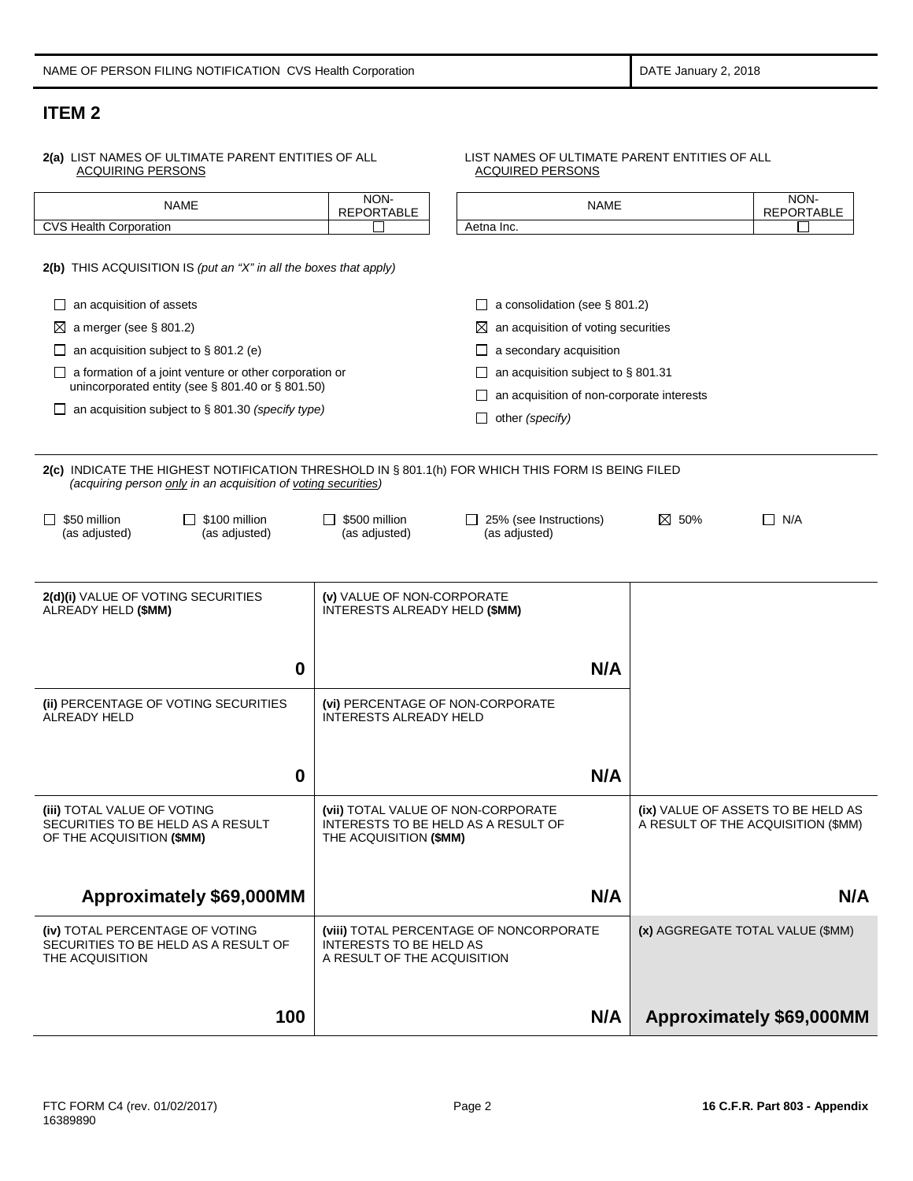| NAME OF PERSON FILING NOTIFICATION CVS Health Corporation | DATE January 2, 2018 |
| --- | --- |

## ITEM 2

**2(a)** LIST NAMES OF ULTIMATE PARENT ENTITIES OF ALL ACQUIRING PERSONS

| NAME | NON-REPORTABLE |
| --- | --- |
| CVS Health Corporation | ☐ |

LIST NAMES OF ULTIMATE PARENT ENTITIES OF ALL ACQUIRED PERSONS

| NAME | NON-REPORTABLE |
| --- | --- |
| Aetna Inc. | ☐ |

**2(b)** THIS ACQUISITION IS *(put an "X" in all the boxes that apply)*

- ☐ an acquisition of assets
- ☒ a merger (see § 801.2)
- ☐ an acquisition subject to § 801.2 (e)
- ☐ a formation of a joint venture or other corporation or unincorporated entity (see § 801.40 or § 801.50)
- ☐ an acquisition subject to § 801.30 *(specify type)*
- ☐ a consolidation (see § 801.2)
- ☒ an acquisition of voting securities
- ☐ a secondary acquisition
- ☐ an acquisition subject to § 801.31
- ☐ an acquisition of non-corporate interests
- ☐ other *(specify)*

**2(c)** INDICATE THE HIGHEST NOTIFICATION THRESHOLD IN § 801.1(h) FOR WHICH THIS FORM IS BEING FILED *(acquiring person only in an acquisition of voting securities)*

☐ $50 million (as adjusted) ☐ $100 million (as adjusted) ☐ $500 million (as adjusted) ☐ 25% (see Instructions) (as adjusted) ☒ 50% ☐ N/A

| | | |
| --- | --- | --- |
| **2(d)(i)** VALUE OF VOTING SECURITIES ALREADY HELD **($MM)**<br>**0** | **(v)** VALUE OF NON-CORPORATE INTERESTS ALREADY HELD **($MM)**<br>**N/A** | |
| **(ii)** PERCENTAGE OF VOTING SECURITIES ALREADY HELD<br>**0** | **(vi)** PERCENTAGE OF NON-CORPORATE INTERESTS ALREADY HELD<br>**N/A** | |
| **(iii)** TOTAL VALUE OF VOTING SECURITIES TO BE HELD AS A RESULT OF THE ACQUISITION **($MM)**<br>**Approximately $69,000MM** | **(vii)** TOTAL VALUE OF NON-CORPORATE INTERESTS TO BE HELD AS A RESULT OF THE ACQUISITION **($MM)**<br>**N/A** | **(ix)** VALUE OF ASSETS TO BE HELD AS A RESULT OF THE ACQUISITION ($MM)<br>**N/A** |
| **(iv)** TOTAL PERCENTAGE OF VOTING SECURITIES TO BE HELD AS A RESULT OF THE ACQUISITION<br>**100** | **(viii)** TOTAL PERCENTAGE OF NONCORPORATE INTERESTS TO BE HELD AS A RESULT OF THE ACQUISITION<br>**N/A** | **(x)** AGGREGATE TOTAL VALUE ($MM)<br>**Approximately $69,000MM** |

FTC FORM C4 (rev. 01/02/2017) 16389890 — 16 C.F.R. Part 803 - Appendix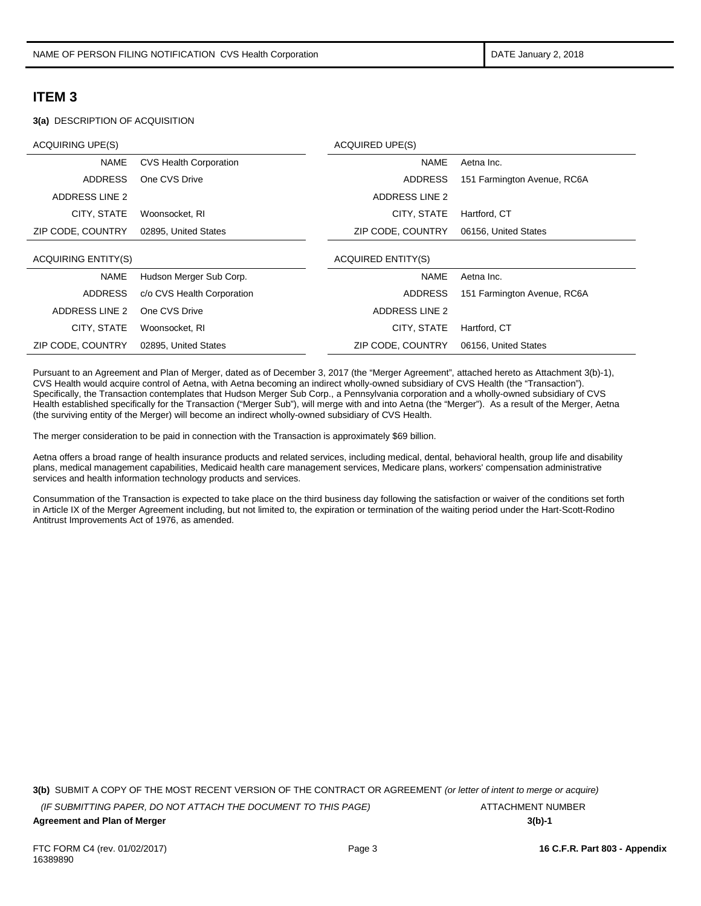NAME OF PERSON FILING NOTIFICATION CVS Health Corporation | DATE January 2, 2018

## ITEM 3

**3(a)** DESCRIPTION OF ACQUISITION

| ACQUIRING UPE(S) | | ACQUIRED UPE(S) | |
|---|---|---|---|
| NAME | CVS Health Corporation | NAME | Aetna Inc. |
| ADDRESS | One CVS Drive | ADDRESS | 151 Farmington Avenue, RC6A |
| ADDRESS LINE 2 | | ADDRESS LINE 2 | |
| CITY, STATE | Woonsocket, RI | CITY, STATE | Hartford, CT |
| ZIP CODE, COUNTRY | 02895, United States | ZIP CODE, COUNTRY | 06156, United States |

| ACQUIRING ENTITY(S) | | ACQUIRED ENTITY(S) | |
|---|---|---|---|
| NAME | Hudson Merger Sub Corp. | NAME | Aetna Inc. |
| ADDRESS | c/o CVS Health Corporation | ADDRESS | 151 Farmington Avenue, RC6A |
| ADDRESS LINE 2 | One CVS Drive | ADDRESS LINE 2 | |
| CITY, STATE | Woonsocket, RI | CITY, STATE | Hartford, CT |
| ZIP CODE, COUNTRY | 02895, United States | ZIP CODE, COUNTRY | 06156, United States |

Pursuant to an Agreement and Plan of Merger, dated as of December 3, 2017 (the "Merger Agreement", attached hereto as Attachment 3(b)-1), CVS Health would acquire control of Aetna, with Aetna becoming an indirect wholly-owned subsidiary of CVS Health (the "Transaction"). Specifically, the Transaction contemplates that Hudson Merger Sub Corp., a Pennsylvania corporation and a wholly-owned subsidiary of CVS Health established specifically for the Transaction ("Merger Sub"), will merge with and into Aetna (the "Merger"). As a result of the Merger, Aetna (the surviving entity of the Merger) will become an indirect wholly-owned subsidiary of CVS Health.

The merger consideration to be paid in connection with the Transaction is approximately $69 billion.

Aetna offers a broad range of health insurance products and related services, including medical, dental, behavioral health, group life and disability plans, medical management capabilities, Medicaid health care management services, Medicare plans, workers' compensation administrative services and health information technology products and services.

Consummation of the Transaction is expected to take place on the third business day following the satisfaction or waiver of the conditions set forth in Article IX of the Merger Agreement including, but not limited to, the expiration or termination of the waiting period under the Hart-Scott-Rodino Antitrust Improvements Act of 1976, as amended.

**3(b)** SUBMIT A COPY OF THE MOST RECENT VERSION OF THE CONTRACT OR AGREEMENT *(or letter of intent to merge or acquire)*

*(IF SUBMITTING PAPER, DO NOT ATTACH THE DOCUMENT TO THIS PAGE)* ATTACHMENT NUMBER

**Agreement and Plan of Merger** **3(b)-1**

FTC FORM C4 (rev. 01/02/2017) **16 C.F.R. Part 803 - Appendix**
16389890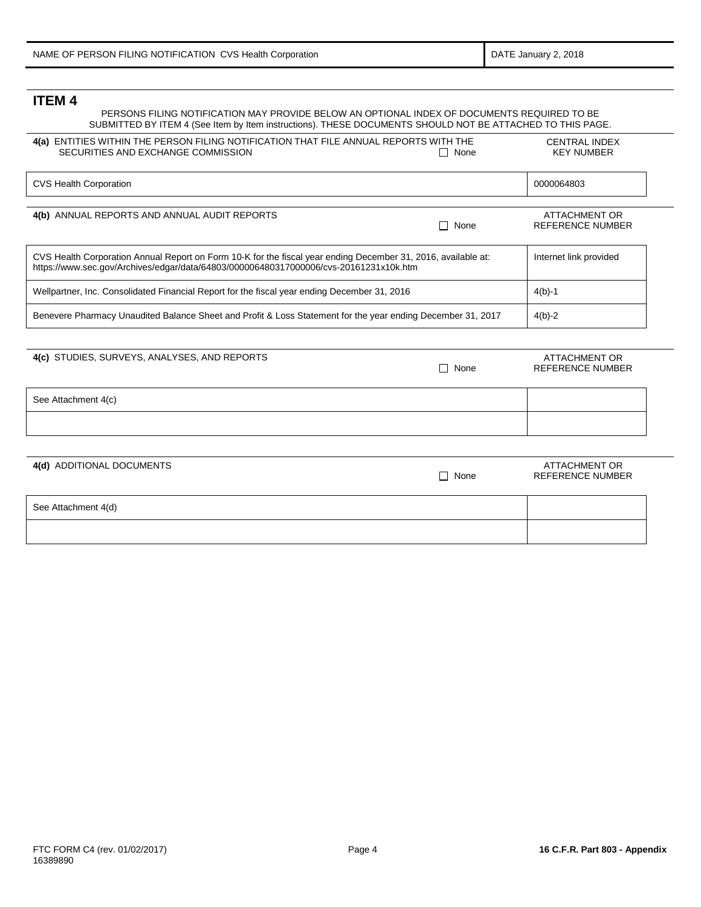| NAME OF PERSON FILING NOTIFICATION CVS Health Corporation | DATE January 2, 2018 |
|---|---|

## ITEM 4

PERSONS FILING NOTIFICATION MAY PROVIDE BELOW AN OPTIONAL INDEX OF DOCUMENTS REQUIRED TO BE SUBMITTED BY ITEM 4 (See Item by Item instructions). THESE DOCUMENTS SHOULD NOT BE ATTACHED TO THIS PAGE.

**4(a)** ENTITIES WITHIN THE PERSON FILING NOTIFICATION THAT FILE ANNUAL REPORTS WITH THE SECURITIES AND EXCHANGE COMMISSION ☐ None

| | CENTRAL INDEX KEY NUMBER |
|---|---|
| CVS Health Corporation | 0000064803 |

**4(b)** ANNUAL REPORTS AND ANNUAL AUDIT REPORTS ☐ None

| | ATTACHMENT OR REFERENCE NUMBER |
|---|---|
| CVS Health Corporation Annual Report on Form 10-K for the fiscal year ending December 31, 2016, available at: https://www.sec.gov/Archives/edgar/data/64803/000006480317000006/cvs-20161231x10k.htm | Internet link provided |
| Wellpartner, Inc. Consolidated Financial Report for the fiscal year ending December 31, 2016 | 4(b)-1 |
| Benevere Pharmacy Unaudited Balance Sheet and Profit & Loss Statement for the year ending December 31, 2017 | 4(b)-2 |

**4(c)** STUDIES, SURVEYS, ANALYSES, AND REPORTS ☐ None

| | ATTACHMENT OR REFERENCE NUMBER |
|---|---|
| See Attachment 4(c) | |
| | |

**4(d)** ADDITIONAL DOCUMENTS ☐ None

| | ATTACHMENT OR REFERENCE NUMBER |
|---|---|
| See Attachment 4(d) | |
| | |

FTC FORM C4 (rev. 01/02/2017)
16389890

**16 C.F.R. Part 803 - Appendix**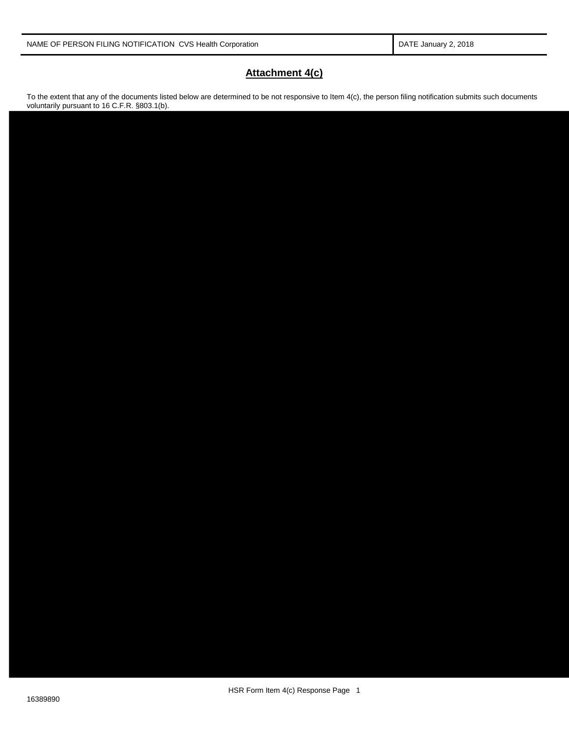| NAME OF PERSON FILING NOTIFICATION CVS Health Corporation | DATE January 2, 2018 |
| --- | --- |

## Attachment 4(c)

To the extent that any of the documents listed below are determined to be not responsive to Item 4(c), the person filing notification submits such documents voluntarily pursuant to 16 C.F.R. §803.1(b).

HSR Form Item 4(c) Response Page 1

16389890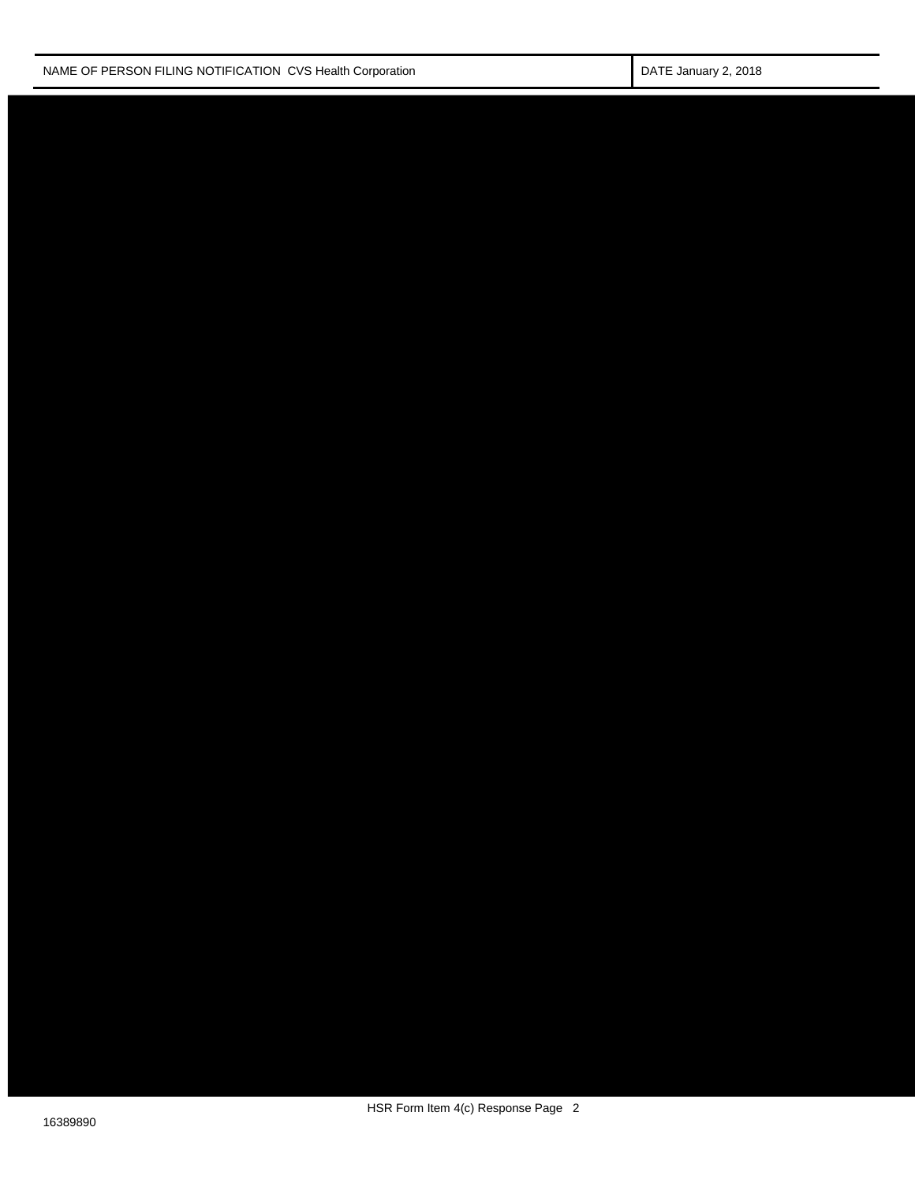| NAME OF PERSON FILING NOTIFICATION CVS Health Corporation | DATE January 2, 2018 |
| --- | --- |

HSR Form Item 4(c) Response Page 2

16389890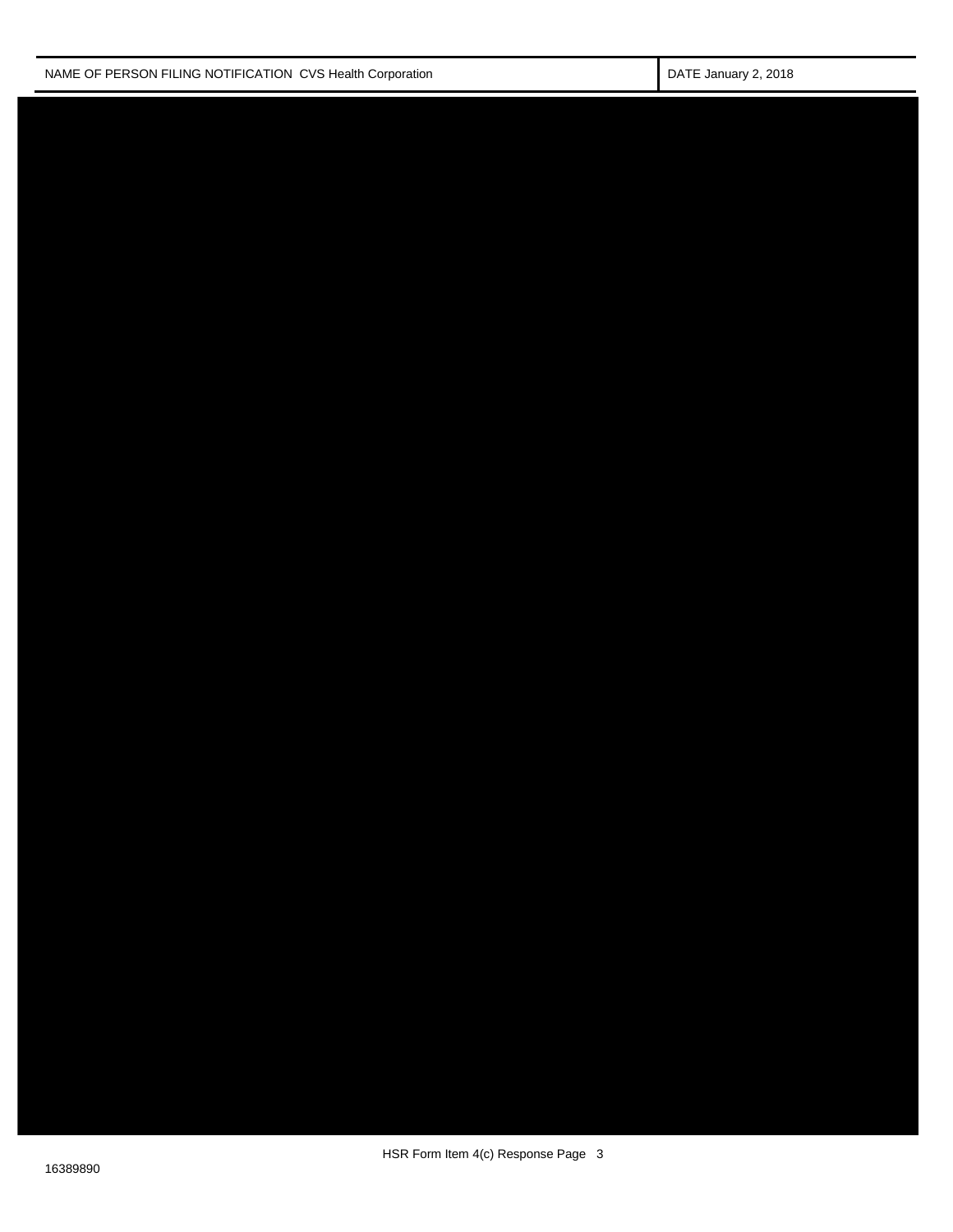| NAME OF PERSON FILING NOTIFICATION CVS Health Corporation | DATE January 2, 2018 |
|---|---|

HSR Form Item 4(c) Response Page 3

16389890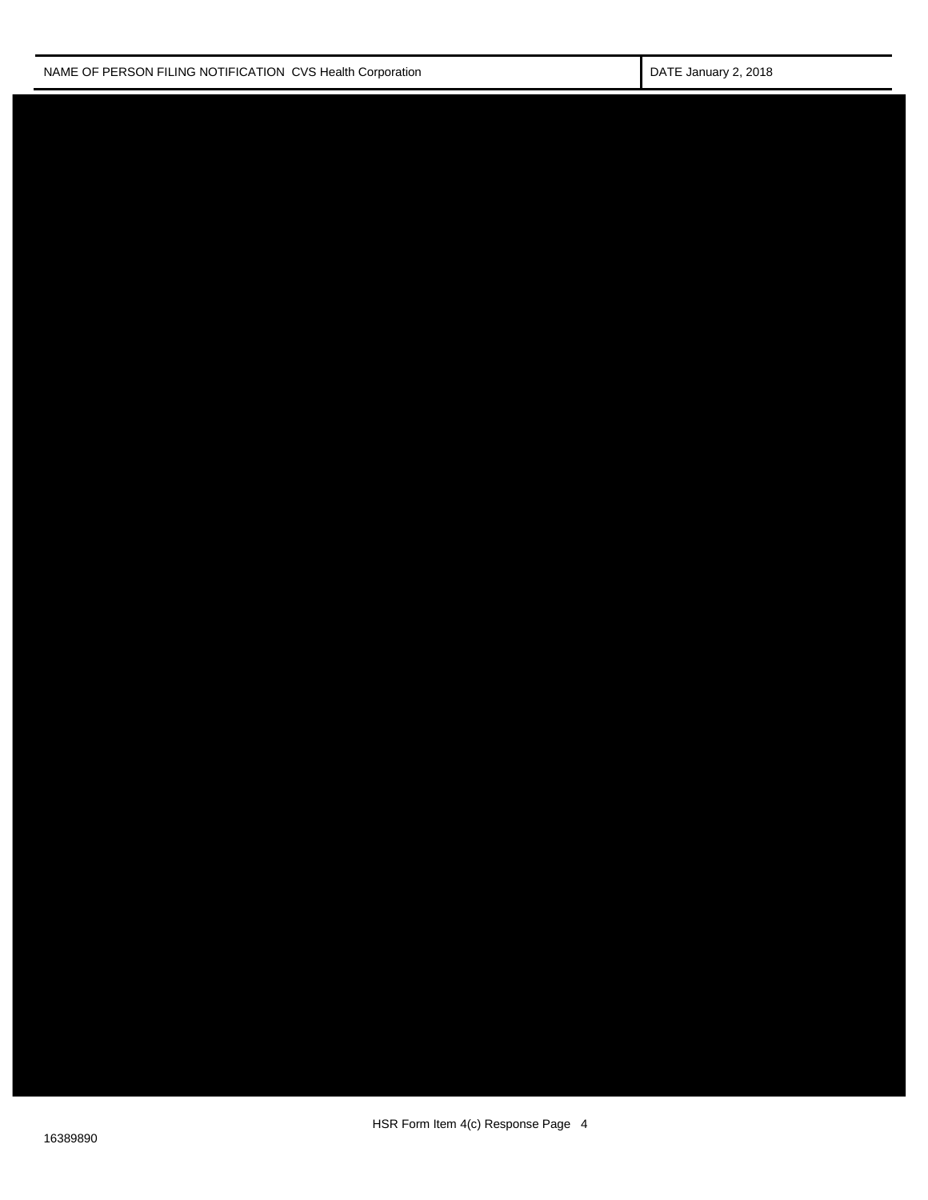| NAME OF PERSON FILING NOTIFICATION CVS Health Corporation | DATE January 2, 2018 |
| --- | --- |

HSR Form Item 4(c) Response Page 4

16389890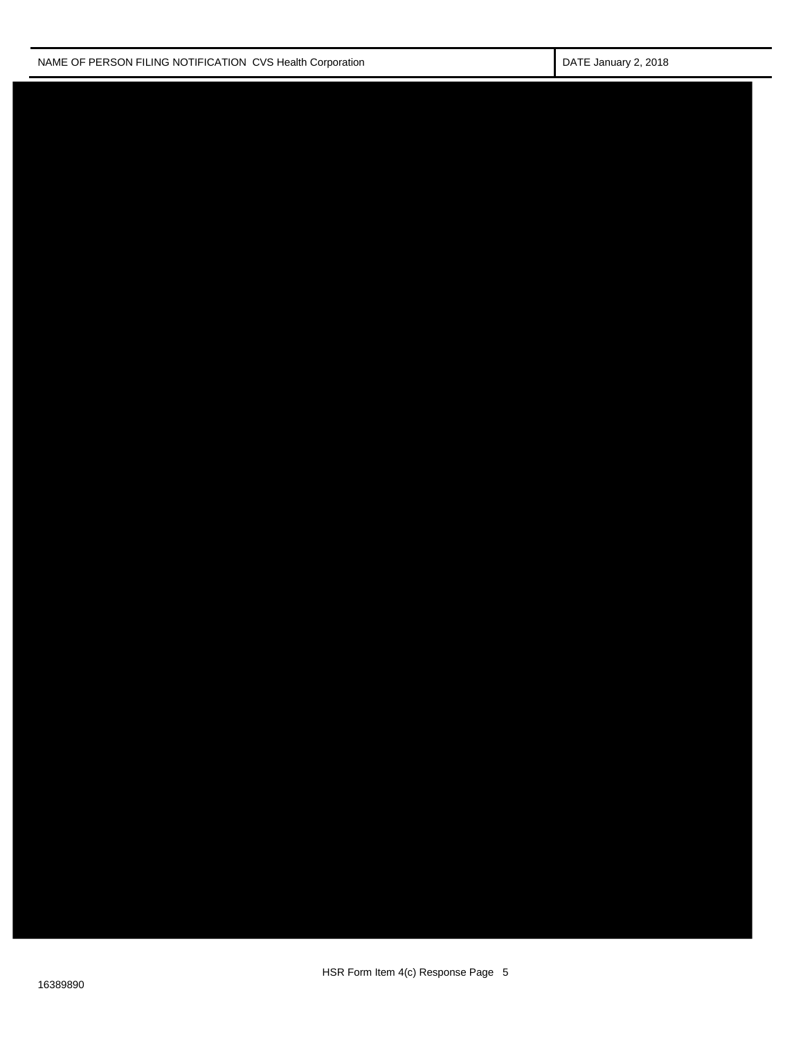| NAME OF PERSON FILING NOTIFICATION CVS Health Corporation | DATE January 2, 2018 |
| --- | --- |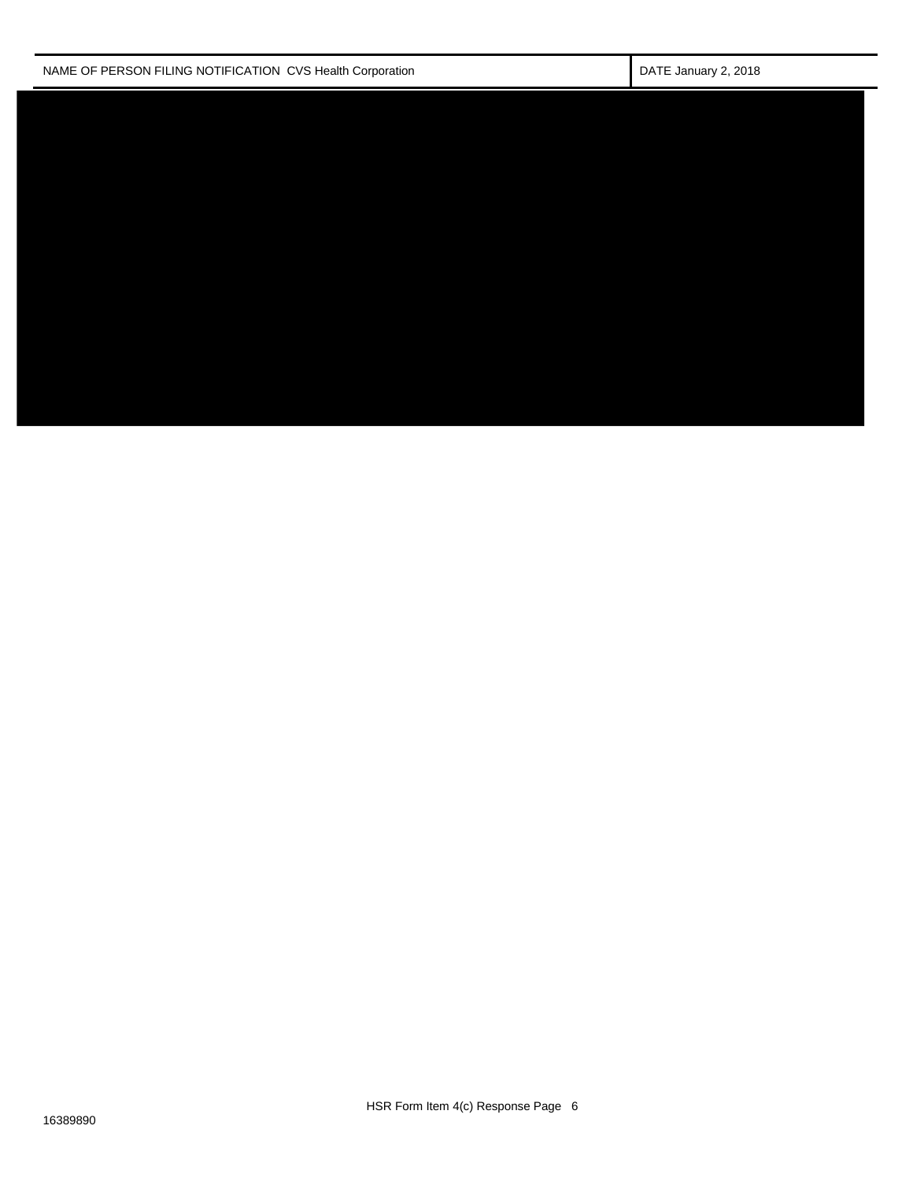| NAME OF PERSON FILING NOTIFICATION CVS Health Corporation | DATE January 2, 2018 |
| --- | --- |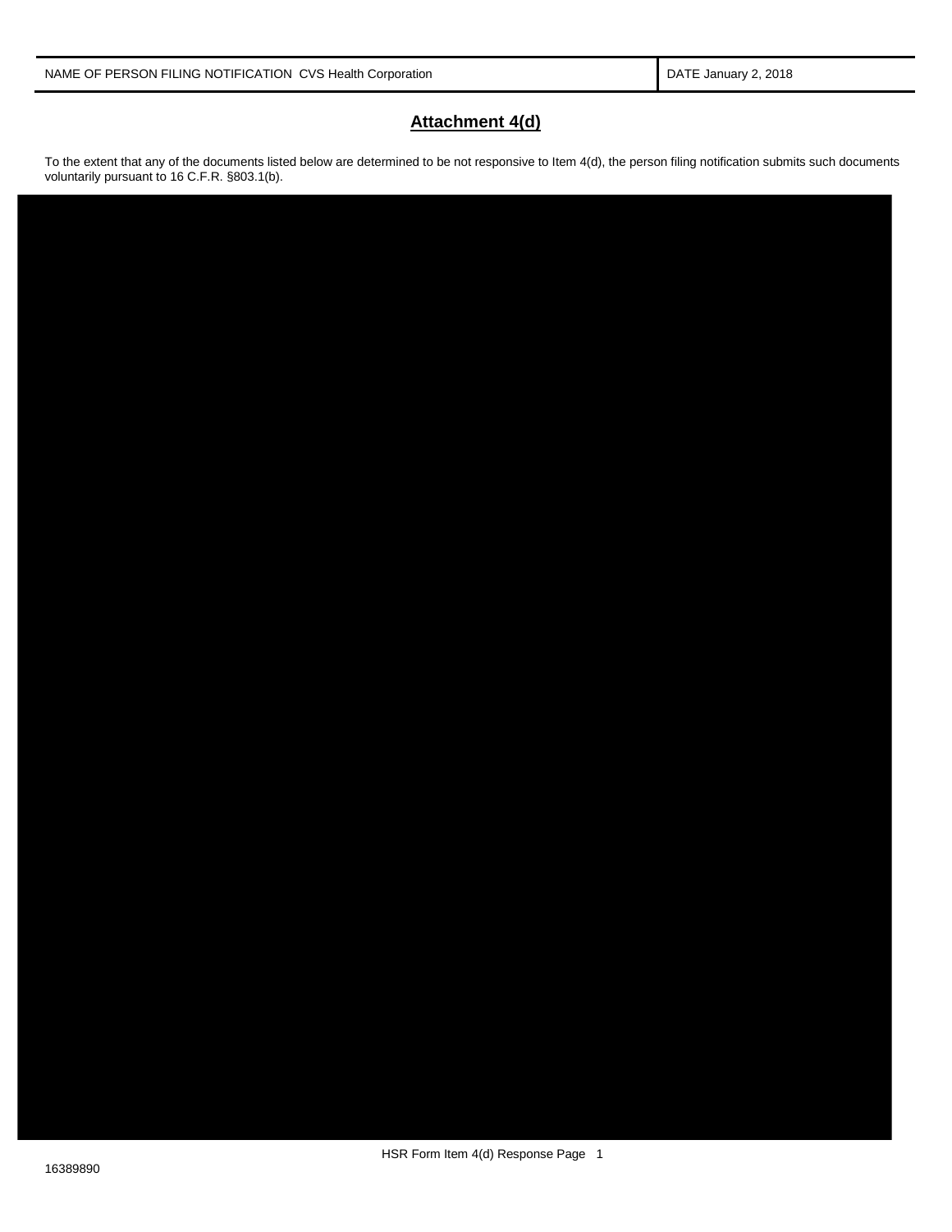| NAME OF PERSON FILING NOTIFICATION CVS Health Corporation | DATE January 2, 2018 |
| --- | --- |

## Attachment 4(d)

To the extent that any of the documents listed below are determined to be not responsive to Item 4(d), the person filing notification submits such documents voluntarily pursuant to 16 C.F.R. §803.1(b).

HSR Form Item 4(d) Response Page 1

16389890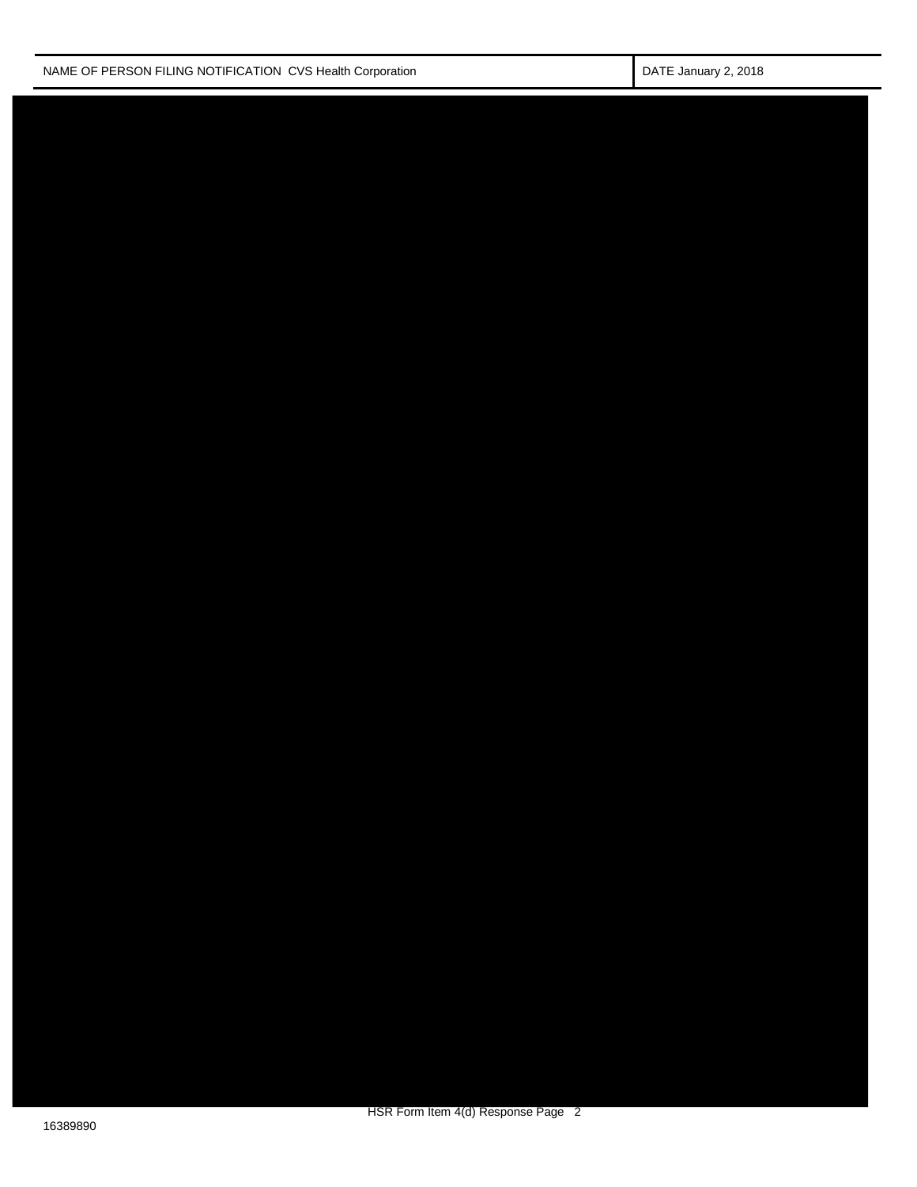| NAME OF PERSON FILING NOTIFICATION CVS Health Corporation | DATE January 2, 2018 |
| --- | --- |

HSR Form Item 4(d) Response Page 2

16389890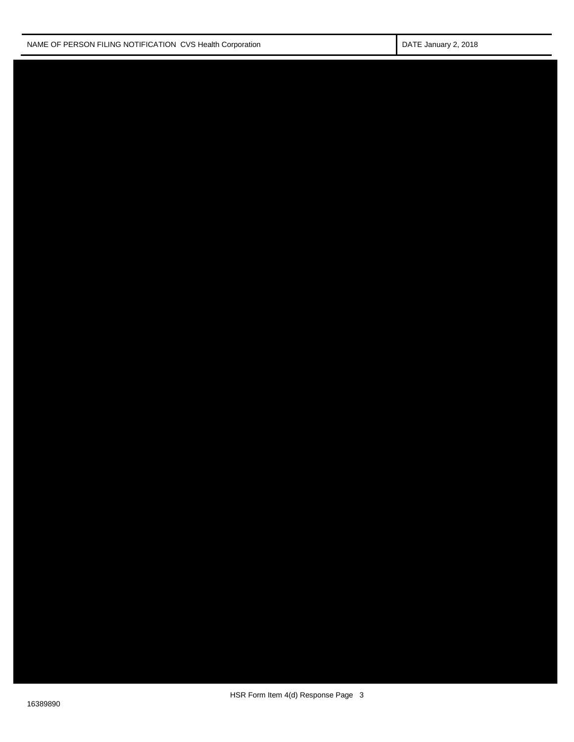| NAME OF PERSON FILING NOTIFICATION CVS Health Corporation | DATE January 2, 2018 |
| --- | --- |

HSR Form Item 4(d) Response Page 3

16389890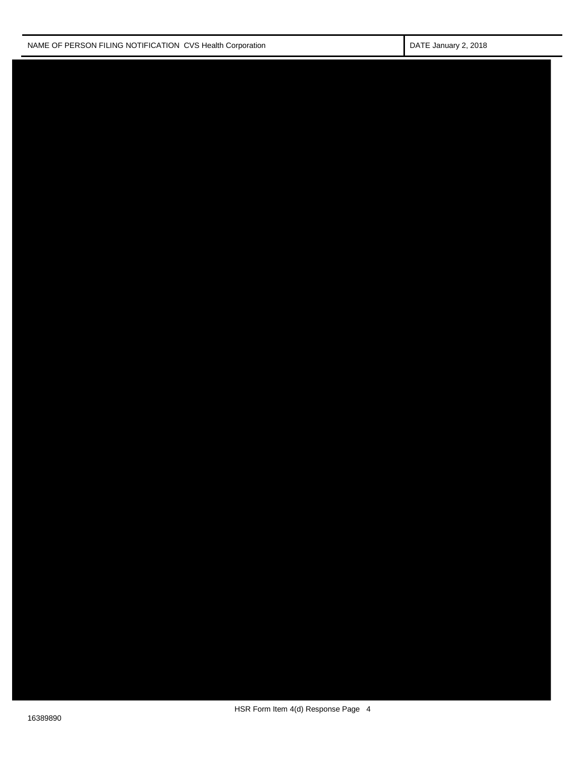| NAME OF PERSON FILING NOTIFICATION CVS Health Corporation | DATE January 2, 2018 |
| --- | --- |

HSR Form Item 4(d) Response Page 4

16389890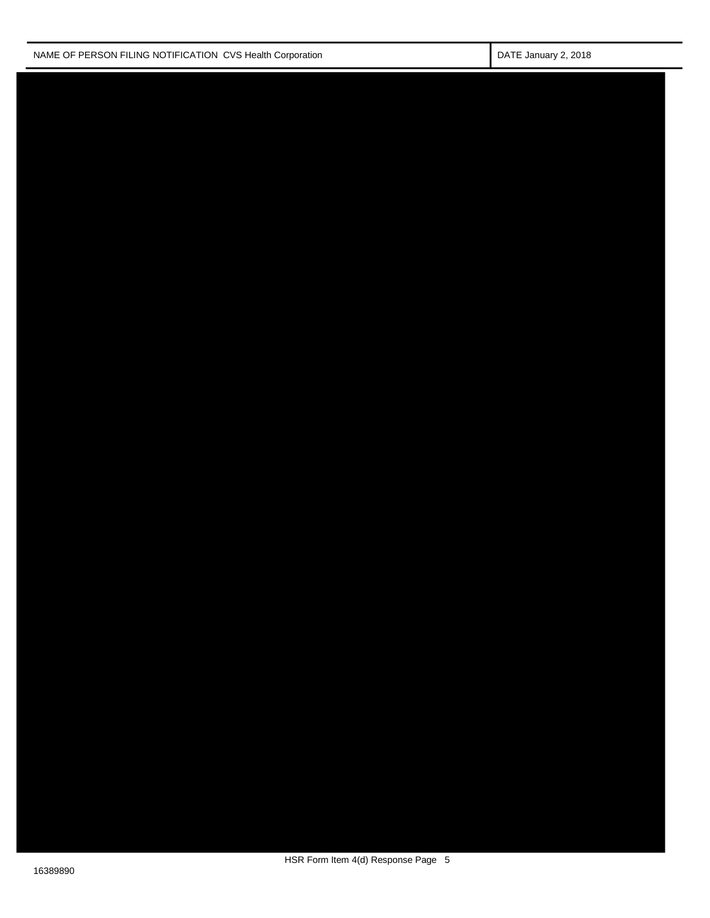| NAME OF PERSON FILING NOTIFICATION CVS Health Corporation | DATE January 2, 2018 |
| --- | --- |

16389890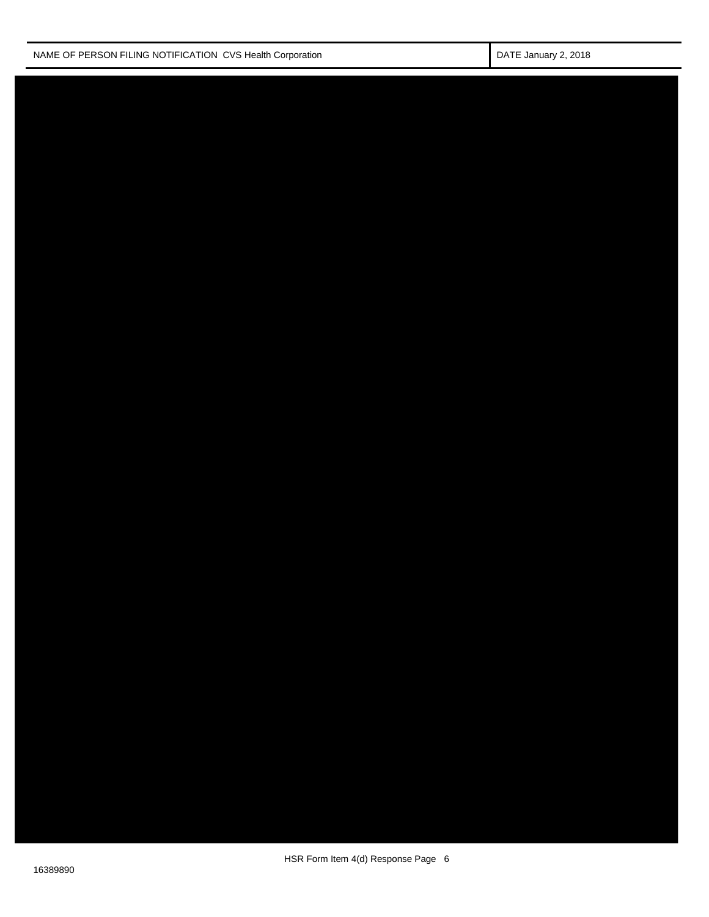| NAME OF PERSON FILING NOTIFICATION CVS Health Corporation | DATE January 2, 2018 |
| --- | --- |

HSR Form Item 4(d) Response Page 6

16389890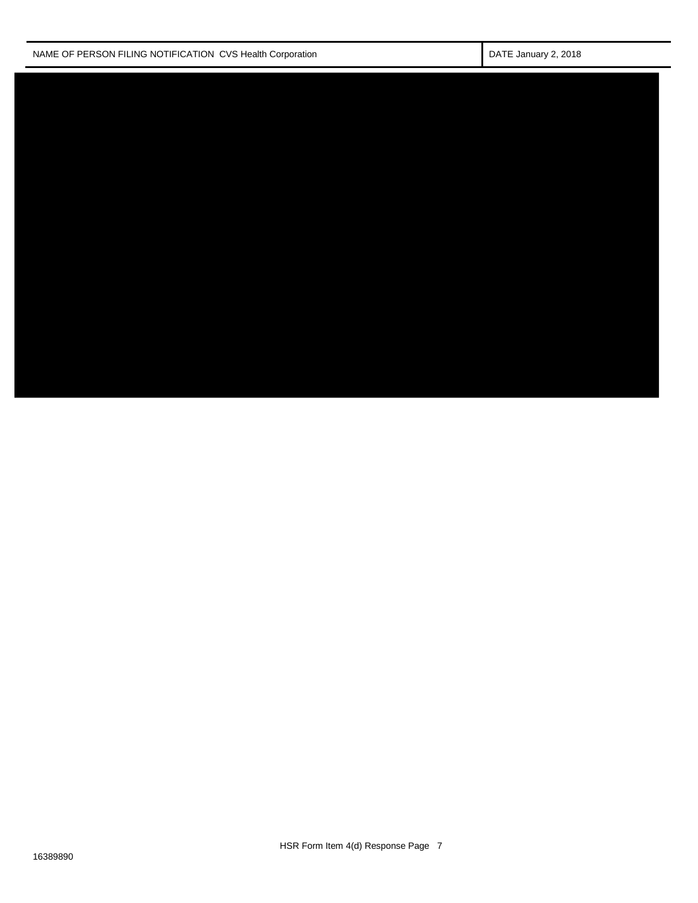| NAME OF PERSON FILING NOTIFICATION CVS Health Corporation | DATE January 2, 2018 |
| --- | --- |

HSR Form Item 4(d) Response Page 7

16389890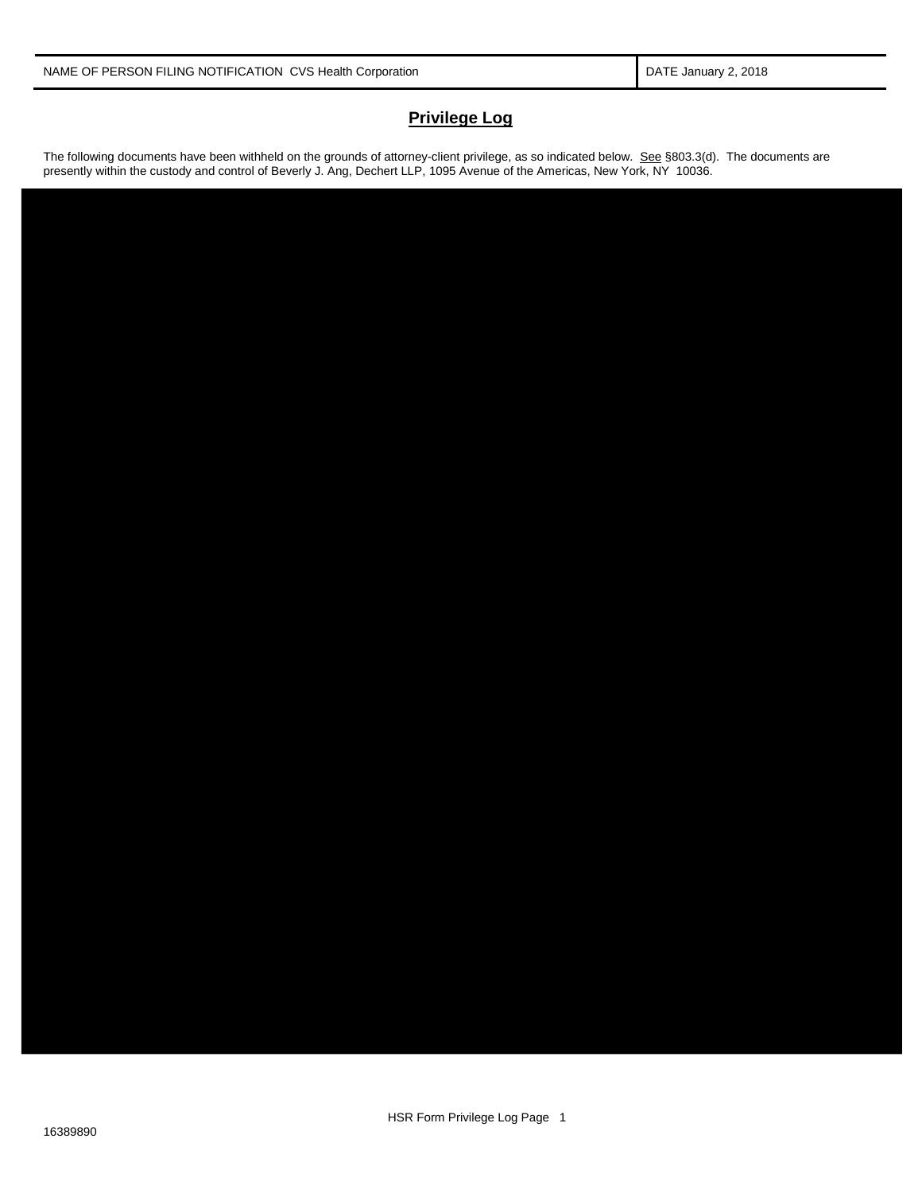| NAME OF PERSON FILING NOTIFICATION CVS Health Corporation | DATE January 2, 2018 |
| --- | --- |

## Privilege Log

The following documents have been withheld on the grounds of attorney-client privilege, as so indicated below. See §803.3(d). The documents are presently within the custody and control of Beverly J. Ang, Dechert LLP, 1095 Avenue of the Americas, New York, NY 10036.

HSR Form Privilege Log Page 1

16389890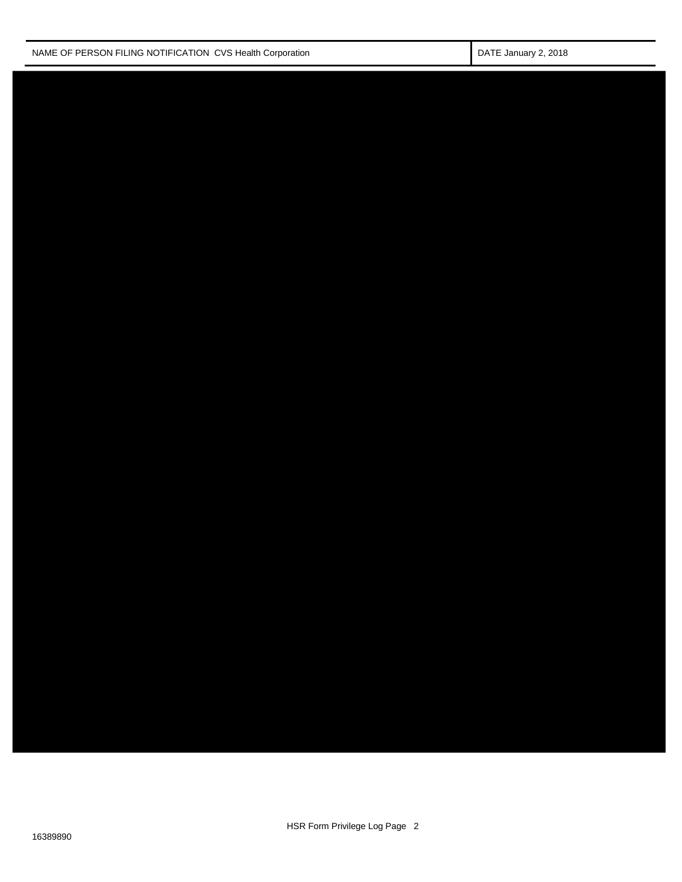| NAME OF PERSON FILING NOTIFICATION CVS Health Corporation | DATE January 2, 2018 |
| --- | --- |

HSR Form Privilege Log Page 2

16389890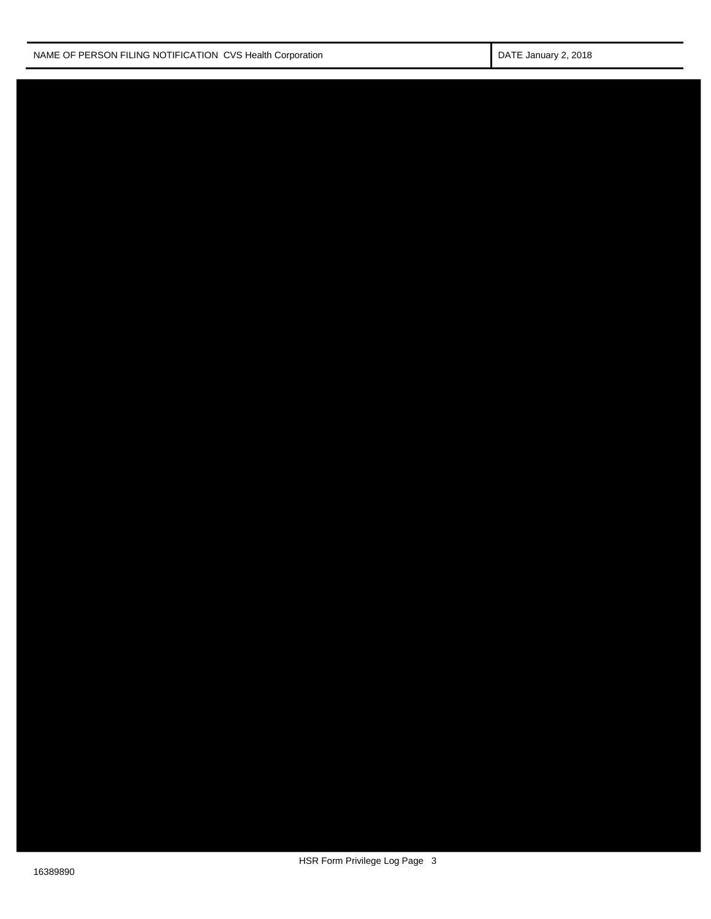| NAME OF PERSON FILING NOTIFICATION CVS Health Corporation | DATE January 2, 2018 |
| --- | --- |

HSR Form Privilege Log Page 3

16389890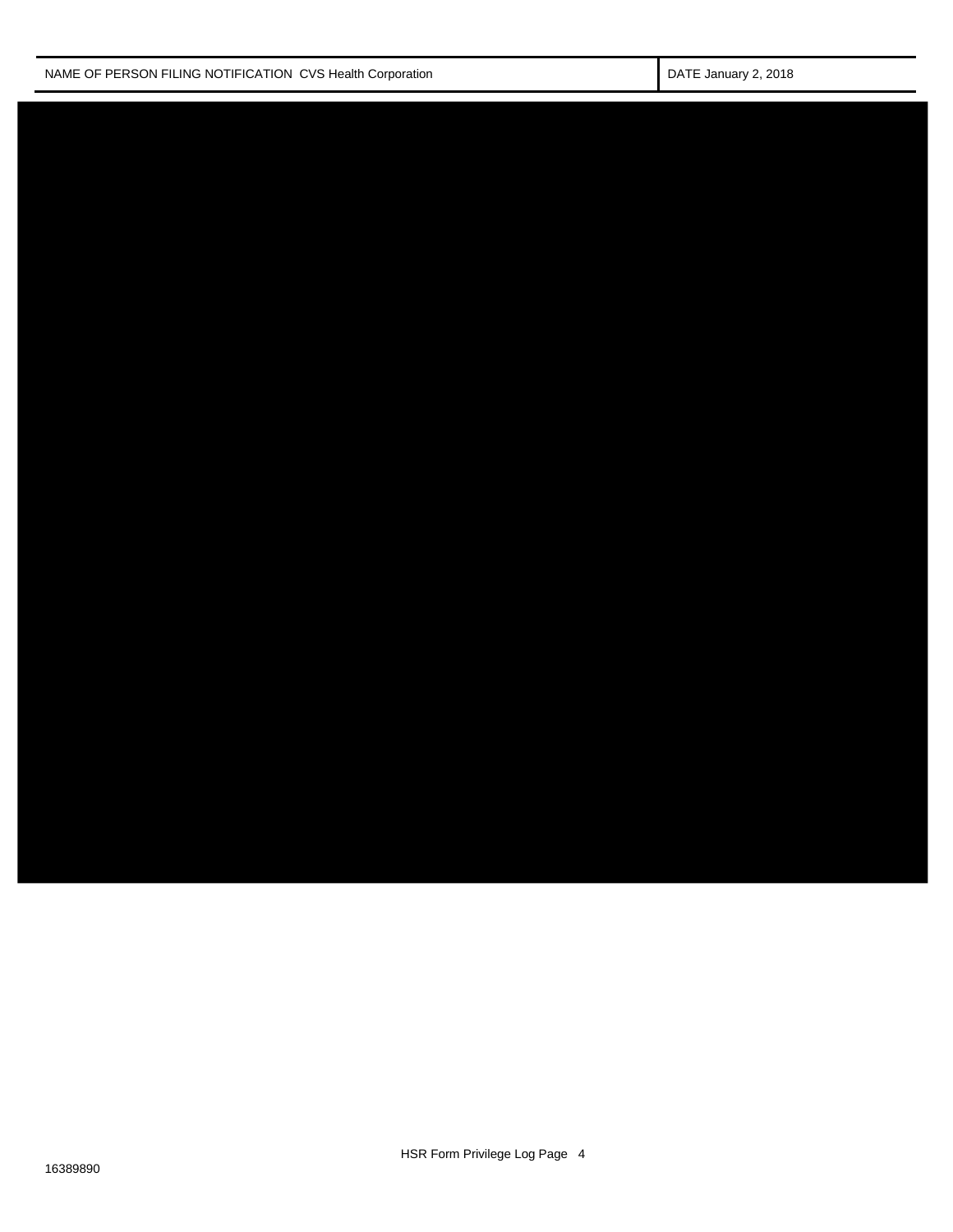| NAME OF PERSON FILING NOTIFICATION CVS Health Corporation | DATE January 2, 2018 |
|---|---|

HSR Form Privilege Log Page 4

16389890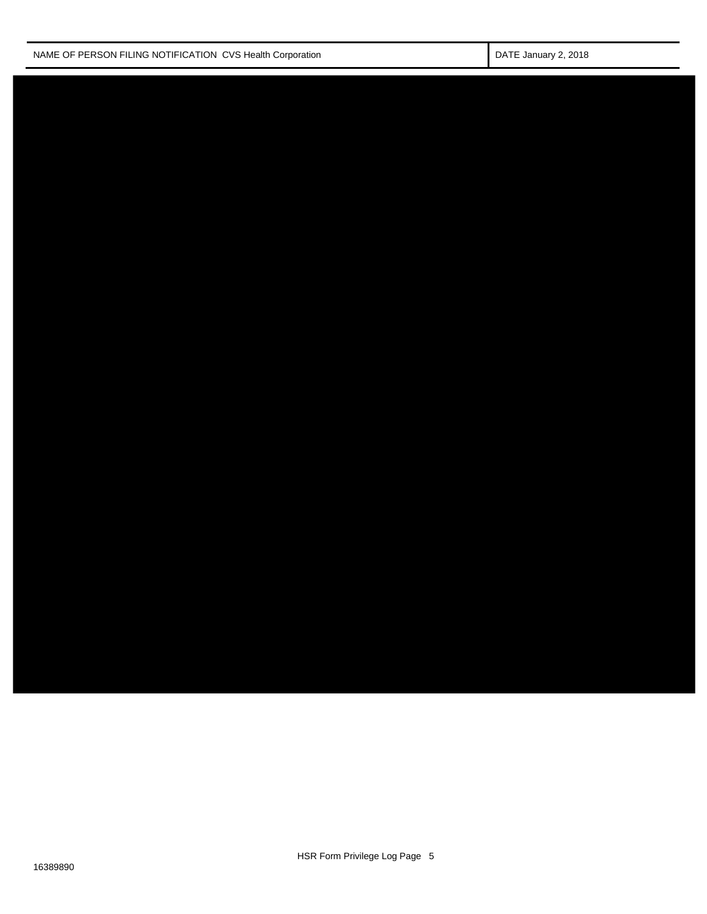| NAME OF PERSON FILING NOTIFICATION CVS Health Corporation | DATE January 2, 2018 |
| --- | --- |

HSR Form Privilege Log Page 5

16389890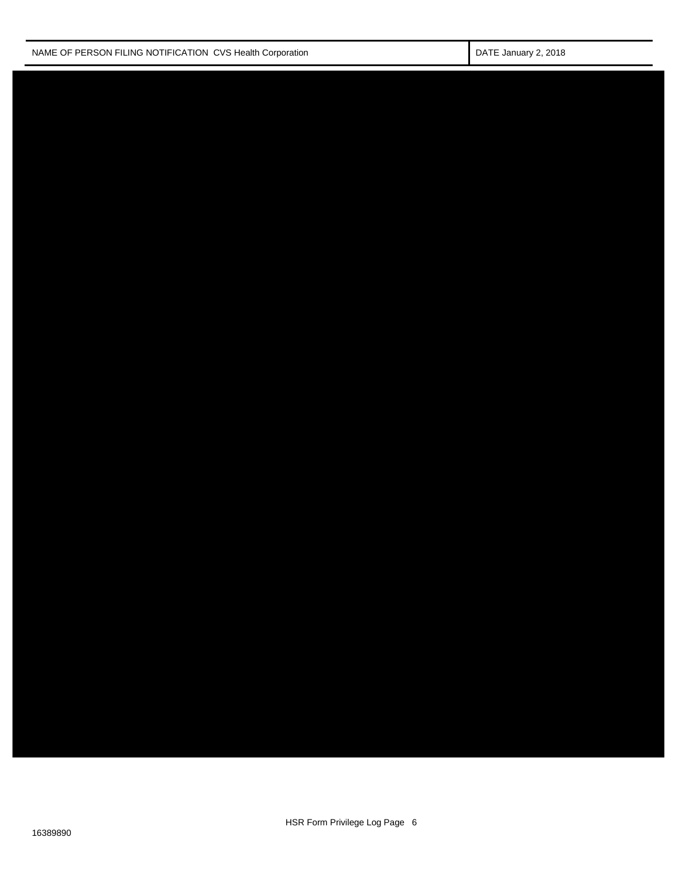| NAME OF PERSON FILING NOTIFICATION CVS Health Corporation | DATE January 2, 2018 |
| --- | --- |

HSR Form Privilege Log Page 6

16389890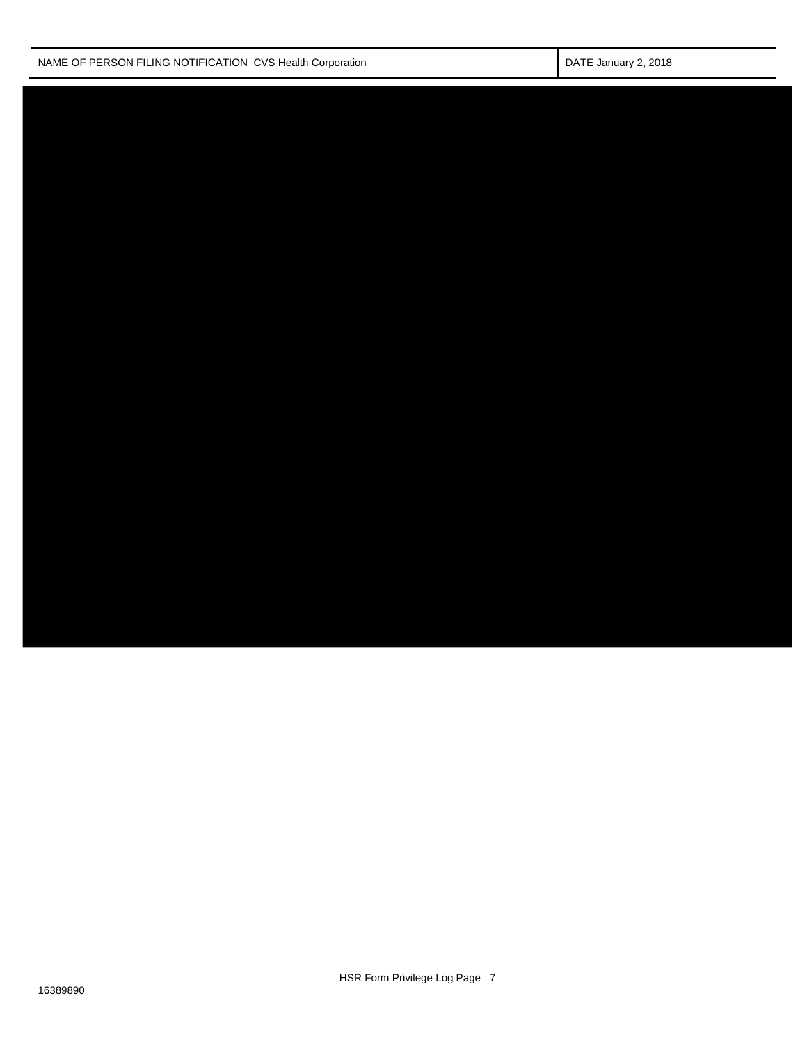| NAME OF PERSON FILING NOTIFICATION CVS Health Corporation | DATE January 2, 2018 |
| --- | --- |

16389890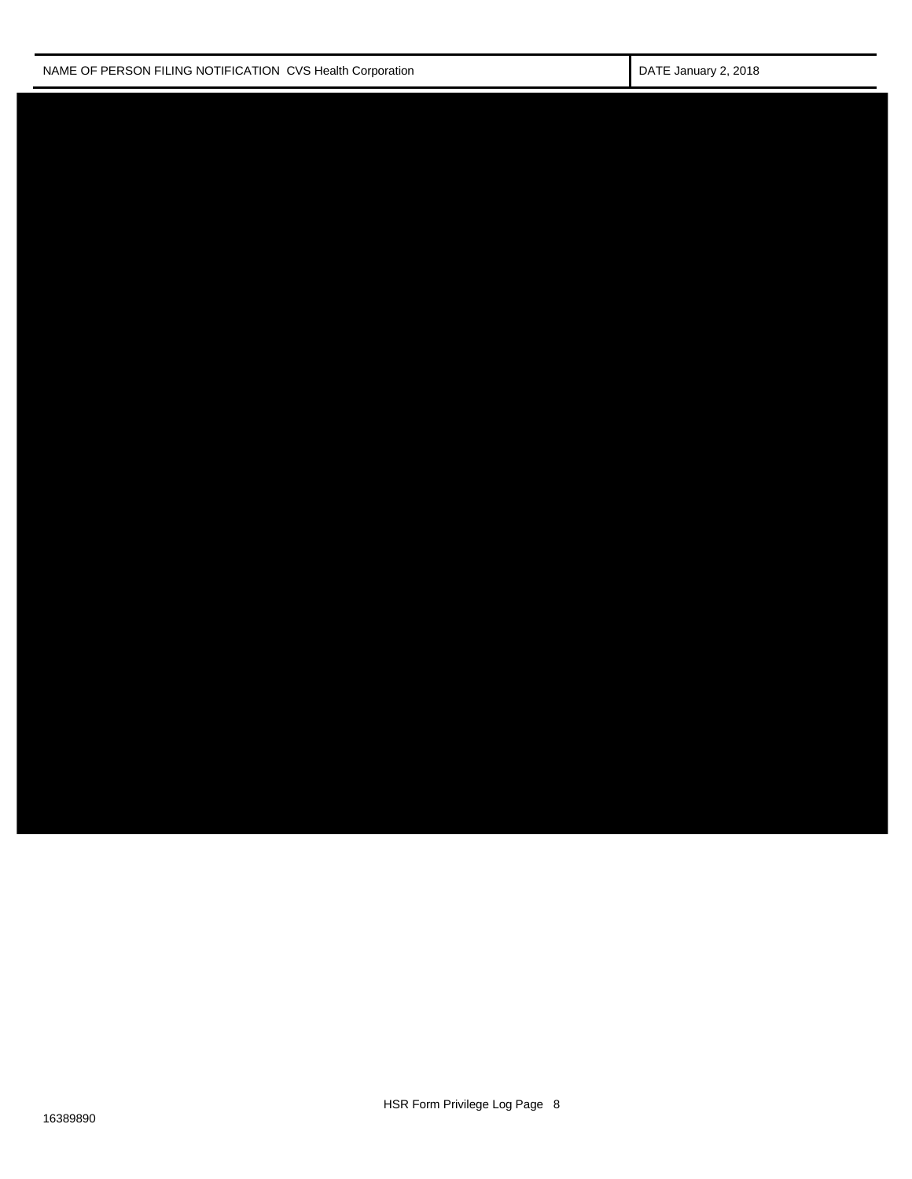| NAME OF PERSON FILING NOTIFICATION CVS Health Corporation | DATE January 2, 2018 |
| --- | --- |

HSR Form Privilege Log Page 8

16389890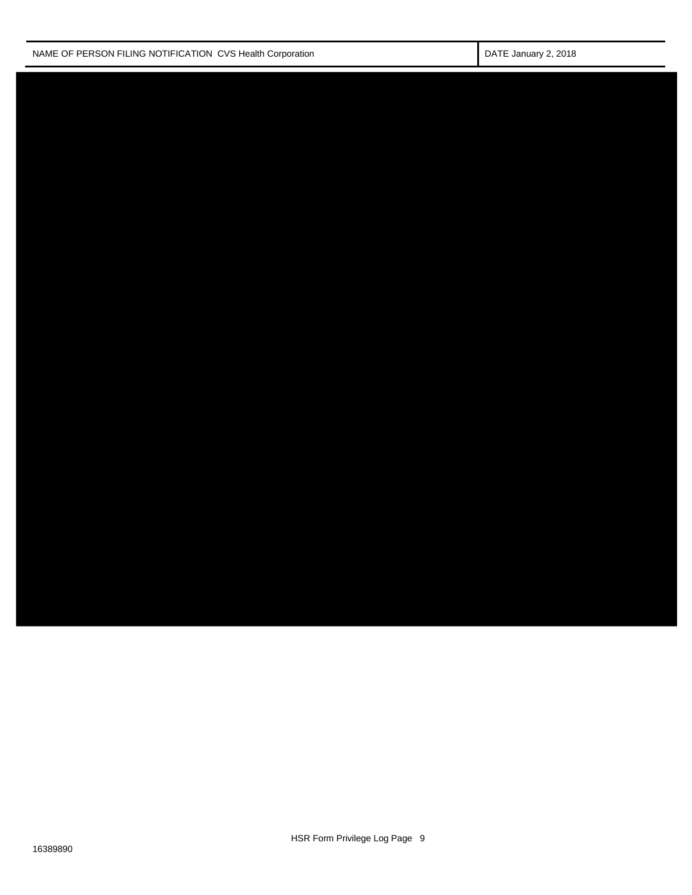| NAME OF PERSON FILING NOTIFICATION CVS Health Corporation | DATE January 2, 2018 |
| --- | --- |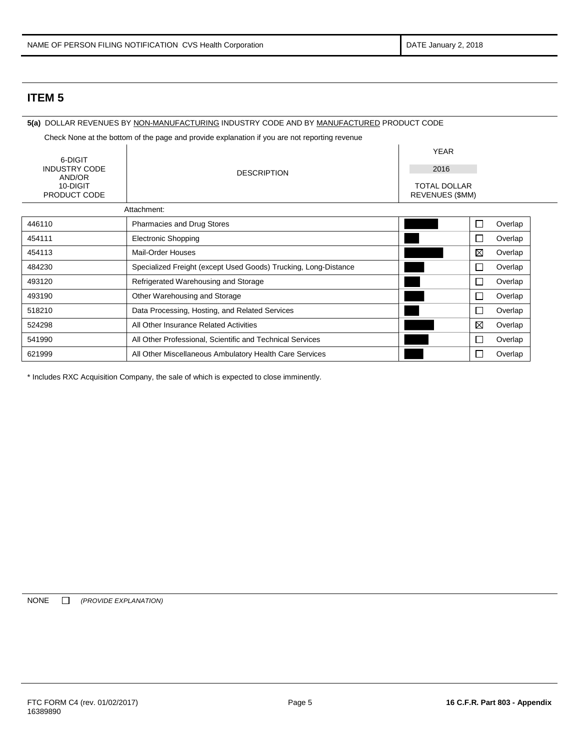| NAME OF PERSON FILING NOTIFICATION CVS Health Corporation | DATE January 2, 2018 |
|---|---|

## ITEM 5

**5(a)** DOLLAR REVENUES BY NON-MANUFACTURING INDUSTRY CODE AND BY MANUFACTURED PRODUCT CODE

Check None at the bottom of the page and provide explanation if you are not reporting revenue

| 6-DIGIT INDUSTRY CODE AND/OR 10-DIGIT PRODUCT CODE | DESCRIPTION | YEAR 2016 TOTAL DOLLAR REVENUES ($MM) | | |
|---|---|---|---|---|
| | Attachment: | | | |
| 446110 | Pharmacies and Drug Stores | [REDACTED] | ☐ | Overlap |
| 454111 | Electronic Shopping | [REDACTED] | ☐ | Overlap |
| 454113 | Mail-Order Houses | [REDACTED] | ☒ | Overlap |
| 484230 | Specialized Freight (except Used Goods) Trucking, Long-Distance | [REDACTED] | ☐ | Overlap |
| 493120 | Refrigerated Warehousing and Storage | [REDACTED] | ☐ | Overlap |
| 493190 | Other Warehousing and Storage | [REDACTED] | ☐ | Overlap |
| 518210 | Data Processing, Hosting, and Related Services | [REDACTED] | ☐ | Overlap |
| 524298 | All Other Insurance Related Activities | [REDACTED] | ☒ | Overlap |
| 541990 | All Other Professional, Scientific and Technical Services | [REDACTED] | ☐ | Overlap |
| 621999 | All Other Miscellaneous Ambulatory Health Care Services | [REDACTED] | ☐ | Overlap |

* Includes RXC Acquisition Company, the sale of which is expected to close imminently.

NONE ☐ *(PROVIDE EXPLANATION)*

FTC FORM C4 (rev. 01/02/2017)
16389890

**16 C.F.R. Part 803 - Appendix**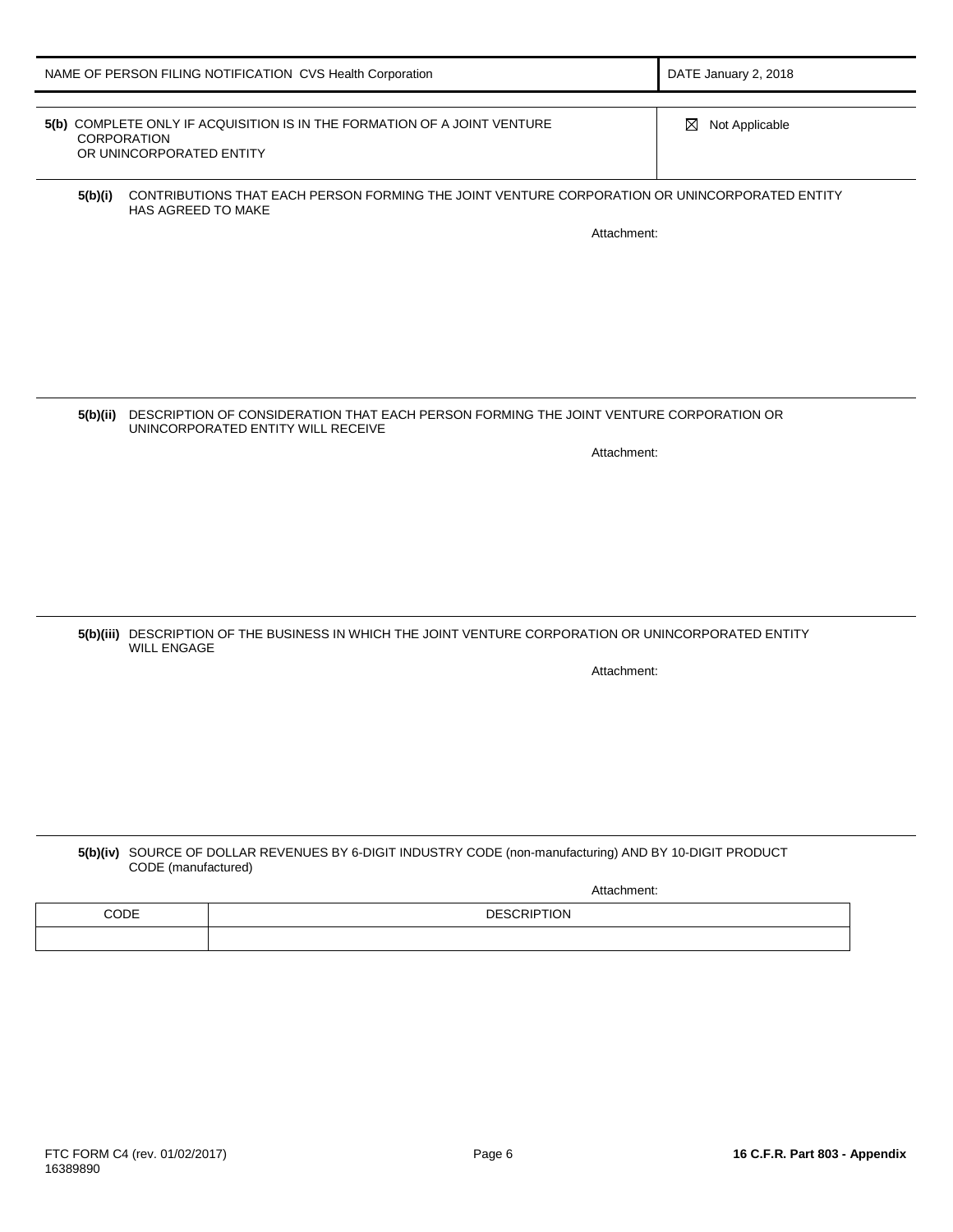| NAME OF PERSON FILING NOTIFICATION CVS Health Corporation | DATE January 2, 2018 |
|---|---|

| 5(b) COMPLETE ONLY IF ACQUISITION IS IN THE FORMATION OF A JOINT VENTURE CORPORATION OR UNINCORPORATED ENTITY | ☒ Not Applicable |
|---|---|

**5(b)(i)** CONTRIBUTIONS THAT EACH PERSON FORMING THE JOINT VENTURE CORPORATION OR UNINCORPORATED ENTITY HAS AGREED TO MAKE

Attachment:

**5(b)(ii)** DESCRIPTION OF CONSIDERATION THAT EACH PERSON FORMING THE JOINT VENTURE CORPORATION OR UNINCORPORATED ENTITY WILL RECEIVE

Attachment:

**5(b)(iii)** DESCRIPTION OF THE BUSINESS IN WHICH THE JOINT VENTURE CORPORATION OR UNINCORPORATED ENTITY WILL ENGAGE

Attachment:

**5(b)(iv)** SOURCE OF DOLLAR REVENUES BY 6-DIGIT INDUSTRY CODE (non-manufacturing) AND BY 10-DIGIT PRODUCT CODE (manufactured)

Attachment:

| CODE | DESCRIPTION |
|---|---|
| | |

FTC FORM C4 (rev. 01/02/2017)
16389890

**16 C.F.R. Part 803 - Appendix**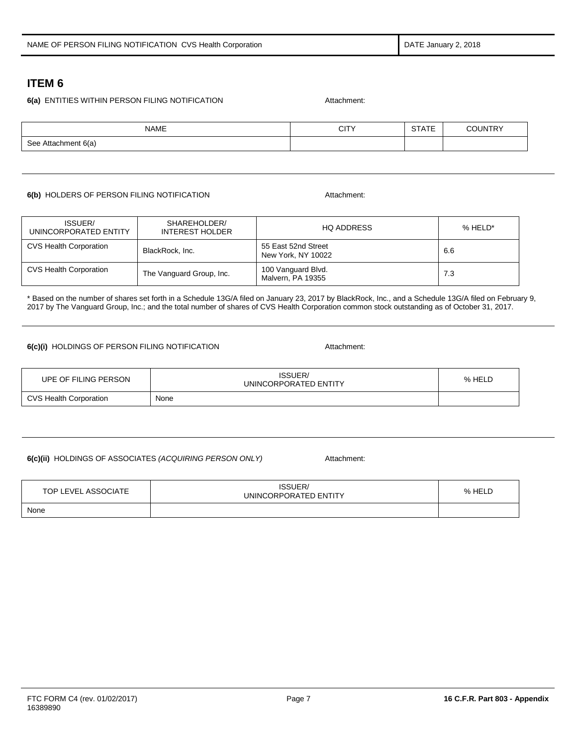| NAME OF PERSON FILING NOTIFICATION CVS Health Corporation | DATE January 2, 2018 |
|---|---|

# ITEM 6

**6(a)** ENTITIES WITHIN PERSON FILING NOTIFICATION Attachment:

| NAME | CITY | STATE | COUNTRY |
|---|---|---|---|
| See Attachment 6(a) | | | |

**6(b)** HOLDERS OF PERSON FILING NOTIFICATION Attachment:

| ISSUER/ UNINCORPORATED ENTITY | SHAREHOLDER/ INTEREST HOLDER | HQ ADDRESS | % HELD* |
|---|---|---|---|
| CVS Health Corporation | BlackRock, Inc. | 55 East 52nd Street New York, NY 10022 | 6.6 |
| CVS Health Corporation | The Vanguard Group, Inc. | 100 Vanguard Blvd. Malvern, PA 19355 | 7.3 |

* Based on the number of shares set forth in a Schedule 13G/A filed on January 23, 2017 by BlackRock, Inc., and a Schedule 13G/A filed on February 9, 2017 by The Vanguard Group, Inc.; and the total number of shares of CVS Health Corporation common stock outstanding as of October 31, 2017.

**6(c)(i)** HOLDINGS OF PERSON FILING NOTIFICATION Attachment:

| UPE OF FILING PERSON | ISSUER/ UNINCORPORATED ENTITY | % HELD |
|---|---|---|
| CVS Health Corporation | None | |

**6(c)(ii)** HOLDINGS OF ASSOCIATES *(ACQUIRING PERSON ONLY)* Attachment:

| TOP LEVEL ASSOCIATE | ISSUER/ UNINCORPORATED ENTITY | % HELD |
|---|---|---|
| None | | |

FTC FORM C4 (rev. 01/02/2017)
16389890

**16 C.F.R. Part 803 - Appendix**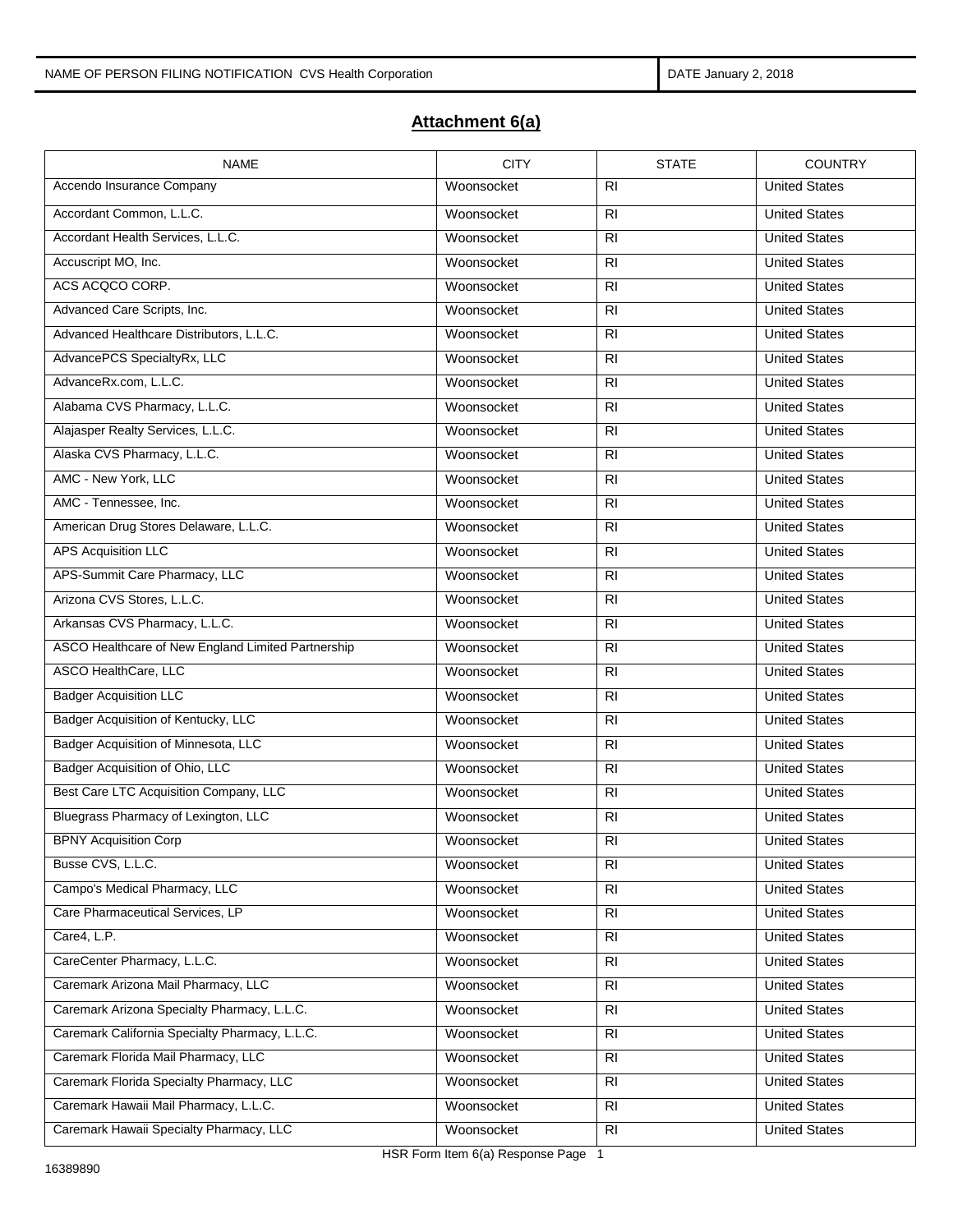NAME OF PERSON FILING NOTIFICATION CVS Health Corporation | DATE January 2, 2018

## Attachment 6(a)

| NAME | CITY | STATE | COUNTRY |
|---|---|---|---|
| Accendo Insurance Company | Woonsocket | RI | United States |
| Accordant Common, L.L.C. | Woonsocket | RI | United States |
| Accordant Health Services, L.L.C. | Woonsocket | RI | United States |
| Accuscript MO, Inc. | Woonsocket | RI | United States |
| ACS ACQCO CORP. | Woonsocket | RI | United States |
| Advanced Care Scripts, Inc. | Woonsocket | RI | United States |
| Advanced Healthcare Distributors, L.L.C. | Woonsocket | RI | United States |
| AdvancePCS SpecialtyRx, LLC | Woonsocket | RI | United States |
| AdvanceRx.com, L.L.C. | Woonsocket | RI | United States |
| Alabama CVS Pharmacy, L.L.C. | Woonsocket | RI | United States |
| Alajasper Realty Services, L.L.C. | Woonsocket | RI | United States |
| Alaska CVS Pharmacy, L.L.C. | Woonsocket | RI | United States |
| AMC - New York, LLC | Woonsocket | RI | United States |
| AMC - Tennessee, Inc. | Woonsocket | RI | United States |
| American Drug Stores Delaware, L.L.C. | Woonsocket | RI | United States |
| APS Acquisition LLC | Woonsocket | RI | United States |
| APS-Summit Care Pharmacy, LLC | Woonsocket | RI | United States |
| Arizona CVS Stores, L.L.C. | Woonsocket | RI | United States |
| Arkansas CVS Pharmacy, L.L.C. | Woonsocket | RI | United States |
| ASCO Healthcare of New England Limited Partnership | Woonsocket | RI | United States |
| ASCO HealthCare, LLC | Woonsocket | RI | United States |
| Badger Acquisition LLC | Woonsocket | RI | United States |
| Badger Acquisition of Kentucky, LLC | Woonsocket | RI | United States |
| Badger Acquisition of Minnesota, LLC | Woonsocket | RI | United States |
| Badger Acquisition of Ohio, LLC | Woonsocket | RI | United States |
| Best Care LTC Acquisition Company, LLC | Woonsocket | RI | United States |
| Bluegrass Pharmacy of Lexington, LLC | Woonsocket | RI | United States |
| BPNY Acquisition Corp | Woonsocket | RI | United States |
| Busse CVS, L.L.C. | Woonsocket | RI | United States |
| Campo's Medical Pharmacy, LLC | Woonsocket | RI | United States |
| Care Pharmaceutical Services, LP | Woonsocket | RI | United States |
| Care4, L.P. | Woonsocket | RI | United States |
| CareCenter Pharmacy, L.L.C. | Woonsocket | RI | United States |
| Caremark Arizona Mail Pharmacy, LLC | Woonsocket | RI | United States |
| Caremark Arizona Specialty Pharmacy, L.L.C. | Woonsocket | RI | United States |
| Caremark California Specialty Pharmacy, L.L.C. | Woonsocket | RI | United States |
| Caremark Florida Mail Pharmacy, LLC | Woonsocket | RI | United States |
| Caremark Florida Specialty Pharmacy, LLC | Woonsocket | RI | United States |
| Caremark Hawaii Mail Pharmacy, L.L.C. | Woonsocket | RI | United States |
| Caremark Hawaii Specialty Pharmacy, LLC | Woonsocket | RI | United States |

HSR Form Item 6(a) Response Page 1

16389890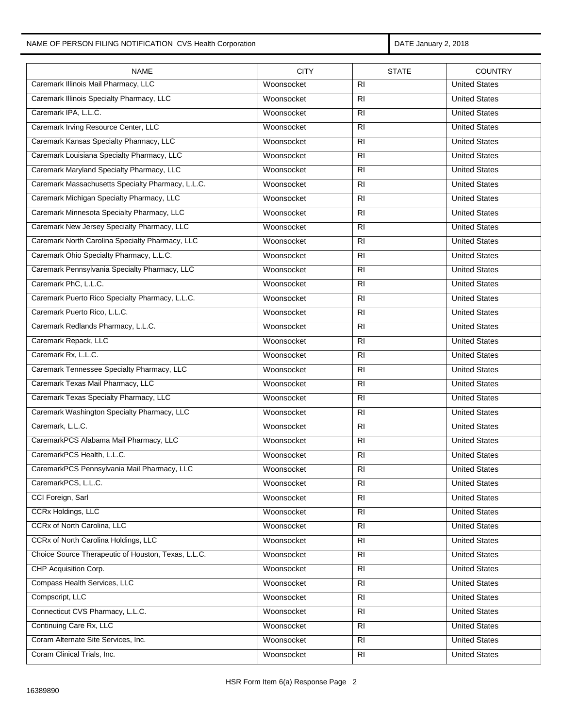NAME OF PERSON FILING NOTIFICATION CVS Health Corporation | DATE January 2, 2018

| NAME | CITY | STATE | COUNTRY |
| --- | --- | --- | --- |
| Caremark Illinois Mail Pharmacy, LLC | Woonsocket | RI | United States |
| Caremark Illinois Specialty Pharmacy, LLC | Woonsocket | RI | United States |
| Caremark IPA, L.L.C. | Woonsocket | RI | United States |
| Caremark Irving Resource Center, LLC | Woonsocket | RI | United States |
| Caremark Kansas Specialty Pharmacy, LLC | Woonsocket | RI | United States |
| Caremark Louisiana Specialty Pharmacy, LLC | Woonsocket | RI | United States |
| Caremark Maryland Specialty Pharmacy, LLC | Woonsocket | RI | United States |
| Caremark Massachusetts Specialty Pharmacy, L.L.C. | Woonsocket | RI | United States |
| Caremark Michigan Specialty Pharmacy, LLC | Woonsocket | RI | United States |
| Caremark Minnesota Specialty Pharmacy, LLC | Woonsocket | RI | United States |
| Caremark New Jersey Specialty Pharmacy, LLC | Woonsocket | RI | United States |
| Caremark North Carolina Specialty Pharmacy, LLC | Woonsocket | RI | United States |
| Caremark Ohio Specialty Pharmacy, L.L.C. | Woonsocket | RI | United States |
| Caremark Pennsylvania Specialty Pharmacy, LLC | Woonsocket | RI | United States |
| Caremark PhC, L.L.C. | Woonsocket | RI | United States |
| Caremark Puerto Rico Specialty Pharmacy, L.L.C. | Woonsocket | RI | United States |
| Caremark Puerto Rico, L.L.C. | Woonsocket | RI | United States |
| Caremark Redlands Pharmacy, L.L.C. | Woonsocket | RI | United States |
| Caremark Repack, LLC | Woonsocket | RI | United States |
| Caremark Rx, L.L.C. | Woonsocket | RI | United States |
| Caremark Tennessee Specialty Pharmacy, LLC | Woonsocket | RI | United States |
| Caremark Texas Mail Pharmacy, LLC | Woonsocket | RI | United States |
| Caremark Texas Specialty Pharmacy, LLC | Woonsocket | RI | United States |
| Caremark Washington Specialty Pharmacy, LLC | Woonsocket | RI | United States |
| Caremark, L.L.C. | Woonsocket | RI | United States |
| CaremarkPCS Alabama Mail Pharmacy, LLC | Woonsocket | RI | United States |
| CaremarkPCS Health, L.L.C. | Woonsocket | RI | United States |
| CaremarkPCS Pennsylvania Mail Pharmacy, LLC | Woonsocket | RI | United States |
| CaremarkPCS, L.L.C. | Woonsocket | RI | United States |
| CCI Foreign, Sarl | Woonsocket | RI | United States |
| CCRx Holdings, LLC | Woonsocket | RI | United States |
| CCRx of North Carolina, LLC | Woonsocket | RI | United States |
| CCRx of North Carolina Holdings, LLC | Woonsocket | RI | United States |
| Choice Source Therapeutic of Houston, Texas, L.L.C. | Woonsocket | RI | United States |
| CHP Acquisition Corp. | Woonsocket | RI | United States |
| Compass Health Services, LLC | Woonsocket | RI | United States |
| Compscript, LLC | Woonsocket | RI | United States |
| Connecticut CVS Pharmacy, L.L.C. | Woonsocket | RI | United States |
| Continuing Care Rx, LLC | Woonsocket | RI | United States |
| Coram Alternate Site Services, Inc. | Woonsocket | RI | United States |
| Coram Clinical Trials, Inc. | Woonsocket | RI | United States |

HSR Form Item 6(a) Response Page 2

16389890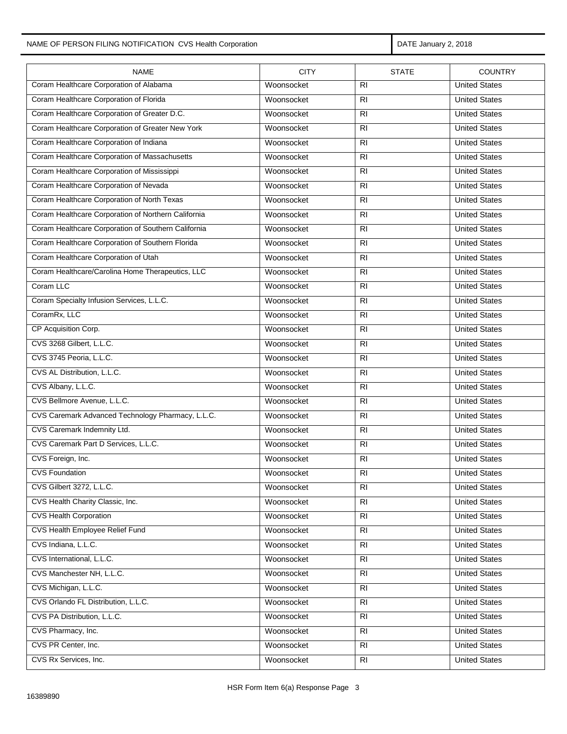NAME OF PERSON FILING NOTIFICATION CVS Health Corporation

DATE January 2, 2018

| NAME | CITY | STATE | COUNTRY |
|---|---|---|---|
| Coram Healthcare Corporation of Alabama | Woonsocket | RI | United States |
| Coram Healthcare Corporation of Florida | Woonsocket | RI | United States |
| Coram Healthcare Corporation of Greater D.C. | Woonsocket | RI | United States |
| Coram Healthcare Corporation of Greater New York | Woonsocket | RI | United States |
| Coram Healthcare Corporation of Indiana | Woonsocket | RI | United States |
| Coram Healthcare Corporation of Massachusetts | Woonsocket | RI | United States |
| Coram Healthcare Corporation of Mississippi | Woonsocket | RI | United States |
| Coram Healthcare Corporation of Nevada | Woonsocket | RI | United States |
| Coram Healthcare Corporation of North Texas | Woonsocket | RI | United States |
| Coram Healthcare Corporation of Northern California | Woonsocket | RI | United States |
| Coram Healthcare Corporation of Southern California | Woonsocket | RI | United States |
| Coram Healthcare Corporation of Southern Florida | Woonsocket | RI | United States |
| Coram Healthcare Corporation of Utah | Woonsocket | RI | United States |
| Coram Healthcare/Carolina Home Therapeutics, LLC | Woonsocket | RI | United States |
| Coram LLC | Woonsocket | RI | United States |
| Coram Specialty Infusion Services, L.L.C. | Woonsocket | RI | United States |
| CoramRx, LLC | Woonsocket | RI | United States |
| CP Acquisition Corp. | Woonsocket | RI | United States |
| CVS 3268 Gilbert, L.L.C. | Woonsocket | RI | United States |
| CVS 3745 Peoria, L.L.C. | Woonsocket | RI | United States |
| CVS AL Distribution, L.L.C. | Woonsocket | RI | United States |
| CVS Albany, L.L.C. | Woonsocket | RI | United States |
| CVS Bellmore Avenue, L.L.C. | Woonsocket | RI | United States |
| CVS Caremark Advanced Technology Pharmacy, L.L.C. | Woonsocket | RI | United States |
| CVS Caremark Indemnity Ltd. | Woonsocket | RI | United States |
| CVS Caremark Part D Services, L.L.C. | Woonsocket | RI | United States |
| CVS Foreign, Inc. | Woonsocket | RI | United States |
| CVS Foundation | Woonsocket | RI | United States |
| CVS Gilbert 3272, L.L.C. | Woonsocket | RI | United States |
| CVS Health Charity Classic, Inc. | Woonsocket | RI | United States |
| CVS Health Corporation | Woonsocket | RI | United States |
| CVS Health Employee Relief Fund | Woonsocket | RI | United States |
| CVS Indiana, L.L.C. | Woonsocket | RI | United States |
| CVS International, L.L.C. | Woonsocket | RI | United States |
| CVS Manchester NH, L.L.C. | Woonsocket | RI | United States |
| CVS Michigan, L.L.C. | Woonsocket | RI | United States |
| CVS Orlando FL Distribution, L.L.C. | Woonsocket | RI | United States |
| CVS PA Distribution, L.L.C. | Woonsocket | RI | United States |
| CVS Pharmacy, Inc. | Woonsocket | RI | United States |
| CVS PR Center, Inc. | Woonsocket | RI | United States |
| CVS Rx Services, Inc. | Woonsocket | RI | United States |

HSR Form Item 6(a) Response Page 3

16389890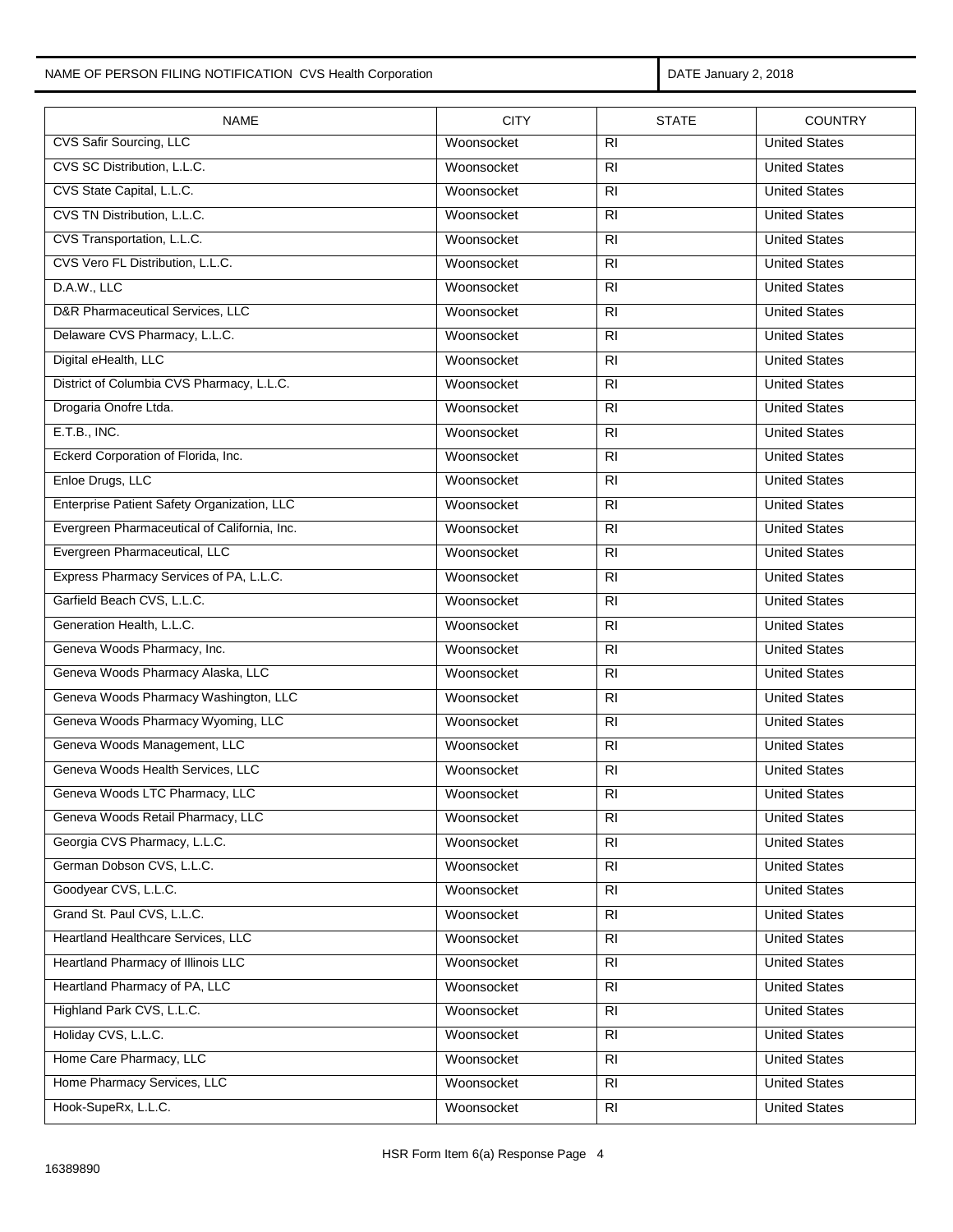NAME OF PERSON FILING NOTIFICATION CVS Health Corporation | DATE January 2, 2018

| NAME | CITY | STATE | COUNTRY |
| --- | --- | --- | --- |
| CVS Safir Sourcing, LLC | Woonsocket | RI | United States |
| CVS SC Distribution, L.L.C. | Woonsocket | RI | United States |
| CVS State Capital, L.L.C. | Woonsocket | RI | United States |
| CVS TN Distribution, L.L.C. | Woonsocket | RI | United States |
| CVS Transportation, L.L.C. | Woonsocket | RI | United States |
| CVS Vero FL Distribution, L.L.C. | Woonsocket | RI | United States |
| D.A.W., LLC | Woonsocket | RI | United States |
| D&R Pharmaceutical Services, LLC | Woonsocket | RI | United States |
| Delaware CVS Pharmacy, L.L.C. | Woonsocket | RI | United States |
| Digital eHealth, LLC | Woonsocket | RI | United States |
| District of Columbia CVS Pharmacy, L.L.C. | Woonsocket | RI | United States |
| Drogaria Onofre Ltda. | Woonsocket | RI | United States |
| E.T.B., INC. | Woonsocket | RI | United States |
| Eckerd Corporation of Florida, Inc. | Woonsocket | RI | United States |
| Enloe Drugs, LLC | Woonsocket | RI | United States |
| Enterprise Patient Safety Organization, LLC | Woonsocket | RI | United States |
| Evergreen Pharmaceutical of California, Inc. | Woonsocket | RI | United States |
| Evergreen Pharmaceutical, LLC | Woonsocket | RI | United States |
| Express Pharmacy Services of PA, L.L.C. | Woonsocket | RI | United States |
| Garfield Beach CVS, L.L.C. | Woonsocket | RI | United States |
| Generation Health, L.L.C. | Woonsocket | RI | United States |
| Geneva Woods Pharmacy, Inc. | Woonsocket | RI | United States |
| Geneva Woods Pharmacy Alaska, LLC | Woonsocket | RI | United States |
| Geneva Woods Pharmacy Washington, LLC | Woonsocket | RI | United States |
| Geneva Woods Pharmacy Wyoming, LLC | Woonsocket | RI | United States |
| Geneva Woods Management, LLC | Woonsocket | RI | United States |
| Geneva Woods Health Services, LLC | Woonsocket | RI | United States |
| Geneva Woods LTC Pharmacy, LLC | Woonsocket | RI | United States |
| Geneva Woods Retail Pharmacy, LLC | Woonsocket | RI | United States |
| Georgia CVS Pharmacy, L.L.C. | Woonsocket | RI | United States |
| German Dobson CVS, L.L.C. | Woonsocket | RI | United States |
| Goodyear CVS, L.L.C. | Woonsocket | RI | United States |
| Grand St. Paul CVS, L.L.C. | Woonsocket | RI | United States |
| Heartland Healthcare Services, LLC | Woonsocket | RI | United States |
| Heartland Pharmacy of Illinois LLC | Woonsocket | RI | United States |
| Heartland Pharmacy of PA, LLC | Woonsocket | RI | United States |
| Highland Park CVS, L.L.C. | Woonsocket | RI | United States |
| Holiday CVS, L.L.C. | Woonsocket | RI | United States |
| Home Care Pharmacy, LLC | Woonsocket | RI | United States |
| Home Pharmacy Services, LLC | Woonsocket | RI | United States |
| Hook-SupeRx, L.L.C. | Woonsocket | RI | United States |

HSR Form Item 6(a) Response Page 4

16389890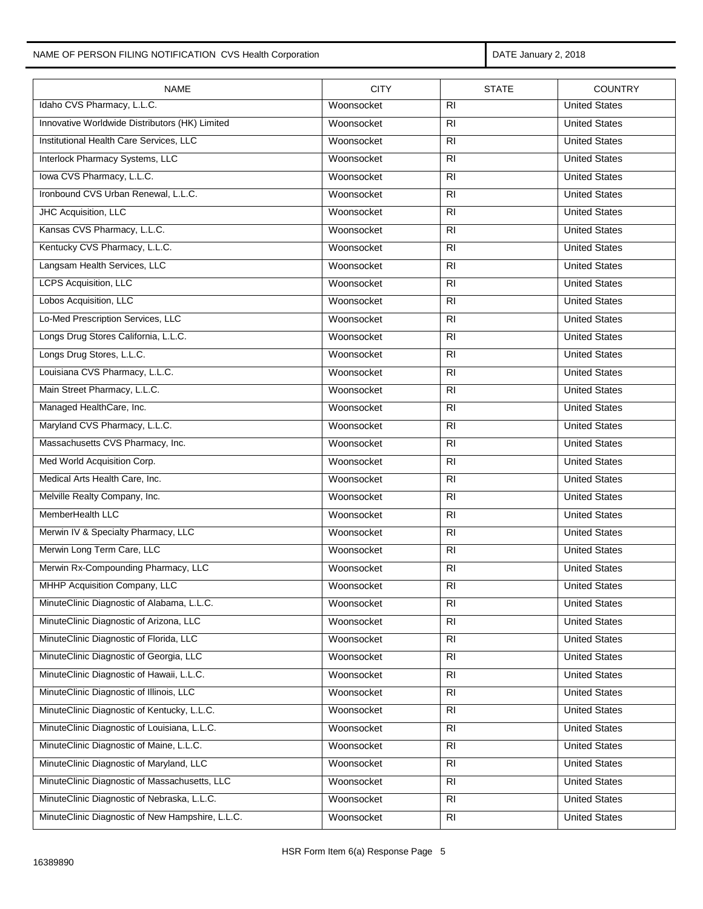NAME OF PERSON FILING NOTIFICATION CVS Health Corporation | DATE January 2, 2018

| NAME | CITY | STATE | COUNTRY |
|---|---|---|---|
| Idaho CVS Pharmacy, L.L.C. | Woonsocket | RI | United States |
| Innovative Worldwide Distributors (HK) Limited | Woonsocket | RI | United States |
| Institutional Health Care Services, LLC | Woonsocket | RI | United States |
| Interlock Pharmacy Systems, LLC | Woonsocket | RI | United States |
| Iowa CVS Pharmacy, L.L.C. | Woonsocket | RI | United States |
| Ironbound CVS Urban Renewal, L.L.C. | Woonsocket | RI | United States |
| JHC Acquisition, LLC | Woonsocket | RI | United States |
| Kansas CVS Pharmacy, L.L.C. | Woonsocket | RI | United States |
| Kentucky CVS Pharmacy, L.L.C. | Woonsocket | RI | United States |
| Langsam Health Services, LLC | Woonsocket | RI | United States |
| LCPS Acquisition, LLC | Woonsocket | RI | United States |
| Lobos Acquisition, LLC | Woonsocket | RI | United States |
| Lo-Med Prescription Services, LLC | Woonsocket | RI | United States |
| Longs Drug Stores California, L.L.C. | Woonsocket | RI | United States |
| Longs Drug Stores, L.L.C. | Woonsocket | RI | United States |
| Louisiana CVS Pharmacy, L.L.C. | Woonsocket | RI | United States |
| Main Street Pharmacy, L.L.C. | Woonsocket | RI | United States |
| Managed HealthCare, Inc. | Woonsocket | RI | United States |
| Maryland CVS Pharmacy, L.L.C. | Woonsocket | RI | United States |
| Massachusetts CVS Pharmacy, Inc. | Woonsocket | RI | United States |
| Med World Acquisition Corp. | Woonsocket | RI | United States |
| Medical Arts Health Care, Inc. | Woonsocket | RI | United States |
| Melville Realty Company, Inc. | Woonsocket | RI | United States |
| MemberHealth LLC | Woonsocket | RI | United States |
| Merwin IV & Specialty Pharmacy, LLC | Woonsocket | RI | United States |
| Merwin Long Term Care, LLC | Woonsocket | RI | United States |
| Merwin Rx-Compounding Pharmacy, LLC | Woonsocket | RI | United States |
| MHHP Acquisition Company, LLC | Woonsocket | RI | United States |
| MinuteClinic Diagnostic of Alabama, L.L.C. | Woonsocket | RI | United States |
| MinuteClinic Diagnostic of Arizona, LLC | Woonsocket | RI | United States |
| MinuteClinic Diagnostic of Florida, LLC | Woonsocket | RI | United States |
| MinuteClinic Diagnostic of Georgia, LLC | Woonsocket | RI | United States |
| MinuteClinic Diagnostic of Hawaii, L.L.C. | Woonsocket | RI | United States |
| MinuteClinic Diagnostic of Illinois, LLC | Woonsocket | RI | United States |
| MinuteClinic Diagnostic of Kentucky, L.L.C. | Woonsocket | RI | United States |
| MinuteClinic Diagnostic of Louisiana, L.L.C. | Woonsocket | RI | United States |
| MinuteClinic Diagnostic of Maine, L.L.C. | Woonsocket | RI | United States |
| MinuteClinic Diagnostic of Maryland, LLC | Woonsocket | RI | United States |
| MinuteClinic Diagnostic of Massachusetts, LLC | Woonsocket | RI | United States |
| MinuteClinic Diagnostic of Nebraska, L.L.C. | Woonsocket | RI | United States |
| MinuteClinic Diagnostic of New Hampshire, L.L.C. | Woonsocket | RI | United States |

HSR Form Item 6(a) Response Page 5

16389890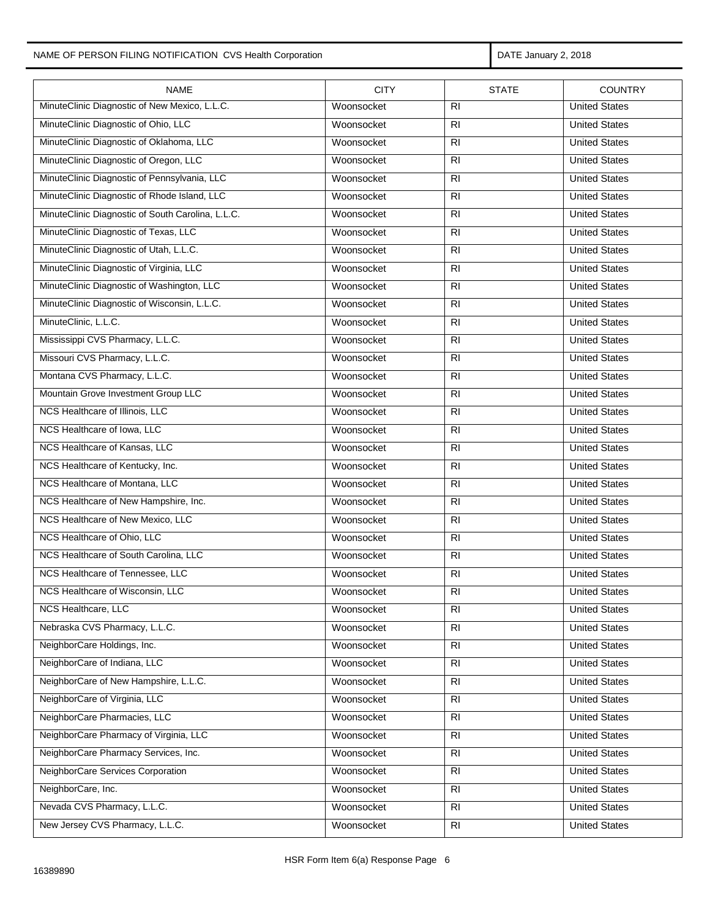NAME OF PERSON FILING NOTIFICATION CVS Health Corporation | DATE January 2, 2018

| NAME | CITY | STATE | COUNTRY |
|---|---|---|---|
| MinuteClinic Diagnostic of New Mexico, L.L.C. | Woonsocket | RI | United States |
| MinuteClinic Diagnostic of Ohio, LLC | Woonsocket | RI | United States |
| MinuteClinic Diagnostic of Oklahoma, LLC | Woonsocket | RI | United States |
| MinuteClinic Diagnostic of Oregon, LLC | Woonsocket | RI | United States |
| MinuteClinic Diagnostic of Pennsylvania, LLC | Woonsocket | RI | United States |
| MinuteClinic Diagnostic of Rhode Island, LLC | Woonsocket | RI | United States |
| MinuteClinic Diagnostic of South Carolina, L.L.C. | Woonsocket | RI | United States |
| MinuteClinic Diagnostic of Texas, LLC | Woonsocket | RI | United States |
| MinuteClinic Diagnostic of Utah, L.L.C. | Woonsocket | RI | United States |
| MinuteClinic Diagnostic of Virginia, LLC | Woonsocket | RI | United States |
| MinuteClinic Diagnostic of Washington, LLC | Woonsocket | RI | United States |
| MinuteClinic Diagnostic of Wisconsin, L.L.C. | Woonsocket | RI | United States |
| MinuteClinic, L.L.C. | Woonsocket | RI | United States |
| Mississippi CVS Pharmacy, L.L.C. | Woonsocket | RI | United States |
| Missouri CVS Pharmacy, L.L.C. | Woonsocket | RI | United States |
| Montana CVS Pharmacy, L.L.C. | Woonsocket | RI | United States |
| Mountain Grove Investment Group LLC | Woonsocket | RI | United States |
| NCS Healthcare of Illinois, LLC | Woonsocket | RI | United States |
| NCS Healthcare of Iowa, LLC | Woonsocket | RI | United States |
| NCS Healthcare of Kansas, LLC | Woonsocket | RI | United States |
| NCS Healthcare of Kentucky, Inc. | Woonsocket | RI | United States |
| NCS Healthcare of Montana, LLC | Woonsocket | RI | United States |
| NCS Healthcare of New Hampshire, Inc. | Woonsocket | RI | United States |
| NCS Healthcare of New Mexico, LLC | Woonsocket | RI | United States |
| NCS Healthcare of Ohio, LLC | Woonsocket | RI | United States |
| NCS Healthcare of South Carolina, LLC | Woonsocket | RI | United States |
| NCS Healthcare of Tennessee, LLC | Woonsocket | RI | United States |
| NCS Healthcare of Wisconsin, LLC | Woonsocket | RI | United States |
| NCS Healthcare, LLC | Woonsocket | RI | United States |
| Nebraska CVS Pharmacy, L.L.C. | Woonsocket | RI | United States |
| NeighborCare Holdings, Inc. | Woonsocket | RI | United States |
| NeighborCare of Indiana, LLC | Woonsocket | RI | United States |
| NeighborCare of New Hampshire, L.L.C. | Woonsocket | RI | United States |
| NeighborCare of Virginia, LLC | Woonsocket | RI | United States |
| NeighborCare Pharmacies, LLC | Woonsocket | RI | United States |
| NeighborCare Pharmacy of Virginia, LLC | Woonsocket | RI | United States |
| NeighborCare Pharmacy Services, Inc. | Woonsocket | RI | United States |
| NeighborCare Services Corporation | Woonsocket | RI | United States |
| NeighborCare, Inc. | Woonsocket | RI | United States |
| Nevada CVS Pharmacy, L.L.C. | Woonsocket | RI | United States |
| New Jersey CVS Pharmacy, L.L.C. | Woonsocket | RI | United States |

HSR Form Item 6(a) Response Page 6

16389890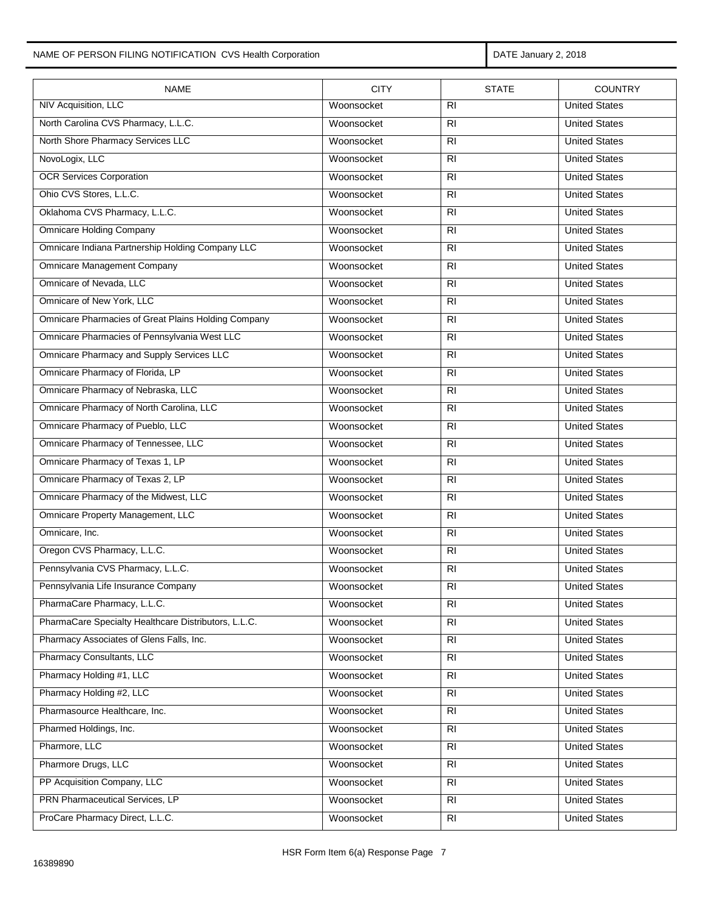NAME OF PERSON FILING NOTIFICATION CVS Health Corporation | DATE January 2, 2018

| NAME | CITY | STATE | COUNTRY |
| --- | --- | --- | --- |
| NIV Acquisition, LLC | Woonsocket | RI | United States |
| North Carolina CVS Pharmacy, L.L.C. | Woonsocket | RI | United States |
| North Shore Pharmacy Services LLC | Woonsocket | RI | United States |
| NovoLogix, LLC | Woonsocket | RI | United States |
| OCR Services Corporation | Woonsocket | RI | United States |
| Ohio CVS Stores, L.L.C. | Woonsocket | RI | United States |
| Oklahoma CVS Pharmacy, L.L.C. | Woonsocket | RI | United States |
| Omnicare Holding Company | Woonsocket | RI | United States |
| Omnicare Indiana Partnership Holding Company LLC | Woonsocket | RI | United States |
| Omnicare Management Company | Woonsocket | RI | United States |
| Omnicare of Nevada, LLC | Woonsocket | RI | United States |
| Omnicare of New York, LLC | Woonsocket | RI | United States |
| Omnicare Pharmacies of Great Plains Holding Company | Woonsocket | RI | United States |
| Omnicare Pharmacies of Pennsylvania West LLC | Woonsocket | RI | United States |
| Omnicare Pharmacy and Supply Services LLC | Woonsocket | RI | United States |
| Omnicare Pharmacy of Florida, LP | Woonsocket | RI | United States |
| Omnicare Pharmacy of Nebraska, LLC | Woonsocket | RI | United States |
| Omnicare Pharmacy of North Carolina, LLC | Woonsocket | RI | United States |
| Omnicare Pharmacy of Pueblo, LLC | Woonsocket | RI | United States |
| Omnicare Pharmacy of Tennessee, LLC | Woonsocket | RI | United States |
| Omnicare Pharmacy of Texas 1, LP | Woonsocket | RI | United States |
| Omnicare Pharmacy of Texas 2, LP | Woonsocket | RI | United States |
| Omnicare Pharmacy of the Midwest, LLC | Woonsocket | RI | United States |
| Omnicare Property Management, LLC | Woonsocket | RI | United States |
| Omnicare, Inc. | Woonsocket | RI | United States |
| Oregon CVS Pharmacy, L.L.C. | Woonsocket | RI | United States |
| Pennsylvania CVS Pharmacy, L.L.C. | Woonsocket | RI | United States |
| Pennsylvania Life Insurance Company | Woonsocket | RI | United States |
| PharmaCare Pharmacy, L.L.C. | Woonsocket | RI | United States |
| PharmaCare Specialty Healthcare Distributors, L.L.C. | Woonsocket | RI | United States |
| Pharmacy Associates of Glens Falls, Inc. | Woonsocket | RI | United States |
| Pharmacy Consultants, LLC | Woonsocket | RI | United States |
| Pharmacy Holding #1, LLC | Woonsocket | RI | United States |
| Pharmacy Holding #2, LLC | Woonsocket | RI | United States |
| Pharmasource Healthcare, Inc. | Woonsocket | RI | United States |
| Pharmed Holdings, Inc. | Woonsocket | RI | United States |
| Pharmore, LLC | Woonsocket | RI | United States |
| Pharmore Drugs, LLC | Woonsocket | RI | United States |
| PP Acquisition Company, LLC | Woonsocket | RI | United States |
| PRN Pharmaceutical Services, LP | Woonsocket | RI | United States |
| ProCare Pharmacy Direct, L.L.C. | Woonsocket | RI | United States |

HSR Form Item 6(a) Response Page 7

16389890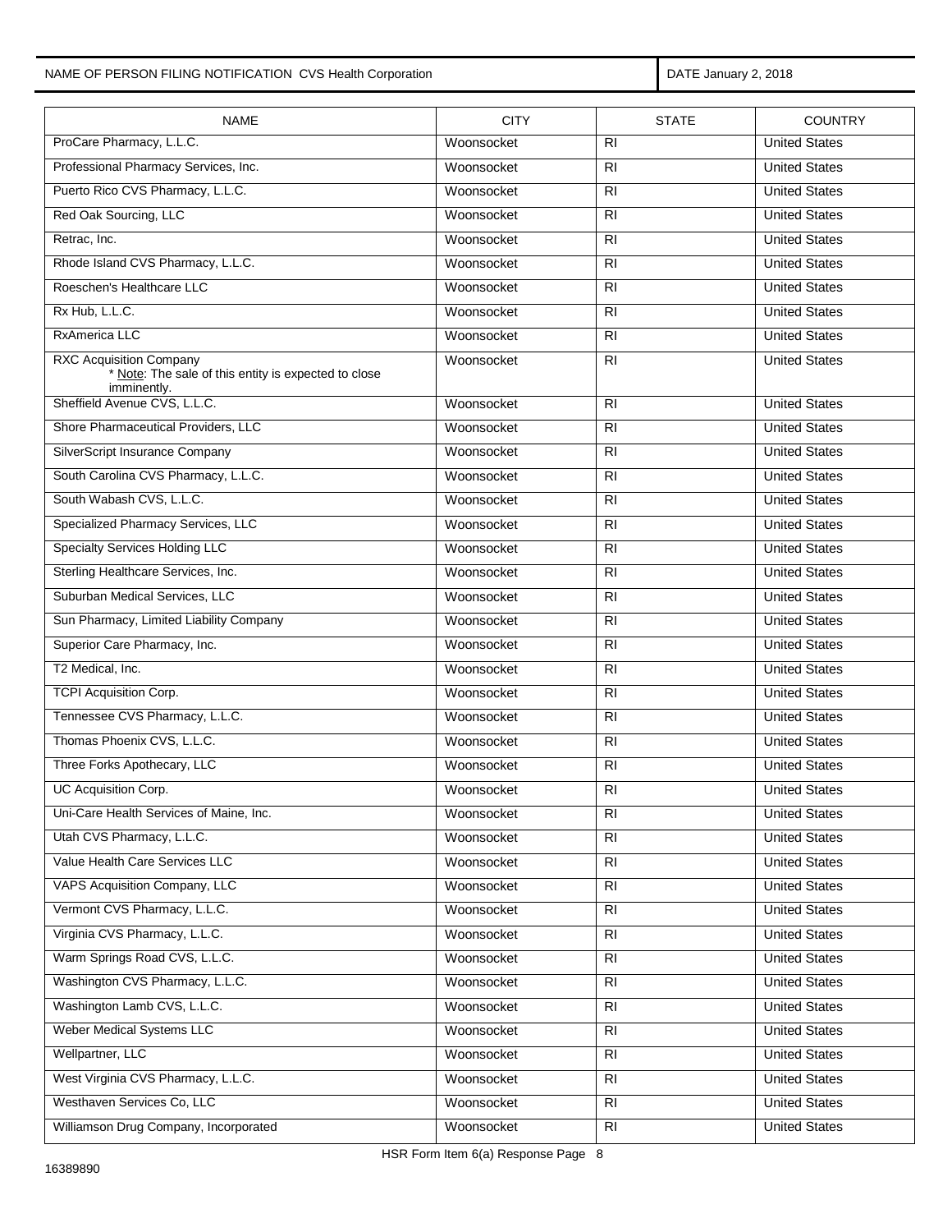NAME OF PERSON FILING NOTIFICATION CVS Health Corporation | DATE January 2, 2018

| NAME | CITY | STATE | COUNTRY |
|---|---|---|---|
| ProCare Pharmacy, L.L.C. | Woonsocket | RI | United States |
| Professional Pharmacy Services, Inc. | Woonsocket | RI | United States |
| Puerto Rico CVS Pharmacy, L.L.C. | Woonsocket | RI | United States |
| Red Oak Sourcing, LLC | Woonsocket | RI | United States |
| Retrac, Inc. | Woonsocket | RI | United States |
| Rhode Island CVS Pharmacy, L.L.C. | Woonsocket | RI | United States |
| Roeschen's Healthcare LLC | Woonsocket | RI | United States |
| Rx Hub, L.L.C. | Woonsocket | RI | United States |
| RxAmerica LLC | Woonsocket | RI | United States |
| RXC Acquisition Company * Note: The sale of this entity is expected to close imminently. | Woonsocket | RI | United States |
| Sheffield Avenue CVS, L.L.C. | Woonsocket | RI | United States |
| Shore Pharmaceutical Providers, LLC | Woonsocket | RI | United States |
| SilverScript Insurance Company | Woonsocket | RI | United States |
| South Carolina CVS Pharmacy, L.L.C. | Woonsocket | RI | United States |
| South Wabash CVS, L.L.C. | Woonsocket | RI | United States |
| Specialized Pharmacy Services, LLC | Woonsocket | RI | United States |
| Specialty Services Holding LLC | Woonsocket | RI | United States |
| Sterling Healthcare Services, Inc. | Woonsocket | RI | United States |
| Suburban Medical Services, LLC | Woonsocket | RI | United States |
| Sun Pharmacy, Limited Liability Company | Woonsocket | RI | United States |
| Superior Care Pharmacy, Inc. | Woonsocket | RI | United States |
| T2 Medical, Inc. | Woonsocket | RI | United States |
| TCPI Acquisition Corp. | Woonsocket | RI | United States |
| Tennessee CVS Pharmacy, L.L.C. | Woonsocket | RI | United States |
| Thomas Phoenix CVS, L.L.C. | Woonsocket | RI | United States |
| Three Forks Apothecary, LLC | Woonsocket | RI | United States |
| UC Acquisition Corp. | Woonsocket | RI | United States |
| Uni-Care Health Services of Maine, Inc. | Woonsocket | RI | United States |
| Utah CVS Pharmacy, L.L.C. | Woonsocket | RI | United States |
| Value Health Care Services LLC | Woonsocket | RI | United States |
| VAPS Acquisition Company, LLC | Woonsocket | RI | United States |
| Vermont CVS Pharmacy, L.L.C. | Woonsocket | RI | United States |
| Virginia CVS Pharmacy, L.L.C. | Woonsocket | RI | United States |
| Warm Springs Road CVS, L.L.C. | Woonsocket | RI | United States |
| Washington CVS Pharmacy, L.L.C. | Woonsocket | RI | United States |
| Washington Lamb CVS, L.L.C. | Woonsocket | RI | United States |
| Weber Medical Systems LLC | Woonsocket | RI | United States |
| Wellpartner, LLC | Woonsocket | RI | United States |
| West Virginia CVS Pharmacy, L.L.C. | Woonsocket | RI | United States |
| Westhaven Services Co, LLC | Woonsocket | RI | United States |
| Williamson Drug Company, Incorporated | Woonsocket | RI | United States |

HSR Form Item 6(a) Response Page 8

16389890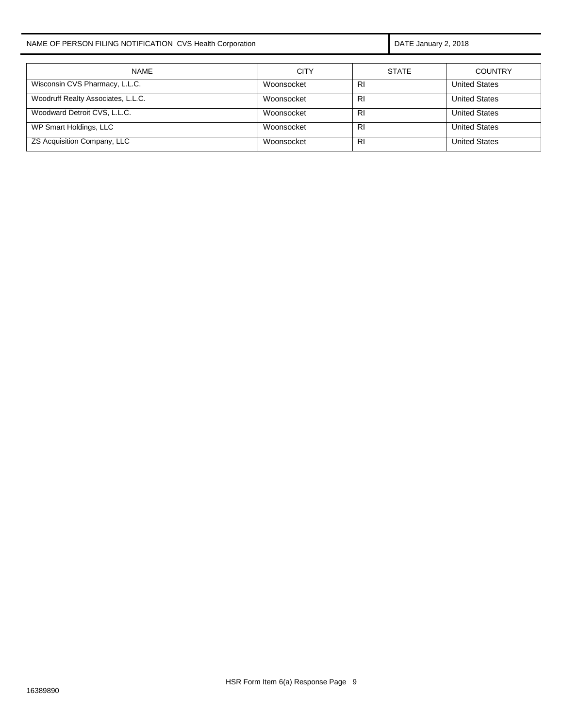NAME OF PERSON FILING NOTIFICATION CVS Health Corporation | DATE January 2, 2018

| NAME | CITY | STATE | COUNTRY |
|---|---|---|---|
| Wisconsin CVS Pharmacy, L.L.C. | Woonsocket | RI | United States |
| Woodruff Realty Associates, L.L.C. | Woonsocket | RI | United States |
| Woodward Detroit CVS, L.L.C. | Woonsocket | RI | United States |
| WP Smart Holdings, LLC | Woonsocket | RI | United States |
| ZS Acquisition Company, LLC | Woonsocket | RI | United States |

HSR Form Item 6(a) Response Page 9

16389890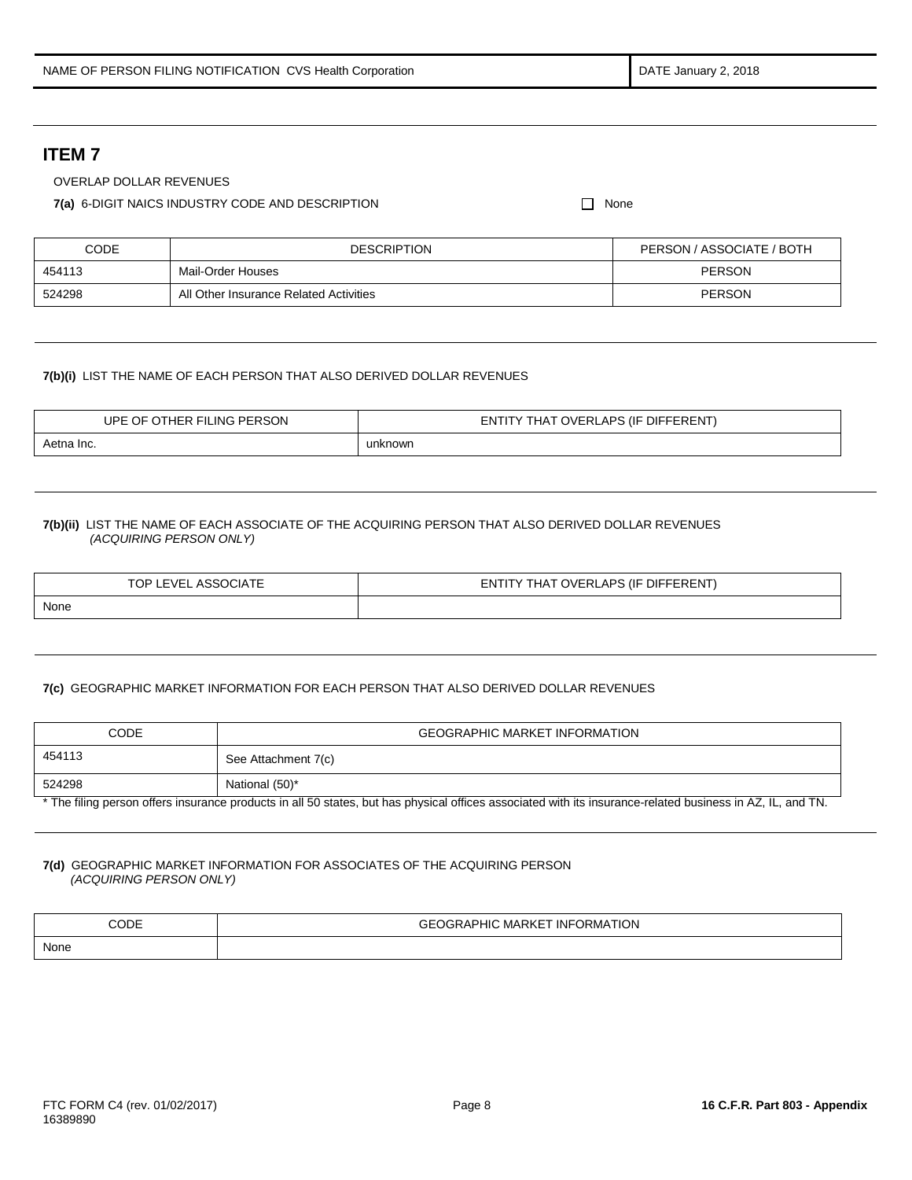| NAME OF PERSON FILING NOTIFICATION CVS Health Corporation | DATE January 2, 2018 |
| --- | --- |

## ITEM 7

OVERLAP DOLLAR REVENUES

**7(a)** 6-DIGIT NAICS INDUSTRY CODE AND DESCRIPTION ☐ None

| CODE | DESCRIPTION | PERSON / ASSOCIATE / BOTH |
| --- | --- | --- |
| 454113 | Mail-Order Houses | PERSON |
| 524298 | All Other Insurance Related Activities | PERSON |

**7(b)(i)** LIST THE NAME OF EACH PERSON THAT ALSO DERIVED DOLLAR REVENUES

| UPE OF OTHER FILING PERSON | ENTITY THAT OVERLAPS (IF DIFFERENT) |
| --- | --- |
| Aetna Inc. | unknown |

**7(b)(ii)** LIST THE NAME OF EACH ASSOCIATE OF THE ACQUIRING PERSON THAT ALSO DERIVED DOLLAR REVENUES *(ACQUIRING PERSON ONLY)*

| TOP LEVEL ASSOCIATE | ENTITY THAT OVERLAPS (IF DIFFERENT) |
| --- | --- |
| None | |

**7(c)** GEOGRAPHIC MARKET INFORMATION FOR EACH PERSON THAT ALSO DERIVED DOLLAR REVENUES

| CODE | GEOGRAPHIC MARKET INFORMATION |
| --- | --- |
| 454113 | See Attachment 7(c) |
| 524298 | National (50)* |

* The filing person offers insurance products in all 50 states, but has physical offices associated with its insurance-related business in AZ, IL, and TN.

**7(d)** GEOGRAPHIC MARKET INFORMATION FOR ASSOCIATES OF THE ACQUIRING PERSON *(ACQUIRING PERSON ONLY)*

| CODE | GEOGRAPHIC MARKET INFORMATION |
| --- | --- |
| None | |

FTC FORM C4 (rev. 01/02/2017) **16 C.F.R. Part 803 - Appendix**
16389890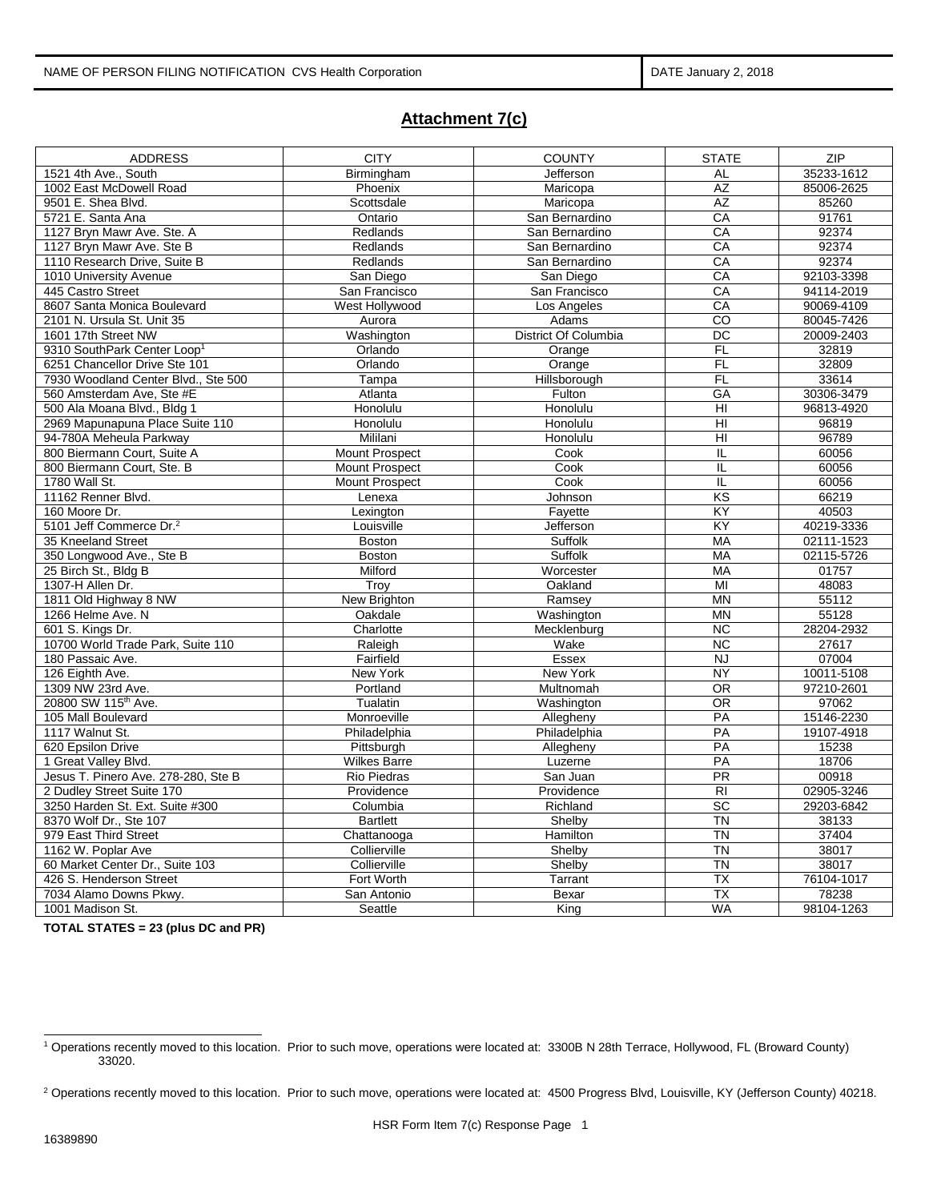NAME OF PERSON FILING NOTIFICATION CVS Health Corporation | DATE January 2, 2018

## Attachment 7(c)

| ADDRESS | CITY | COUNTY | STATE | ZIP |
|---|---|---|---|---|
| 1521 4th Ave., South | Birmingham | Jefferson | AL | 35233-1612 |
| 1002 East McDowell Road | Phoenix | Maricopa | AZ | 85006-2625 |
| 9501 E. Shea Blvd. | Scottsdale | Maricopa | AZ | 85260 |
| 5721 E. Santa Ana | Ontario | San Bernardino | CA | 91761 |
| 1127 Bryn Mawr Ave. Ste. A | Redlands | San Bernardino | CA | 92374 |
| 1127 Bryn Mawr Ave. Ste B | Redlands | San Bernardino | CA | 92374 |
| 1110 Research Drive, Suite B | Redlands | San Bernardino | CA | 92374 |
| 1010 University Avenue | San Diego | San Diego | CA | 92103-3398 |
| 445 Castro Street | San Francisco | San Francisco | CA | 94114-2019 |
| 8607 Santa Monica Boulevard | West Hollywood | Los Angeles | CA | 90069-4109 |
| 2101 N. Ursula St. Unit 35 | Aurora | Adams | CO | 80045-7426 |
| 1601 17th Street NW | Washington | District Of Columbia | DC | 20009-2403 |
| 9310 SouthPark Center Loop[1] | Orlando | Orange | FL | 32819 |
| 6251 Chancellor Drive Ste 101 | Orlando | Orange | FL | 32809 |
| 7930 Woodland Center Blvd., Ste 500 | Tampa | Hillsborough | FL | 33614 |
| 560 Amsterdam Ave, Ste #E | Atlanta | Fulton | GA | 30306-3479 |
| 500 Ala Moana Blvd., Bldg 1 | Honolulu | Honolulu | HI | 96813-4920 |
| 2969 Mapunapuna Place Suite 110 | Honolulu | Honolulu | HI | 96819 |
| 94-780A Meheula Parkway | Mililani | Honolulu | HI | 96789 |
| 800 Biermann Court, Suite A | Mount Prospect | Cook | IL | 60056 |
| 800 Biermann Court, Ste. B | Mount Prospect | Cook | IL | 60056 |
| 1780 Wall St. | Mount Prospect | Cook | IL | 60056 |
| 11162 Renner Blvd. | Lenexa | Johnson | KS | 66219 |
| 160 Moore Dr. | Lexington | Fayette | KY | 40503 |
| 5101 Jeff Commerce Dr.[2] | Louisville | Jefferson | KY | 40219-3336 |
| 35 Kneeland Street | Boston | Suffolk | MA | 02111-1523 |
| 350 Longwood Ave., Ste B | Boston | Suffolk | MA | 02115-5726 |
| 25 Birch St., Bldg B | Milford | Worcester | MA | 01757 |
| 1307-H Allen Dr. | Troy | Oakland | MI | 48083 |
| 1811 Old Highway 8 NW | New Brighton | Ramsey | MN | 55112 |
| 1266 Helme Ave. N | Oakdale | Washington | MN | 55128 |
| 601 S. Kings Dr. | Charlotte | Mecklenburg | NC | 28204-2932 |
| 10700 World Trade Park, Suite 110 | Raleigh | Wake | NC | 27617 |
| 180 Passaic Ave. | Fairfield | Essex | NJ | 07004 |
| 126 Eighth Ave. | New York | New York | NY | 10011-5108 |
| 1309 NW 23rd Ave. | Portland | Multnomah | OR | 97210-2601 |
| 20800 SW 115th Ave. | Tualatin | Washington | OR | 97062 |
| 105 Mall Boulevard | Monroeville | Allegheny | PA | 15146-2230 |
| 1117 Walnut St. | Philadelphia | Philadelphia | PA | 19107-4918 |
| 620 Epsilon Drive | Pittsburgh | Allegheny | PA | 15238 |
| 1 Great Valley Blvd. | Wilkes Barre | Luzerne | PA | 18706 |
| Jesus T. Pinero Ave. 278-280, Ste B | Rio Piedras | San Juan | PR | 00918 |
| 2 Dudley Street Suite 170 | Providence | Providence | RI | 02905-3246 |
| 3250 Harden St. Ext. Suite #300 | Columbia | Richland | SC | 29203-6842 |
| 8370 Wolf Dr., Ste 107 | Bartlett | Shelby | TN | 38133 |
| 979 East Third Street | Chattanooga | Hamilton | TN | 37404 |
| 1162 W. Poplar Ave | Collierville | Shelby | TN | 38017 |
| 60 Market Center Dr., Suite 103 | Collierville | Shelby | TN | 38017 |
| 426 S. Henderson Street | Fort Worth | Tarrant | TX | 76104-1017 |
| 7034 Alamo Downs Pkwy. | San Antonio | Bexar | TX | 78238 |
| 1001 Madison St. | Seattle | King | WA | 98104-1263 |

**TOTAL STATES = 23 (plus DC and PR)**

[1] Operations recently moved to this location. Prior to such move, operations were located at: 3300B N 28th Terrace, Hollywood, FL (Broward County) 33020.

[2] Operations recently moved to this location. Prior to such move, operations were located at: 4500 Progress Blvd, Louisville, KY (Jefferson County) 40218.

HSR Form Item 7(c) Response Page 1

16389890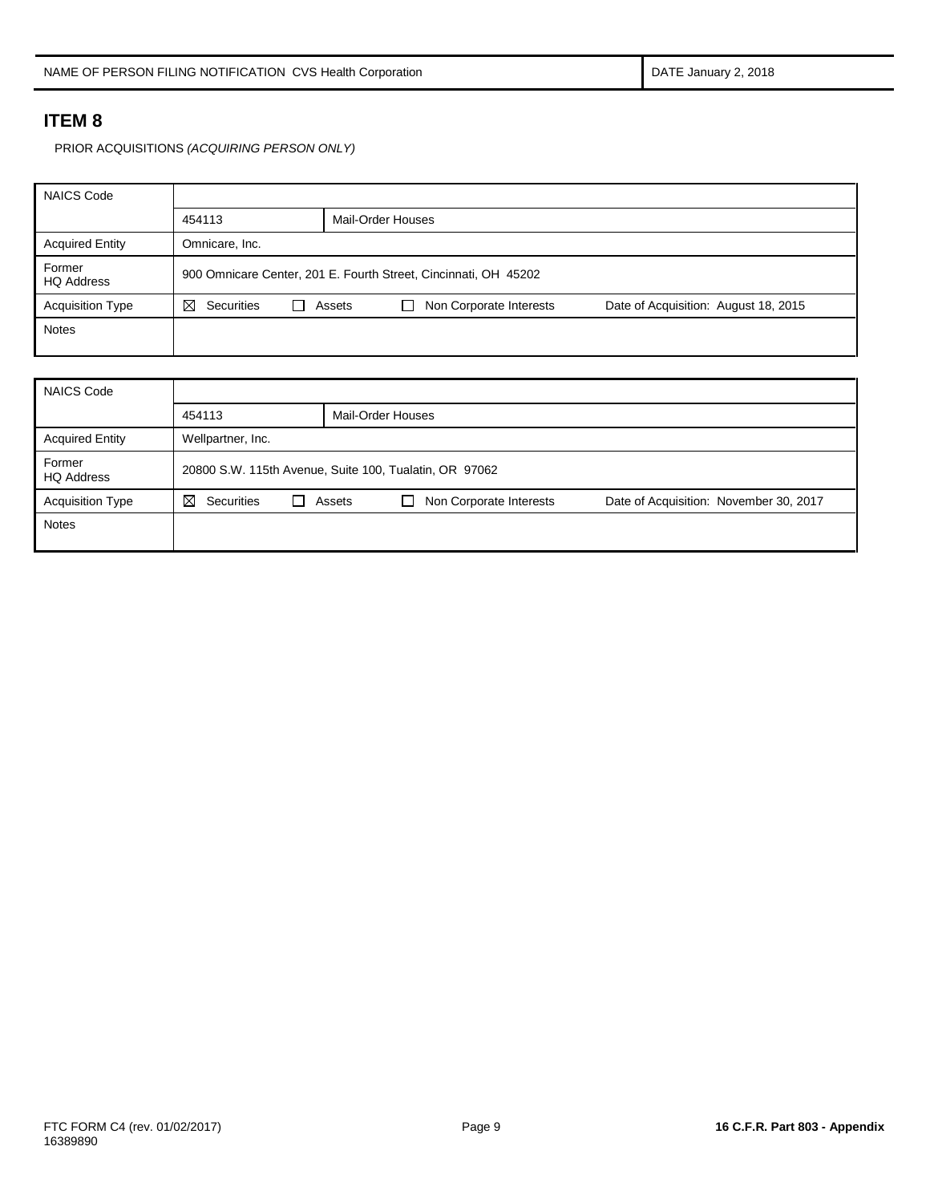| NAME OF PERSON FILING NOTIFICATION CVS Health Corporation | DATE January 2, 2018 |
| --- | --- |

## ITEM 8

PRIOR ACQUISITIONS *(ACQUIRING PERSON ONLY)*

| NAICS Code | | |
| --- | --- | --- |
| | 454113 | Mail-Order Houses |
| Acquired Entity | Omnicare, Inc. | |
| Former HQ Address | 900 Omnicare Center, 201 E. Fourth Street, Cincinnati, OH 45202 | |
| Acquisition Type | ☒ Securities ☐ Assets ☐ Non Corporate Interests | Date of Acquisition: August 18, 2015 |
| Notes | | |

| NAICS Code | | |
| --- | --- | --- |
| | 454113 | Mail-Order Houses |
| Acquired Entity | Wellpartner, Inc. | |
| Former HQ Address | 20800 S.W. 115th Avenue, Suite 100, Tualatin, OR 97062 | |
| Acquisition Type | ☒ Securities ☐ Assets ☐ Non Corporate Interests | Date of Acquisition: November 30, 2017 |
| Notes | | |

FTC FORM C4 (rev. 01/02/2017)
16389890

**16 C.F.R. Part 803 - Appendix**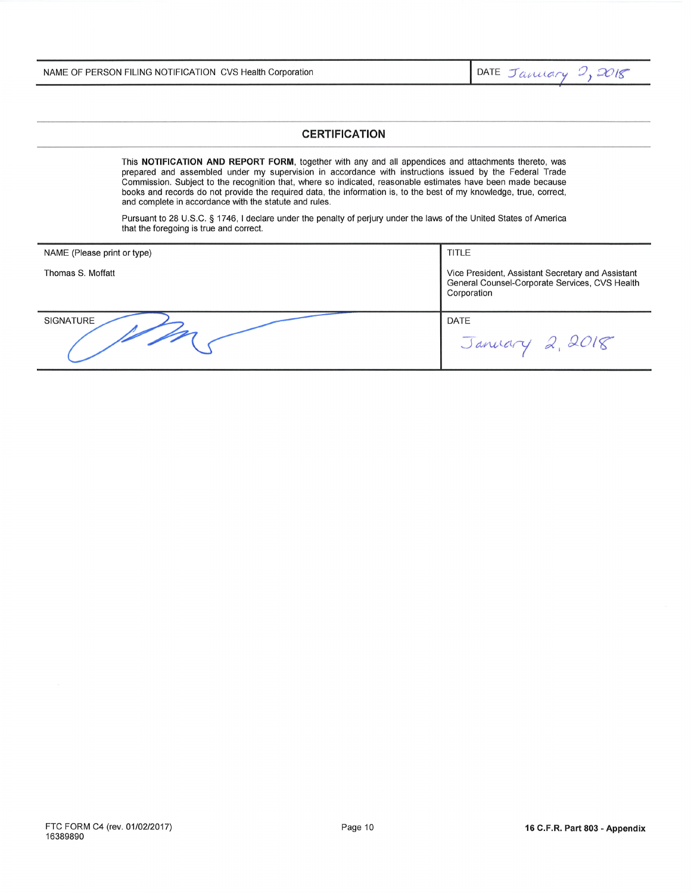| NAME OF PERSON FILING NOTIFICATION CVS Health Corporation | DATE January 2, 2018 |
| --- | --- |

## CERTIFICATION

This **NOTIFICATION AND REPORT FORM**, together with any and all appendices and attachments thereto, was prepared and assembled under my supervision in accordance with instructions issued by the Federal Trade Commission. Subject to the recognition that, where so indicated, reasonable estimates have been made because books and records do not provide the required data, the information is, to the best of my knowledge, true, correct, and complete in accordance with the statute and rules.

Pursuant to 28 U.S.C. § 1746, I declare under the penalty of perjury under the laws of the United States of America that the foregoing is true and correct.

| NAME (Please print or type) | TITLE |
| --- | --- |
| Thomas S. Moffatt | Vice President, Assistant Secretary and Assistant General Counsel-Corporate Services, CVS Health Corporation |
| SIGNATURE | DATE |
| [signature] | January 2, 2018 |

FTC FORM C4 (rev. 01/02/2017)
16389890

16 C.F.R. Part 803 - Appendix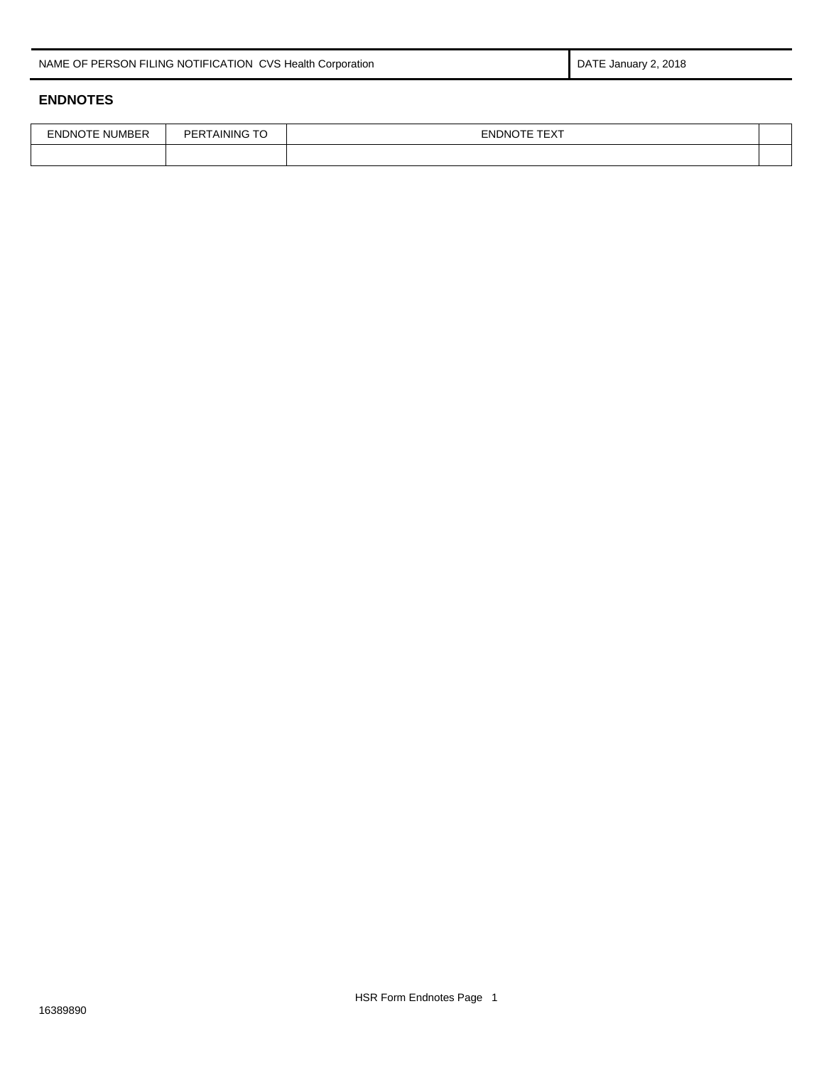| NAME OF PERSON FILING NOTIFICATION CVS Health Corporation | DATE January 2, 2018 |
|---|---|

## ENDNOTES

| ENDNOTE NUMBER | PERTAINING TO | ENDNOTE TEXT | |
|---|---|---|---|
| | | | |

HSR Form Endnotes Page 1

16389890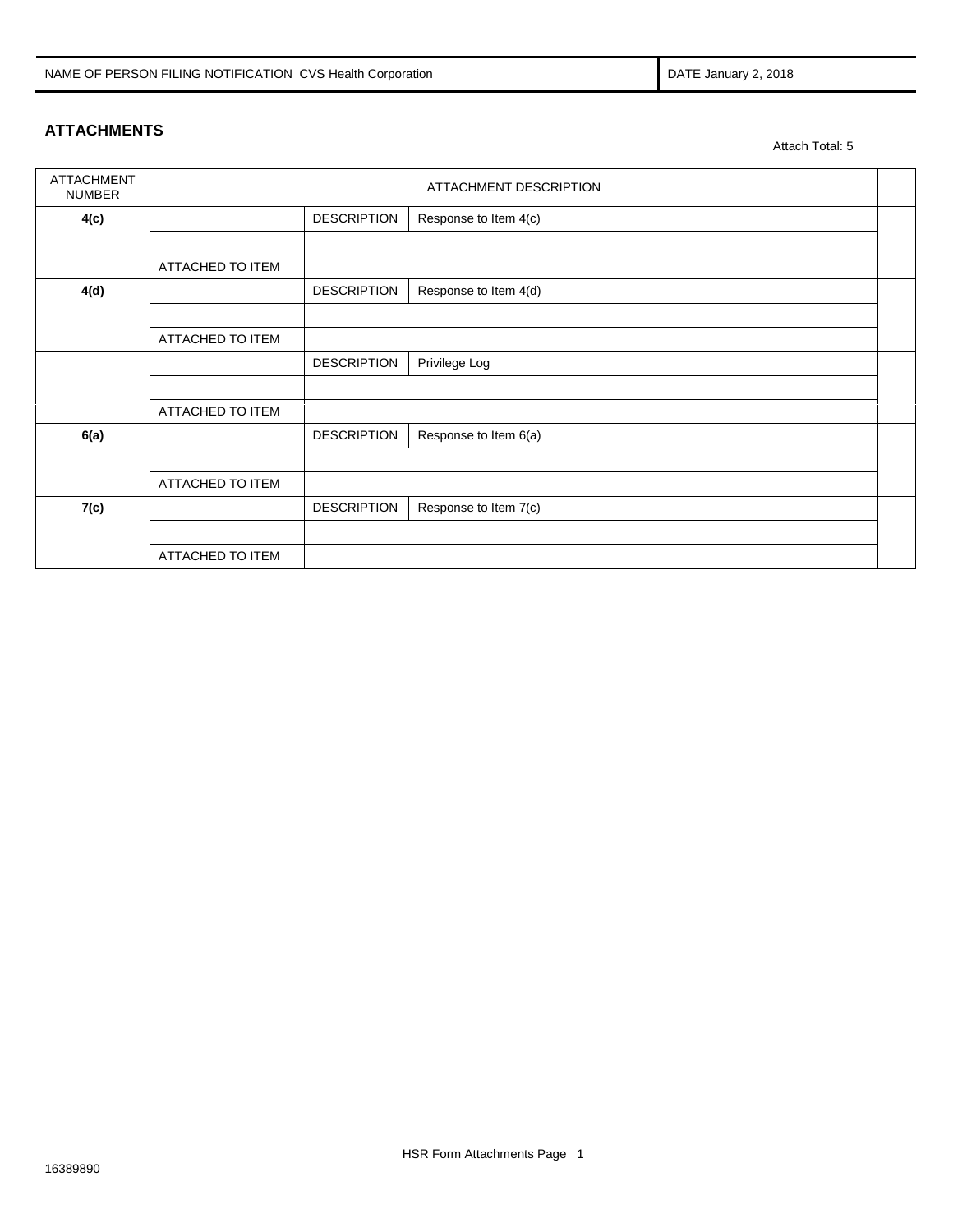| NAME OF PERSON FILING NOTIFICATION CVS Health Corporation | DATE January 2, 2018 |
| --- | --- |

## ATTACHMENTS

Attach Total: 5

| ATTACHMENT NUMBER | ATTACHMENT DESCRIPTION | | |
| --- | --- | --- | --- |
| **4(c)** | | DESCRIPTION | Response to Item 4(c) |
| | | | |
| | ATTACHED TO ITEM | | |
| **4(d)** | | DESCRIPTION | Response to Item 4(d) |
| | | | |
| | ATTACHED TO ITEM | | |
| | | DESCRIPTION | Privilege Log |
| | | | |
| | ATTACHED TO ITEM | | |
| **6(a)** | | DESCRIPTION | Response to Item 6(a) |
| | | | |
| | ATTACHED TO ITEM | | |
| **7(c)** | | DESCRIPTION | Response to Item 7(c) |
| | | | |
| | ATTACHED TO ITEM | | |

HSR Form Attachments Page 1

16389890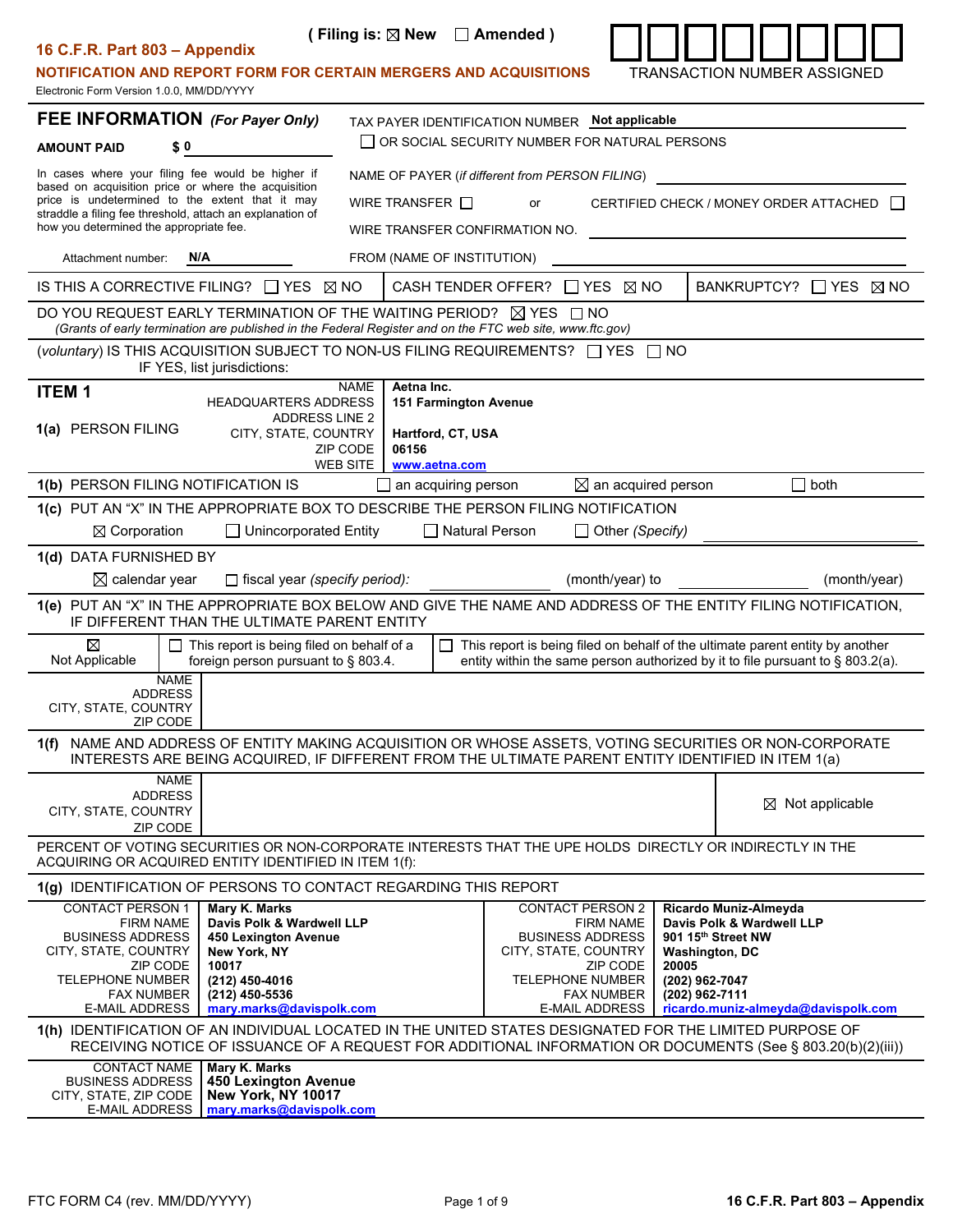16 C.F.R. Part 803 – Appendix

( Filing is: ☒ New ☐ Amended )

**NOTIFICATION AND REPORT FORM FOR CERTAIN MERGERS AND ACQUISITIONS**

Electronic Form Version 1.0.0, MM/DD/YYYY

TRANSACTION NUMBER ASSIGNED

## FEE INFORMATION *(For Payer Only)*

**AMOUNT PAID** $ **0**

In cases where your filing fee would be higher if based on acquisition price or where the acquisition price is undetermined to the extent that it may straddle a filing fee threshold, attach an explanation of how you determined the appropriate fee.

Attachment number: **N/A**

TAX PAYER IDENTIFICATION NUMBER **Not applicable**

☐ OR SOCIAL SECURITY NUMBER FOR NATURAL PERSONS

NAME OF PAYER (*if different from PERSON FILING*)

WIRE TRANSFER ☐ or CERTIFIED CHECK / MONEY ORDER ATTACHED ☐

WIRE TRANSFER CONFIRMATION NO.

FROM (NAME OF INSTITUTION)

IS THIS A CORRECTIVE FILING? ☐ YES ☒ NO | CASH TENDER OFFER? ☐ YES ☒ NO | BANKRUPTCY? ☐ YES ☒ NO

DO YOU REQUEST EARLY TERMINATION OF THE WAITING PERIOD? ☒ YES ☐ NO
*(Grants of early termination are published in the Federal Register and on the FTC web site, www.ftc.gov)*

(*voluntary*) IS THIS ACQUISITION SUBJECT TO NON-US FILING REQUIREMENTS? ☐ YES ☐ NO
IF YES, list jurisdictions:

## ITEM 1

**1(a) PERSON FILING**

| | |
|---|---|
| NAME | **Aetna Inc.** |
| HEADQUARTERS ADDRESS | **151 Farmington Avenue** |
| ADDRESS LINE 2 | |
| CITY, STATE, COUNTRY | **Hartford, CT, USA** |
| ZIP CODE | **06156** |
| WEB SITE | **www.aetna.com** |

**1(b)** PERSON FILING NOTIFICATION IS ☐ an acquiring person ☒ an acquired person ☐ both

**1(c)** PUT AN "X" IN THE APPROPRIATE BOX TO DESCRIBE THE PERSON FILING NOTIFICATION

☒ Corporation ☐ Unincorporated Entity ☐ Natural Person ☐ Other *(Specify)*

**1(d)** DATA FURNISHED BY

☒ calendar year ☐ fiscal year *(specify period)*: (month/year) to (month/year)

**1(e)** PUT AN "X" IN THE APPROPRIATE BOX BELOW AND GIVE THE NAME AND ADDRESS OF THE ENTITY FILING NOTIFICATION, IF DIFFERENT THAN THE ULTIMATE PARENT ENTITY

☒ Not Applicable | ☐ This report is being filed on behalf of a foreign person pursuant to § 803.4. | ☐ This report is being filed on behalf of the ultimate parent entity by another entity within the same person authorized by it to file pursuant to § 803.2(a).

NAME
ADDRESS
CITY, STATE, COUNTRY
ZIP CODE

**1(f)** NAME AND ADDRESS OF ENTITY MAKING ACQUISITION OR WHOSE ASSETS, VOTING SECURITIES OR NON-CORPORATE INTERESTS ARE BEING ACQUIRED, IF DIFFERENT FROM THE ULTIMATE PARENT ENTITY IDENTIFIED IN ITEM 1(a)

NAME
ADDRESS
CITY, STATE, COUNTRY
ZIP CODE

☒ Not applicable

PERCENT OF VOTING SECURITIES OR NON-CORPORATE INTERESTS THAT THE UPE HOLDS DIRECTLY OR INDIRECTLY IN THE ACQUIRING OR ACQUIRED ENTITY IDENTIFIED IN ITEM 1(f):

**1(g)** IDENTIFICATION OF PERSONS TO CONTACT REGARDING THIS REPORT

| | | | |
|---|---|---|---|
| CONTACT PERSON 1 | **Mary K. Marks** | CONTACT PERSON 2 | **Ricardo Muniz-Almeyda** |
| FIRM NAME | **Davis Polk & Wardwell LLP** | FIRM NAME | **Davis Polk & Wardwell LLP** |
| BUSINESS ADDRESS | **450 Lexington Avenue** | BUSINESS ADDRESS | **901 15th Street NW** |
| CITY, STATE, COUNTRY | **New York, NY** | CITY, STATE, COUNTRY | **Washington, DC** |
| ZIP CODE | **10017** | ZIP CODE | **20005** |
| TELEPHONE NUMBER | **(212) 450-4016** | TELEPHONE NUMBER | **(202) 962-7047** |
| FAX NUMBER | **(212) 450-5536** | FAX NUMBER | **(202) 962-7111** |
| E-MAIL ADDRESS | **mary.marks@davispolk.com** | E-MAIL ADDRESS | **ricardo.muniz-almeyda@davispolk.com** |

**1(h)** IDENTIFICATION OF AN INDIVIDUAL LOCATED IN THE UNITED STATES DESIGNATED FOR THE LIMITED PURPOSE OF RECEIVING NOTICE OF ISSUANCE OF A REQUEST FOR ADDITIONAL INFORMATION OR DOCUMENTS (See § 803.20(b)(2)(iii))

| | |
|---|---|
| CONTACT NAME | **Mary K. Marks** |
| BUSINESS ADDRESS | **450 Lexington Avenue** |
| CITY, STATE, ZIP CODE | **New York, NY 10017** |
| E-MAIL ADDRESS | **mary.marks@davispolk.com** |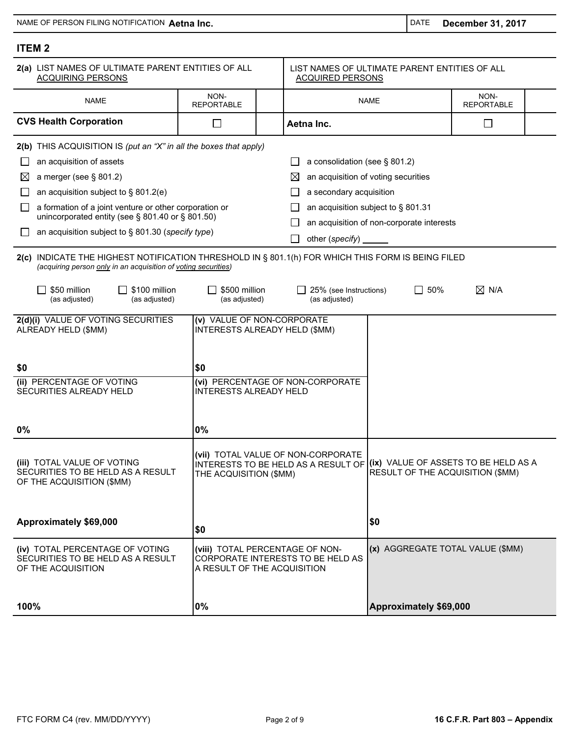NAME OF PERSON FILING NOTIFICATION **Aetna Inc.** | DATE **December 31, 2017**

## ITEM 2

| 2(a) LIST NAMES OF ULTIMATE PARENT ENTITIES OF ALL ACQUIRING PERSONS | | | LIST NAMES OF ULTIMATE PARENT ENTITIES OF ALL ACQUIRED PERSONS | | |
|---|---|---|---|---|---|
| NAME | NON-REPORTABLE | | NAME | NON-REPORTABLE | |
| **CVS Health Corporation** | ☐ | | **Aetna Inc.** | ☐ | |

**2(b)** THIS ACQUISITION IS *(put an "X" in all the boxes that apply)*

- ☐ an acquisition of assets
- ☒ a merger (see § 801.2)
- ☐ an acquisition subject to § 801.2(e)
- ☐ a formation of a joint venture or other corporation or unincorporated entity (see § 801.40 or § 801.50)
- ☐ an acquisition subject to § 801.30 (*specify type*)
- ☐ a consolidation (see § 801.2)
- ☒ an acquisition of voting securities
- ☐ a secondary acquisition
- ☐ an acquisition subject to § 801.31
- ☐ an acquisition of non-corporate interests
- ☐ other (*specify*) ______

**2(c)** INDICATE THE HIGHEST NOTIFICATION THRESHOLD IN § 801.1(h) FOR WHICH THIS FORM IS BEING FILED *(acquiring person only in an acquisition of voting securities)*

☐ $50 million (as adjusted) ☐ $100 million (as adjusted) ☐ $500 million (as adjusted) ☐ 25% (see Instructions) (as adjusted) ☐ 50% ☒ N/A

| | | |
|---|---|---|
| **2(d)(i)** VALUE OF VOTING SECURITIES ALREADY HELD ($MM)<br>**$0** | **(v)** VALUE OF NON-CORPORATE INTERESTS ALREADY HELD ($MM)<br>**$0** | |
| **(ii)** PERCENTAGE OF VOTING SECURITIES ALREADY HELD<br>**0%** | **(vi)** PERCENTAGE OF NON-CORPORATE INTERESTS ALREADY HELD<br>**0%** | |
| **(iii)** TOTAL VALUE OF VOTING SECURITIES TO BE HELD AS A RESULT OF THE ACQUISITION ($MM)<br>**Approximately $69,000** | **(vii)** TOTAL VALUE OF NON-CORPORATE INTERESTS TO BE HELD AS A RESULT OF THE ACQUISITION ($MM)<br>**$0** | **(ix)** VALUE OF ASSETS TO BE HELD AS A RESULT OF THE ACQUISITION ($MM)<br>**$0** |
| **(iv)** TOTAL PERCENTAGE OF VOTING SECURITIES TO BE HELD AS A RESULT OF THE ACQUISITION<br>**100%** | **(viii)** TOTAL PERCENTAGE OF NON-CORPORATE INTERESTS TO BE HELD AS A RESULT OF THE ACQUISITION<br>**0%** | **(x)** AGGREGATE TOTAL VALUE ($MM)<br>**Approximately $69,000** |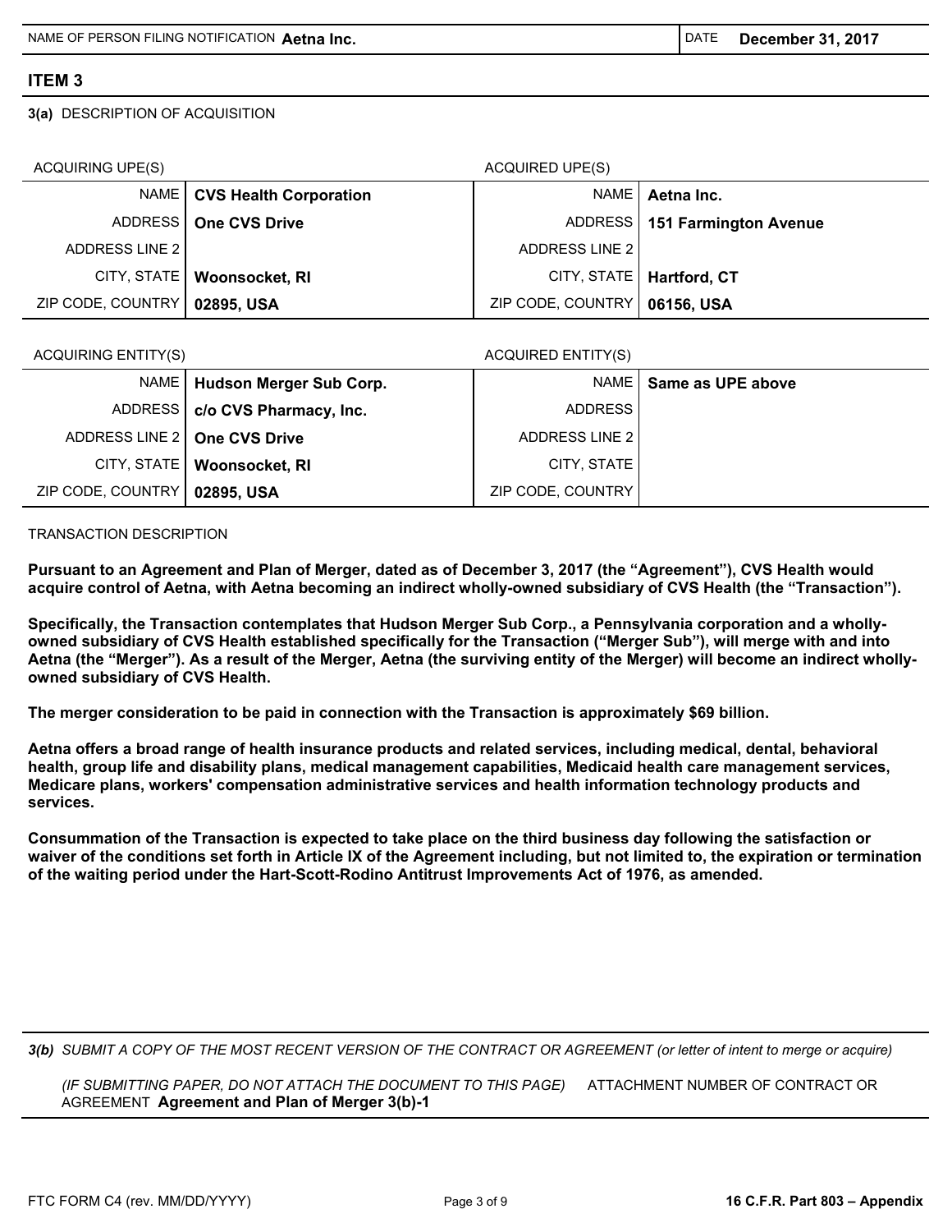| NAME OF PERSON FILING NOTIFICATION **Aetna Inc.** | DATE **December 31, 2017** |
| --- | --- |

## ITEM 3

**3(a)** DESCRIPTION OF ACQUISITION

| ACQUIRING UPE(S) | | ACQUIRED UPE(S) | |
| --- | --- | --- | --- |
| NAME | **CVS Health Corporation** | NAME | **Aetna Inc.** |
| ADDRESS | **One CVS Drive** | ADDRESS | **151 Farmington Avenue** |
| ADDRESS LINE 2 | | ADDRESS LINE 2 | |
| CITY, STATE | **Woonsocket, RI** | CITY, STATE | **Hartford, CT** |
| ZIP CODE, COUNTRY | **02895, USA** | ZIP CODE, COUNTRY | **06156, USA** |

| ACQUIRING ENTITY(S) | | ACQUIRED ENTITY(S) | |
| --- | --- | --- | --- |
| NAME | **Hudson Merger Sub Corp.** | NAME | **Same as UPE above** |
| ADDRESS | **c/o CVS Pharmacy, Inc.** | ADDRESS | |
| ADDRESS LINE 2 | **One CVS Drive** | ADDRESS LINE 2 | |
| CITY, STATE | **Woonsocket, RI** | CITY, STATE | |
| ZIP CODE, COUNTRY | **02895, USA** | ZIP CODE, COUNTRY | |

TRANSACTION DESCRIPTION

**Pursuant to an Agreement and Plan of Merger, dated as of December 3, 2017 (the "Agreement"), CVS Health would acquire control of Aetna, with Aetna becoming an indirect wholly-owned subsidiary of CVS Health (the "Transaction").**

**Specifically, the Transaction contemplates that Hudson Merger Sub Corp., a Pennsylvania corporation and a wholly-owned subsidiary of CVS Health established specifically for the Transaction ("Merger Sub"), will merge with and into Aetna (the "Merger"). As a result of the Merger, Aetna (the surviving entity of the Merger) will become an indirect wholly-owned subsidiary of CVS Health.**

**The merger consideration to be paid in connection with the Transaction is approximately $69 billion.**

**Aetna offers a broad range of health insurance products and related services, including medical, dental, behavioral health, group life and disability plans, medical management capabilities, Medicaid health care management services, Medicare plans, workers' compensation administrative services and health information technology products and services.**

**Consummation of the Transaction is expected to take place on the third business day following the satisfaction or waiver of the conditions set forth in Article IX of the Agreement including, but not limited to, the expiration or termination of the waiting period under the Hart-Scott-Rodino Antitrust Improvements Act of 1976, as amended.**

***3(b)*** *SUBMIT A COPY OF THE MOST RECENT VERSION OF THE CONTRACT OR AGREEMENT (or letter of intent to merge or acquire)*

*(IF SUBMITTING PAPER, DO NOT ATTACH THE DOCUMENT TO THIS PAGE)* ATTACHMENT NUMBER OF CONTRACT OR AGREEMENT **Agreement and Plan of Merger 3(b)-1**

FTC FORM C4 (rev. MM/DD/YYYY) **16 C.F.R. Part 803 – Appendix**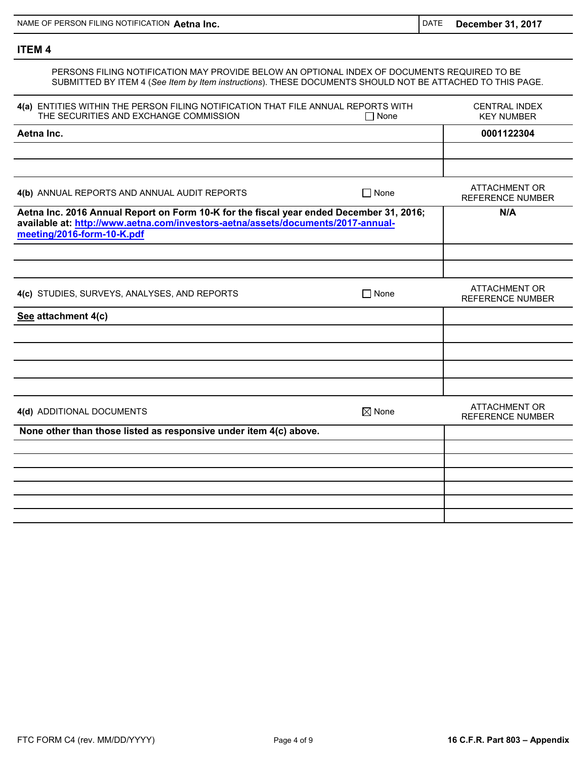| NAME OF PERSON FILING NOTIFICATION **Aetna Inc.** | DATE **December 31, 2017** |
|---|---|

## ITEM 4

PERSONS FILING NOTIFICATION MAY PROVIDE BELOW AN OPTIONAL INDEX OF DOCUMENTS REQUIRED TO BE SUBMITTED BY ITEM 4 (*See Item by Item instructions*). THESE DOCUMENTS SHOULD NOT BE ATTACHED TO THIS PAGE.

| **4(a)** ENTITIES WITHIN THE PERSON FILING NOTIFICATION THAT FILE ANNUAL REPORTS WITH THE SECURITIES AND EXCHANGE COMMISSION ☐ None | CENTRAL INDEX KEY NUMBER |
|---|---|
| **Aetna Inc.** | **0001122304** |
| | |
| | |

| **4(b)** ANNUAL REPORTS AND ANNUAL AUDIT REPORTS ☐ None | ATTACHMENT OR REFERENCE NUMBER |
|---|---|
| **Aetna Inc. 2016 Annual Report on Form 10-K for the fiscal year ended December 31, 2016; available at: http://www.aetna.com/investors-aetna/assets/documents/2017-annual-meeting/2016-form-10-K.pdf** | **N/A** |
| | |
| | |

| **4(c)** STUDIES, SURVEYS, ANALYSES, AND REPORTS ☐ None | ATTACHMENT OR REFERENCE NUMBER |
|---|---|
| **See attachment 4(c)** | |
| | |
| | |
| | |
| | |

| **4(d)** ADDITIONAL DOCUMENTS ☒ None | ATTACHMENT OR REFERENCE NUMBER |
|---|---|
| **None other than those listed as responsive under item 4(c) above.** | |
| | |
| | |
| | |
| | |
| | |
| | |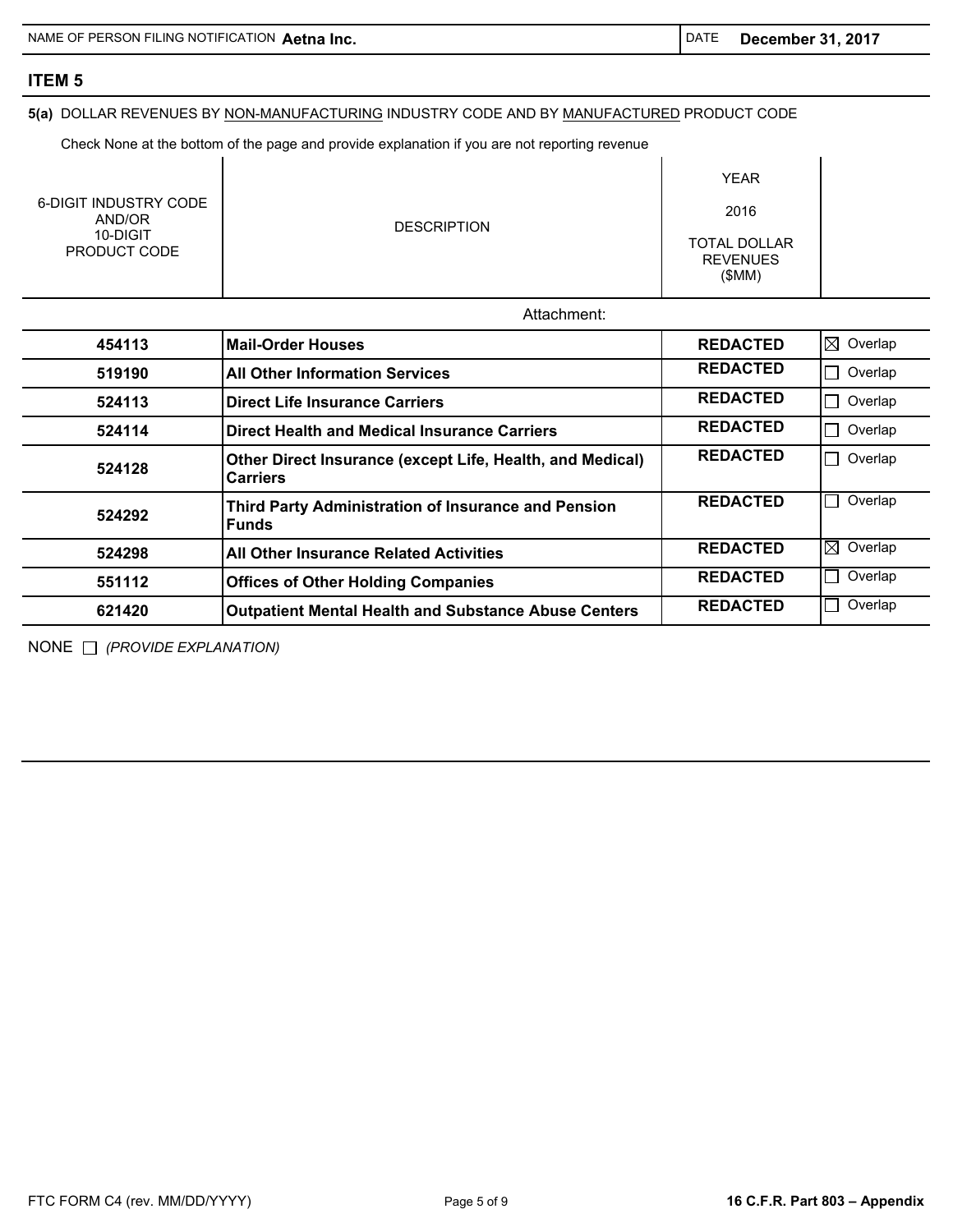| NAME OF PERSON FILING NOTIFICATION **Aetna Inc.** | DATE **December 31, 2017** |
|---|---|

## ITEM 5

**5(a)** DOLLAR REVENUES BY NON-MANUFACTURING INDUSTRY CODE AND BY MANUFACTURED PRODUCT CODE

Check None at the bottom of the page and provide explanation if you are not reporting revenue

| 6-DIGIT INDUSTRY CODE AND/OR 10-DIGIT PRODUCT CODE | DESCRIPTION | YEAR 2016 TOTAL DOLLAR REVENUES ($MM) | |
|---|---|---|---|
| | Attachment: | | |
| **454113** | **Mail-Order Houses** | **REDACTED** | ☒ Overlap |
| **519190** | **All Other Information Services** | **REDACTED** | ☐ Overlap |
| **524113** | **Direct Life Insurance Carriers** | **REDACTED** | ☐ Overlap |
| **524114** | **Direct Health and Medical Insurance Carriers** | **REDACTED** | ☐ Overlap |
| **524128** | **Other Direct Insurance (except Life, Health, and Medical) Carriers** | **REDACTED** | ☐ Overlap |
| **524292** | **Third Party Administration of Insurance and Pension Funds** | **REDACTED** | ☐ Overlap |
| **524298** | **All Other Insurance Related Activities** | **REDACTED** | ☒ Overlap |
| **551112** | **Offices of Other Holding Companies** | **REDACTED** | ☐ Overlap |
| **621420** | **Outpatient Mental Health and Substance Abuse Centers** | **REDACTED** | ☐ Overlap |

NONE ☐ *(PROVIDE EXPLANATION)*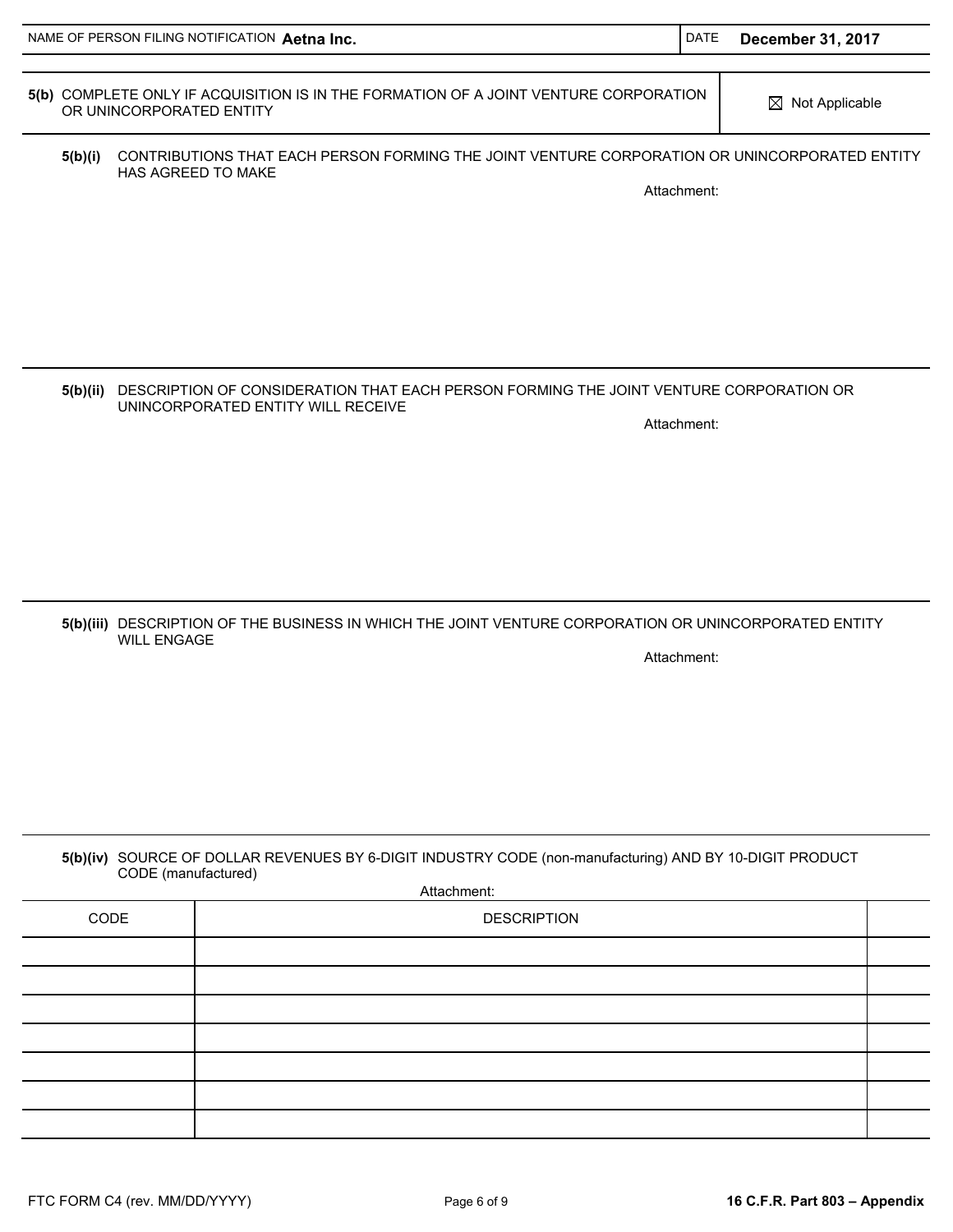| NAME OF PERSON FILING NOTIFICATION **Aetna Inc.** | DATE **December 31, 2017** |
| --- | --- |

**5(b)** COMPLETE ONLY IF ACQUISITION IS IN THE FORMATION OF A JOINT VENTURE CORPORATION OR UNINCORPORATED ENTITY

☒ Not Applicable

**5(b)(i)** CONTRIBUTIONS THAT EACH PERSON FORMING THE JOINT VENTURE CORPORATION OR UNINCORPORATED ENTITY HAS AGREED TO MAKE

Attachment:

**5(b)(ii)** DESCRIPTION OF CONSIDERATION THAT EACH PERSON FORMING THE JOINT VENTURE CORPORATION OR UNINCORPORATED ENTITY WILL RECEIVE

Attachment:

**5(b)(iii)** DESCRIPTION OF THE BUSINESS IN WHICH THE JOINT VENTURE CORPORATION OR UNINCORPORATED ENTITY WILL ENGAGE

Attachment:

**5(b)(iv)** SOURCE OF DOLLAR REVENUES BY 6-DIGIT INDUSTRY CODE (non-manufacturing) AND BY 10-DIGIT PRODUCT CODE (manufactured)

Attachment:

| CODE | DESCRIPTION | |
| --- | --- | --- |
| | | |
| | | |
| | | |
| | | |
| | | |
| | | |
| | | |

FTC FORM C4 (rev. MM/DD/YYYY) **16 C.F.R. Part 803 – Appendix**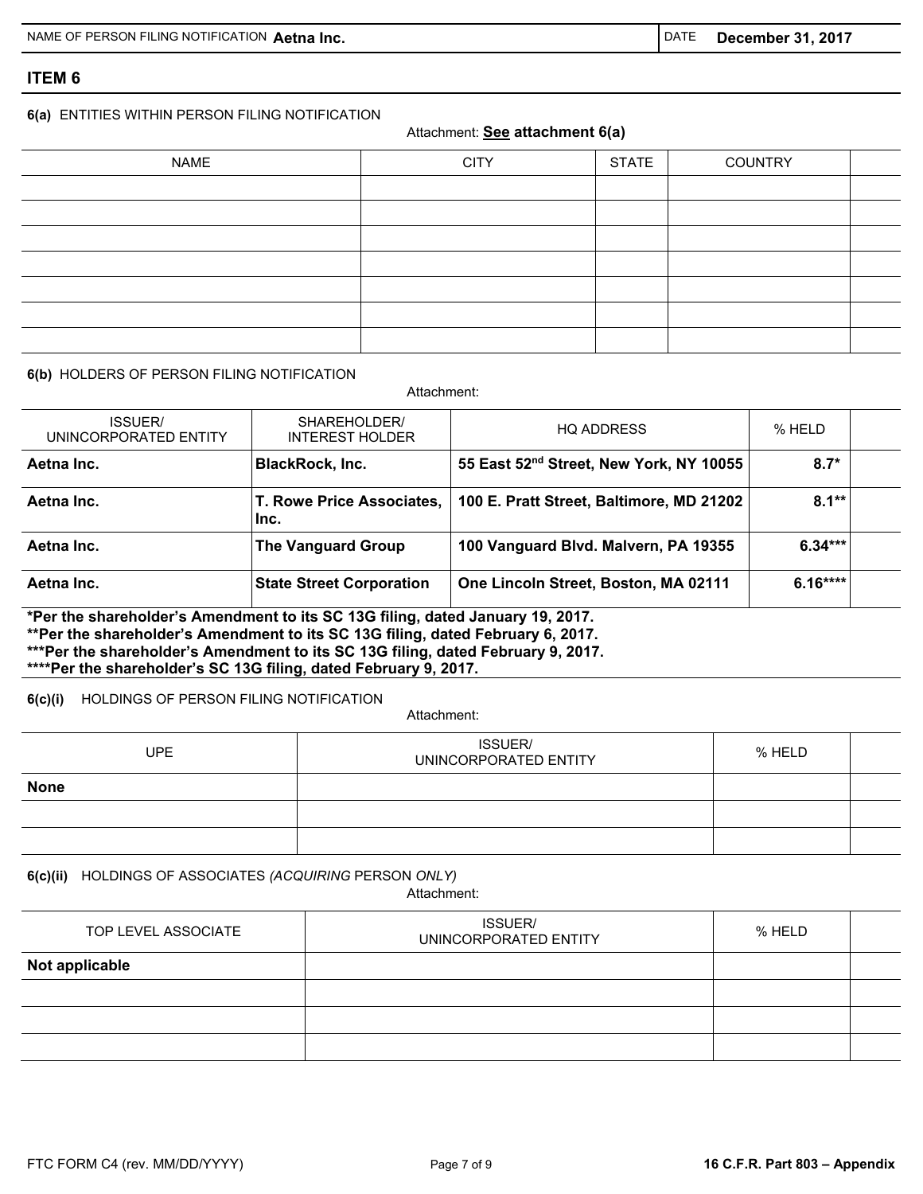NAME OF PERSON FILING NOTIFICATION **Aetna Inc.** | DATE **December 31, 2017**

## ITEM 6

**6(a)** ENTITIES WITHIN PERSON FILING NOTIFICATION

Attachment: **See attachment 6(a)**

| NAME | CITY | STATE | COUNTRY | |
|---|---|---|---|---|
| | | | | |
| | | | | |
| | | | | |
| | | | | |
| | | | | |
| | | | | |
| | | | | |

**6(b)** HOLDERS OF PERSON FILING NOTIFICATION

Attachment:

| ISSUER/ UNINCORPORATED ENTITY | SHAREHOLDER/ INTEREST HOLDER | HQ ADDRESS | % HELD | |
|---|---|---|---|---|
| **Aetna Inc.** | **BlackRock, Inc.** | **55 East 52nd Street, New York, NY 10055** | **8.7*** | |
| **Aetna Inc.** | **T. Rowe Price Associates, Inc.** | **100 E. Pratt Street, Baltimore, MD 21202** | **8.1**** | |
| **Aetna Inc.** | **The Vanguard Group** | **100 Vanguard Blvd. Malvern, PA 19355** | **6.34***** | |
| **Aetna Inc.** | **State Street Corporation** | **One Lincoln Street, Boston, MA 02111** | **6.16****** | |

**\*Per the shareholder's Amendment to its SC 13G filing, dated January 19, 2017.**
**\*\*Per the shareholder's Amendment to its SC 13G filing, dated February 6, 2017.**
**\*\*\*Per the shareholder's Amendment to its SC 13G filing, dated February 9, 2017.**
**\*\*\*\*Per the shareholder's SC 13G filing, dated February 9, 2017.**

**6(c)(i)** HOLDINGS OF PERSON FILING NOTIFICATION

Attachment:

| UPE | ISSUER/ UNINCORPORATED ENTITY | % HELD | |
|---|---|---|---|
| **None** | | | |
| | | | |
| | | | |

**6(c)(ii)** HOLDINGS OF ASSOCIATES *(ACQUIRING* PERSON *ONLY)*

Attachment:

| TOP LEVEL ASSOCIATE | ISSUER/ UNINCORPORATED ENTITY | % HELD | |
|---|---|---|---|
| **Not applicable** | | | |
| | | | |
| | | | |
| | | | |

FTC FORM C4 (rev. MM/DD/YYYY) | **16 C.F.R. Part 803 – Appendix**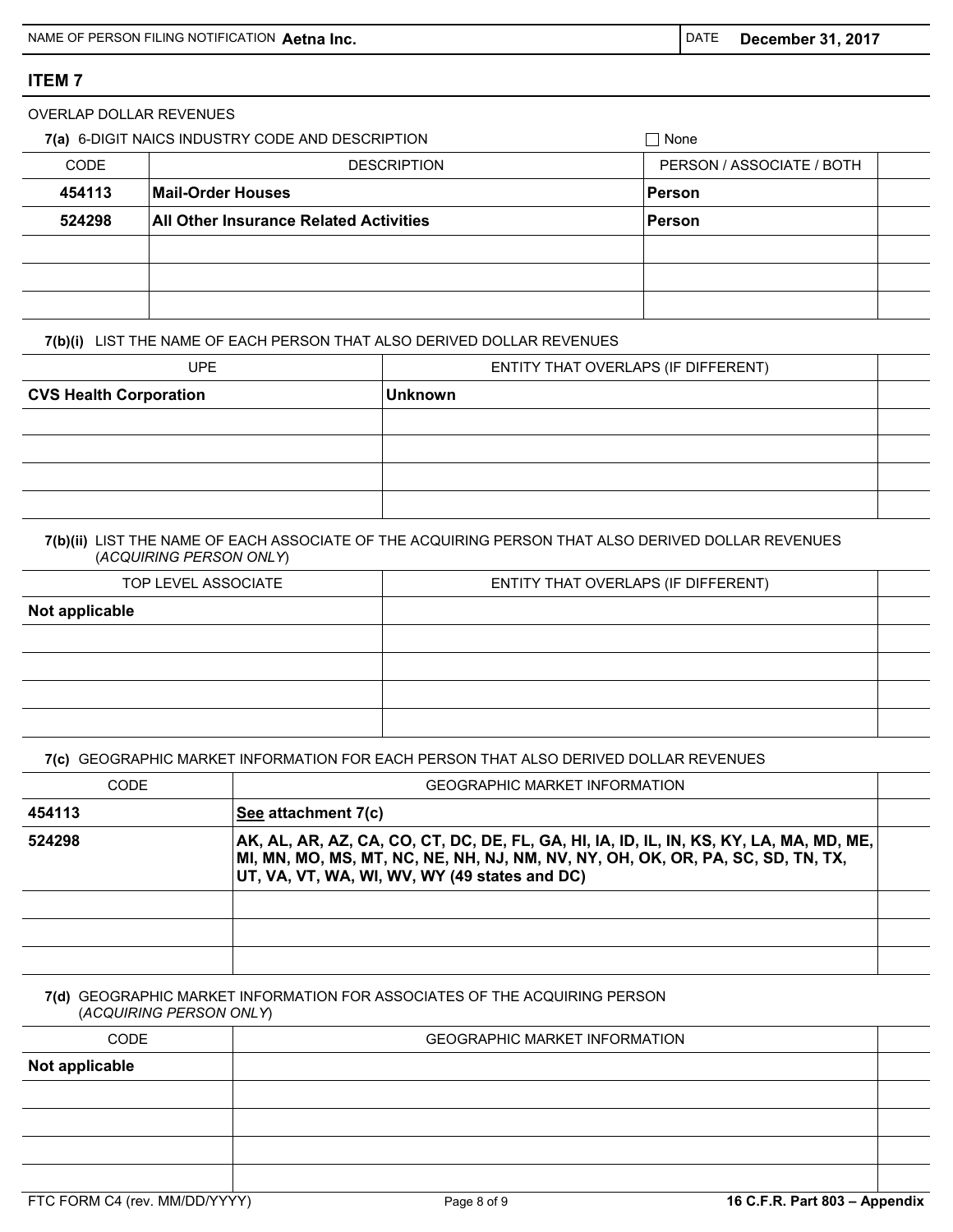NAME OF PERSON FILING NOTIFICATION **Aetna Inc.** | DATE **December 31, 2017**

## ITEM 7

OVERLAP DOLLAR REVENUES

**7(a)** 6-DIGIT NAICS INDUSTRY CODE AND DESCRIPTION ☐ None

| CODE | DESCRIPTION | PERSON / ASSOCIATE / BOTH |
|---|---|---|
| **454113** | **Mail-Order Houses** | **Person** |
| **524298** | **All Other Insurance Related Activities** | **Person** |
| | | |
| | | |
| | | |

**7(b)(i)** LIST THE NAME OF EACH PERSON THAT ALSO DERIVED DOLLAR REVENUES

| UPE | ENTITY THAT OVERLAPS (IF DIFFERENT) |
|---|---|
| **CVS Health Corporation** | **Unknown** |
| | |
| | |
| | |
| | |

**7(b)(ii)** LIST THE NAME OF EACH ASSOCIATE OF THE ACQUIRING PERSON THAT ALSO DERIVED DOLLAR REVENUES (*ACQUIRING PERSON ONLY*)

| TOP LEVEL ASSOCIATE | ENTITY THAT OVERLAPS (IF DIFFERENT) |
|---|---|
| **Not applicable** | |
| | |
| | |
| | |
| | |

**7(c)** GEOGRAPHIC MARKET INFORMATION FOR EACH PERSON THAT ALSO DERIVED DOLLAR REVENUES

| CODE | GEOGRAPHIC MARKET INFORMATION |
|---|---|
| **454113** | **See attachment 7(c)** |
| **524298** | **AK, AL, AR, AZ, CA, CO, CT, DC, DE, FL, GA, HI, IA, ID, IL, IN, KS, KY, LA, MA, MD, ME, MI, MN, MO, MS, MT, NC, NE, NH, NJ, NM, NV, NY, OH, OK, OR, PA, SC, SD, TN, TX, UT, VA, VT, WA, WI, WV, WY (49 states and DC)** |
| | |
| | |
| | |

**7(d)** GEOGRAPHIC MARKET INFORMATION FOR ASSOCIATES OF THE ACQUIRING PERSON (*ACQUIRING PERSON ONLY*)

| CODE | GEOGRAPHIC MARKET INFORMATION |
|---|---|
| **Not applicable** | |
| | |
| | |
| | |
| | |

FTC FORM C4 (rev. MM/DD/YYYY) | **16 C.F.R. Part 803 – Appendix**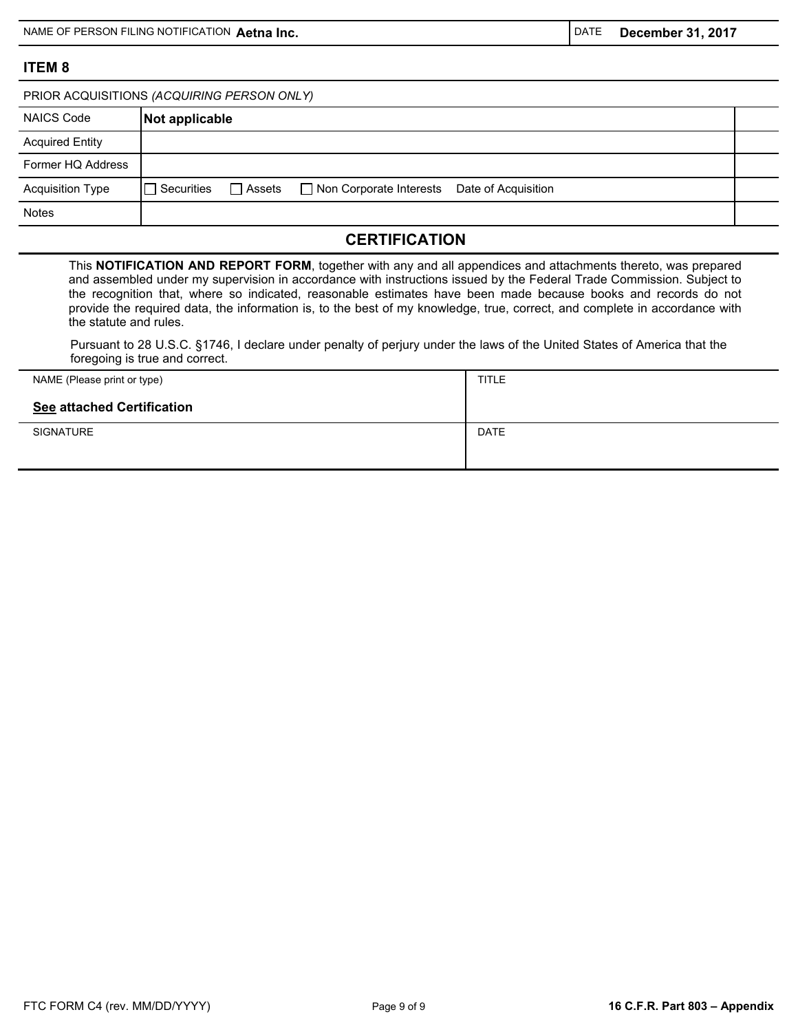| NAME OF PERSON FILING NOTIFICATION **Aetna Inc.** | DATE **December 31, 2017** |
|---|---|

## ITEM 8

PRIOR ACQUISITIONS *(ACQUIRING PERSON ONLY)*

| | | |
|---|---|---|
| NAICS Code | **Not applicable** | |
| Acquired Entity | | |
| Former HQ Address | | |
| Acquisition Type | ☐ Securities ☐ Assets ☐ Non Corporate Interests Date of Acquisition | |
| Notes | | |

## CERTIFICATION

This **NOTIFICATION AND REPORT FORM**, together with any and all appendices and attachments thereto, was prepared and assembled under my supervision in accordance with instructions issued by the Federal Trade Commission. Subject to the recognition that, where so indicated, reasonable estimates have been made because books and records do not provide the required data, the information is, to the best of my knowledge, true, correct, and complete in accordance with the statute and rules.

Pursuant to 28 U.S.C. §1746, I declare under penalty of perjury under the laws of the United States of America that the foregoing is true and correct.

| NAME (Please print or type) | TITLE |
|---|---|
| **See attached Certification** | |
| SIGNATURE | DATE |
| | |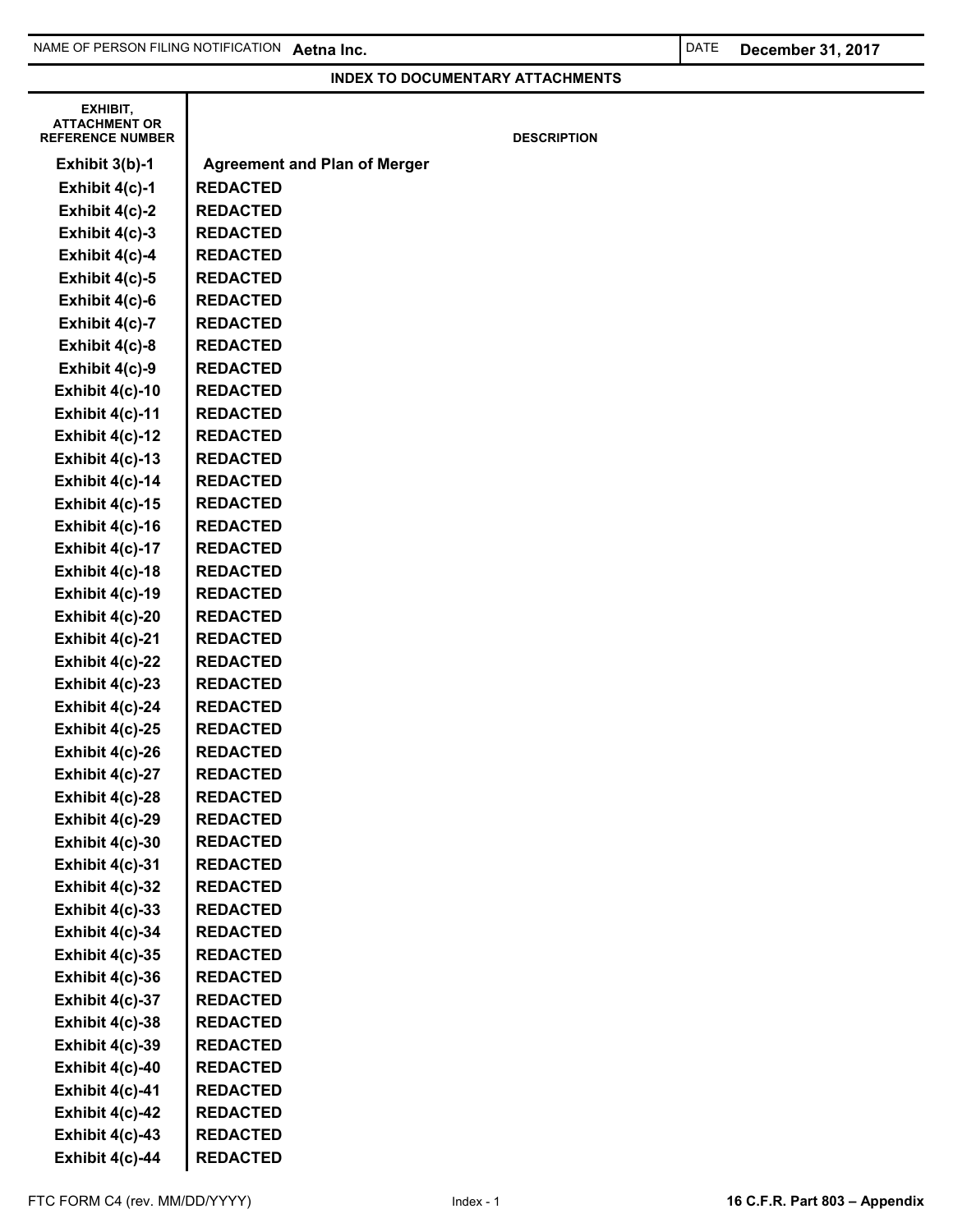| NAME OF PERSON FILING NOTIFICATION **Aetna Inc.** | DATE **December 31, 2017** |
|---|---|

## INDEX TO DOCUMENTARY ATTACHMENTS

| EXHIBIT, ATTACHMENT OR REFERENCE NUMBER | DESCRIPTION |
|---|---|
| **Exhibit 3(b)-1** | **Agreement and Plan of Merger** |
| **Exhibit 4(c)-1** | **REDACTED** |
| **Exhibit 4(c)-2** | **REDACTED** |
| **Exhibit 4(c)-3** | **REDACTED** |
| **Exhibit 4(c)-4** | **REDACTED** |
| **Exhibit 4(c)-5** | **REDACTED** |
| **Exhibit 4(c)-6** | **REDACTED** |
| **Exhibit 4(c)-7** | **REDACTED** |
| **Exhibit 4(c)-8** | **REDACTED** |
| **Exhibit 4(c)-9** | **REDACTED** |
| **Exhibit 4(c)-10** | **REDACTED** |
| **Exhibit 4(c)-11** | **REDACTED** |
| **Exhibit 4(c)-12** | **REDACTED** |
| **Exhibit 4(c)-13** | **REDACTED** |
| **Exhibit 4(c)-14** | **REDACTED** |
| **Exhibit 4(c)-15** | **REDACTED** |
| **Exhibit 4(c)-16** | **REDACTED** |
| **Exhibit 4(c)-17** | **REDACTED** |
| **Exhibit 4(c)-18** | **REDACTED** |
| **Exhibit 4(c)-19** | **REDACTED** |
| **Exhibit 4(c)-20** | **REDACTED** |
| **Exhibit 4(c)-21** | **REDACTED** |
| **Exhibit 4(c)-22** | **REDACTED** |
| **Exhibit 4(c)-23** | **REDACTED** |
| **Exhibit 4(c)-24** | **REDACTED** |
| **Exhibit 4(c)-25** | **REDACTED** |
| **Exhibit 4(c)-26** | **REDACTED** |
| **Exhibit 4(c)-27** | **REDACTED** |
| **Exhibit 4(c)-28** | **REDACTED** |
| **Exhibit 4(c)-29** | **REDACTED** |
| **Exhibit 4(c)-30** | **REDACTED** |
| **Exhibit 4(c)-31** | **REDACTED** |
| **Exhibit 4(c)-32** | **REDACTED** |
| **Exhibit 4(c)-33** | **REDACTED** |
| **Exhibit 4(c)-34** | **REDACTED** |
| **Exhibit 4(c)-35** | **REDACTED** |
| **Exhibit 4(c)-36** | **REDACTED** |
| **Exhibit 4(c)-37** | **REDACTED** |
| **Exhibit 4(c)-38** | **REDACTED** |
| **Exhibit 4(c)-39** | **REDACTED** |
| **Exhibit 4(c)-40** | **REDACTED** |
| **Exhibit 4(c)-41** | **REDACTED** |
| **Exhibit 4(c)-42** | **REDACTED** |
| **Exhibit 4(c)-43** | **REDACTED** |
| **Exhibit 4(c)-44** | **REDACTED** |

FTC FORM C4 (rev. MM/DD/YYYY) Index - 1 **16 C.F.R. Part 803 – Appendix**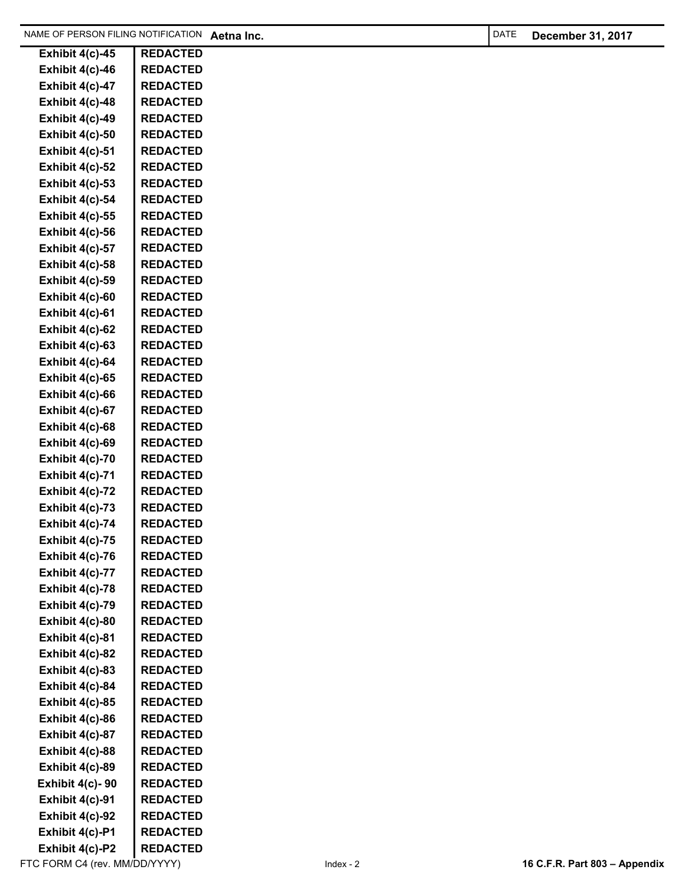| NAME OF PERSON FILING NOTIFICATION **Aetna Inc.** | DATE **December 31, 2017** |
|---|---|

| | |
|---|---|
| **Exhibit 4(c)-45** | **REDACTED** |
| **Exhibit 4(c)-46** | **REDACTED** |
| **Exhibit 4(c)-47** | **REDACTED** |
| **Exhibit 4(c)-48** | **REDACTED** |
| **Exhibit 4(c)-49** | **REDACTED** |
| **Exhibit 4(c)-50** | **REDACTED** |
| **Exhibit 4(c)-51** | **REDACTED** |
| **Exhibit 4(c)-52** | **REDACTED** |
| **Exhibit 4(c)-53** | **REDACTED** |
| **Exhibit 4(c)-54** | **REDACTED** |
| **Exhibit 4(c)-55** | **REDACTED** |
| **Exhibit 4(c)-56** | **REDACTED** |
| **Exhibit 4(c)-57** | **REDACTED** |
| **Exhibit 4(c)-58** | **REDACTED** |
| **Exhibit 4(c)-59** | **REDACTED** |
| **Exhibit 4(c)-60** | **REDACTED** |
| **Exhibit 4(c)-61** | **REDACTED** |
| **Exhibit 4(c)-62** | **REDACTED** |
| **Exhibit 4(c)-63** | **REDACTED** |
| **Exhibit 4(c)-64** | **REDACTED** |
| **Exhibit 4(c)-65** | **REDACTED** |
| **Exhibit 4(c)-66** | **REDACTED** |
| **Exhibit 4(c)-67** | **REDACTED** |
| **Exhibit 4(c)-68** | **REDACTED** |
| **Exhibit 4(c)-69** | **REDACTED** |
| **Exhibit 4(c)-70** | **REDACTED** |
| **Exhibit 4(c)-71** | **REDACTED** |
| **Exhibit 4(c)-72** | **REDACTED** |
| **Exhibit 4(c)-73** | **REDACTED** |
| **Exhibit 4(c)-74** | **REDACTED** |
| **Exhibit 4(c)-75** | **REDACTED** |
| **Exhibit 4(c)-76** | **REDACTED** |
| **Exhibit 4(c)-77** | **REDACTED** |
| **Exhibit 4(c)-78** | **REDACTED** |
| **Exhibit 4(c)-79** | **REDACTED** |
| **Exhibit 4(c)-80** | **REDACTED** |
| **Exhibit 4(c)-81** | **REDACTED** |
| **Exhibit 4(c)-82** | **REDACTED** |
| **Exhibit 4(c)-83** | **REDACTED** |
| **Exhibit 4(c)-84** | **REDACTED** |
| **Exhibit 4(c)-85** | **REDACTED** |
| **Exhibit 4(c)-86** | **REDACTED** |
| **Exhibit 4(c)-87** | **REDACTED** |
| **Exhibit 4(c)-88** | **REDACTED** |
| **Exhibit 4(c)-89** | **REDACTED** |
| **Exhibit 4(c)- 90** | **REDACTED** |
| **Exhibit 4(c)-91** | **REDACTED** |
| **Exhibit 4(c)-92** | **REDACTED** |
| **Exhibit 4(c)-P1** | **REDACTED** |
| **Exhibit 4(c)-P2** | **REDACTED** |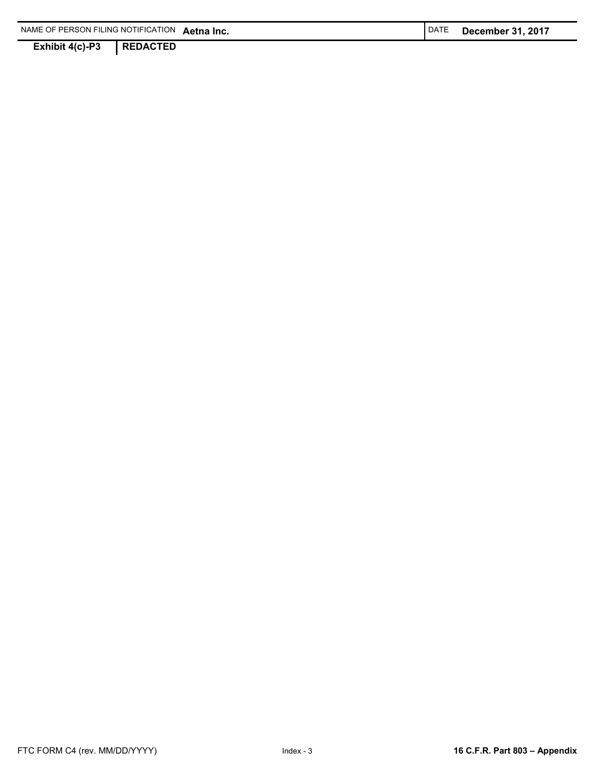| NAME OF PERSON FILING NOTIFICATION **Aetna Inc.** | DATE **December 31, 2017** |
| --- | --- |

**Exhibit 4(c)-P3** | **REDACTED**